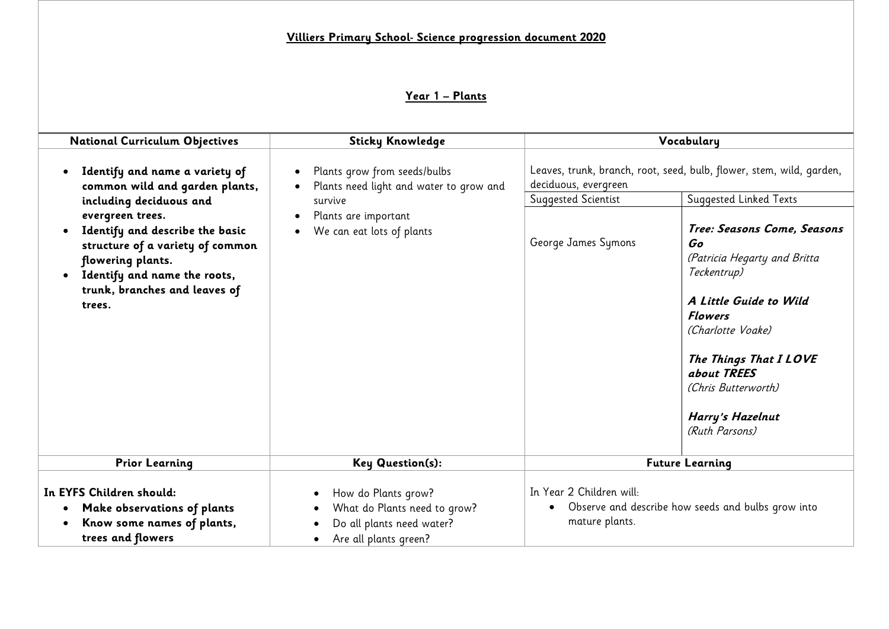**Villiers Primary School- Science progression document 2020**

## Year 1 – Plants

| National Curriculum Objectives | Sticky Knowledge | Vocabulary | |
|---|---|---|---|
| • **Identify and name a variety of common wild and garden plants, including deciduous and evergreen trees.**<br>• **Identify and describe the basic structure of a variety of common flowering plants.**<br>• **Identify and name the roots, trunk, branches and leaves of trees.** | • Plants grow from seeds/bulbs<br>• Plants need light and water to grow and survive<br>• Plants are important<br>• We can eat lots of plants | Leaves, trunk, branch, root, seed, bulb, flower, stem, wild, garden, deciduous, evergreen | |
| | | Suggested Scientist | Suggested Linked Texts |
| | | George James Symons | ***Tree: Seasons Come, Seasons Go***<br>*(Patricia Hegarty and Britta Teckentrup)*<br><br>***A Little Guide to Wild Flowers***<br>*(Charlotte Voake)*<br><br>***The Things That I LOVE about TREES***<br>*(Chris Butterworth)*<br><br>***Harry's Hazelnut***<br>*(Ruth Parsons)* |
| **Prior Learning** | **Key Question(s):** | **Future Learning** | |
| **In EYFS Children should:**<br>• **Make observations of plants**<br>• **Know some names of plants, trees and flowers** | • How do Plants grow?<br>• What do Plants need to grow?<br>• Do all plants need water?<br>• Are all plants green? | In Year 2 Children will:<br>• Observe and describe how seeds and bulbs grow into mature plants. | |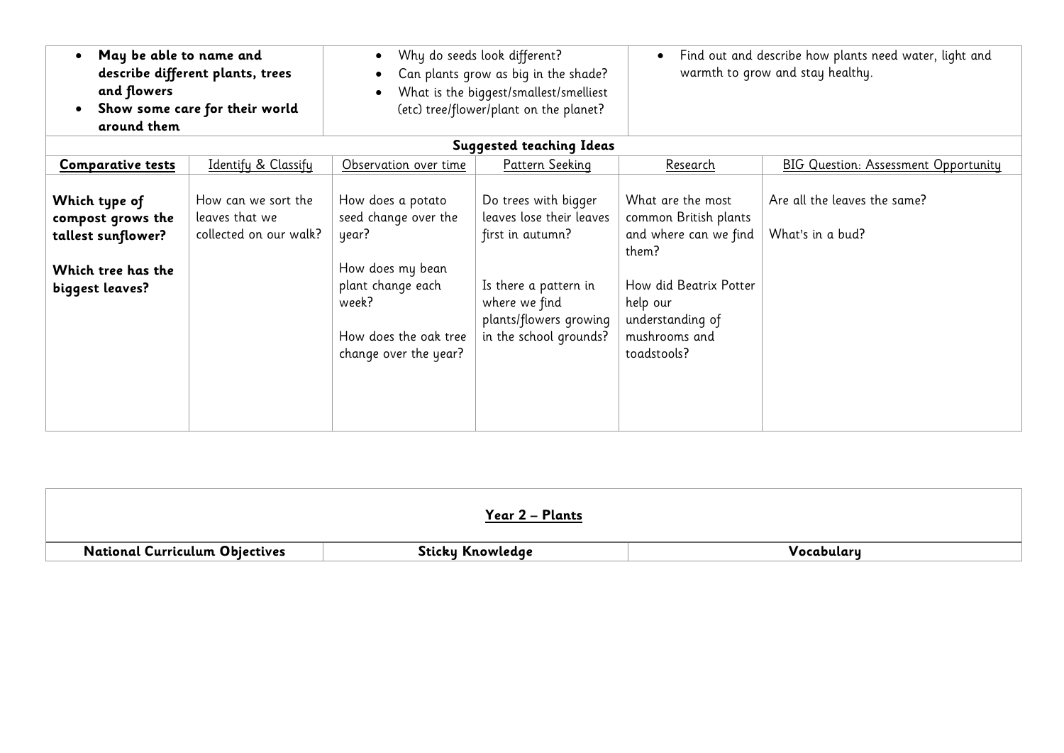| • **May be able to name and describe different plants, trees and flowers** <br> • **Show some care for their world around them** | • Why do seeds look different? <br> • Can plants grow as big in the shade? <br> • What is the biggest/smallest/smelliest (etc) tree/flower/plant on the planet? | • Find out and describe how plants need water, light and warmth to grow and stay healthy. |
|---|---|---|

| **Suggested teaching Ideas** | | | | | |
|---|---|---|---|---|---|
| **Comparative tests** | Identify & Classify | Observation over time | Pattern Seeking | Research | BIG Question: Assessment Opportunity |
| **Which type of compost grows the tallest sunflower?** <br><br> **Which tree has the biggest leaves?** | How can we sort the leaves that we collected on our walk? | How does a potato seed change over the year? <br><br> How does my bean plant change each week? <br><br> How does the oak tree change over the year? | Do trees with bigger leaves lose their leaves first in autumn? <br><br> Is there a pattern in where we find plants/flowers growing in the school grounds? | What are the most common British plants and where can we find them? <br><br> How did Beatrix Potter help our understanding of mushrooms and toadstools? | Are all the leaves the same? <br><br> What's in a bud? |

| **Year 2 – Plants** | | |
|---|---|---|
| **National Curriculum Objectives** | **Sticky Knowledge** | **Vocabulary** |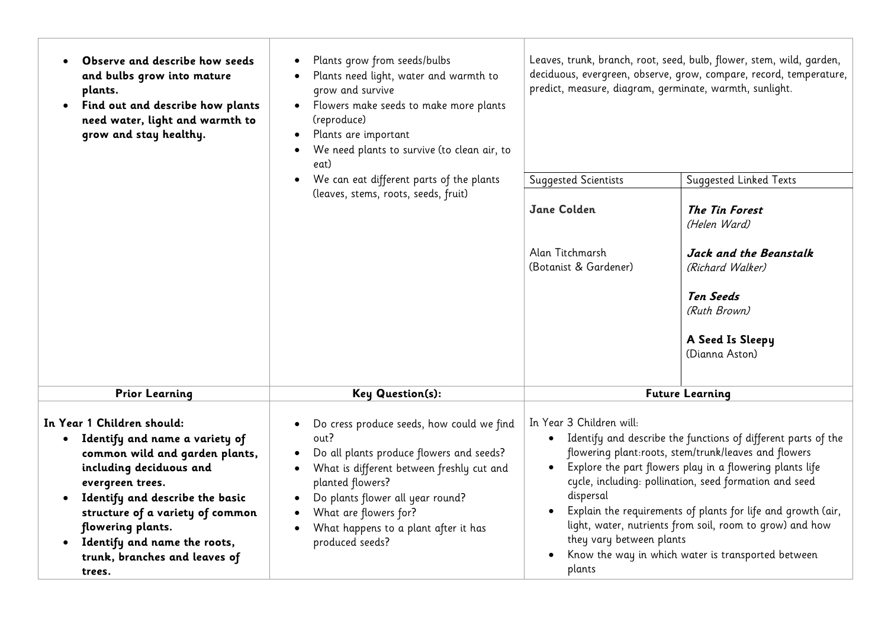| | | | |
|---|---|---|---|
| • **Observe and describe how seeds and bulbs grow into mature plants.**<br>• **Find out and describe how plants need water, light and warmth to grow and stay healthy.** | • Plants grow from seeds/bulbs<br>• Plants need light, water and warmth to grow and survive<br>• Flowers make seeds to make more plants (reproduce)<br>• Plants are important<br>• We need plants to survive (to clean air, to eat)<br>• We can eat different parts of the plants (leaves, stems, roots, seeds, fruit) | Leaves, trunk, branch, root, seed, bulb, flower, stem, wild, garden, deciduous, evergreen, observe, grow, compare, record, temperature, predict, measure, diagram, germinate, warmth, sunlight. | |
| | | Suggested Scientists | Suggested Linked Texts |
| | | **Jane Colden**<br><br>Alan Titchmarsh (Botanist & Gardener) | ***The Tin Forest*** *(Helen Ward)*<br><br>***Jack and the Beanstalk*** *(Richard Walker)*<br><br>***Ten Seeds*** *(Ruth Brown)*<br><br>**A Seed Is Sleepy** (Dianna Aston) |
| **Prior Learning** | **Key Question(s):** | **Future Learning** | |
| **In Year 1 Children should:**<br>• **Identify and name a variety of common wild and garden plants, including deciduous and evergreen trees.**<br>• **Identify and describe the basic structure of a variety of common flowering plants.**<br>• **Identify and name the roots, trunk, branches and leaves of trees.** | • Do cress produce seeds, how could we find out?<br>• Do all plants produce flowers and seeds?<br>• What is different between freshly cut and planted flowers?<br>• Do plants flower all year round?<br>• What are flowers for?<br>• What happens to a plant after it has produced seeds? | In Year 3 Children will:<br>• Identify and describe the functions of different parts of the flowering plant:roots, stem/trunk/leaves and flowers<br>• Explore the part flowers play in a flowering plants life cycle, including: pollination, seed formation and seed dispersal<br>• Explain the requirements of plants for life and growth (air, light, water, nutrients from soil, room to grow) and how they vary between plants<br>• Know the way in which water is transported between plants | |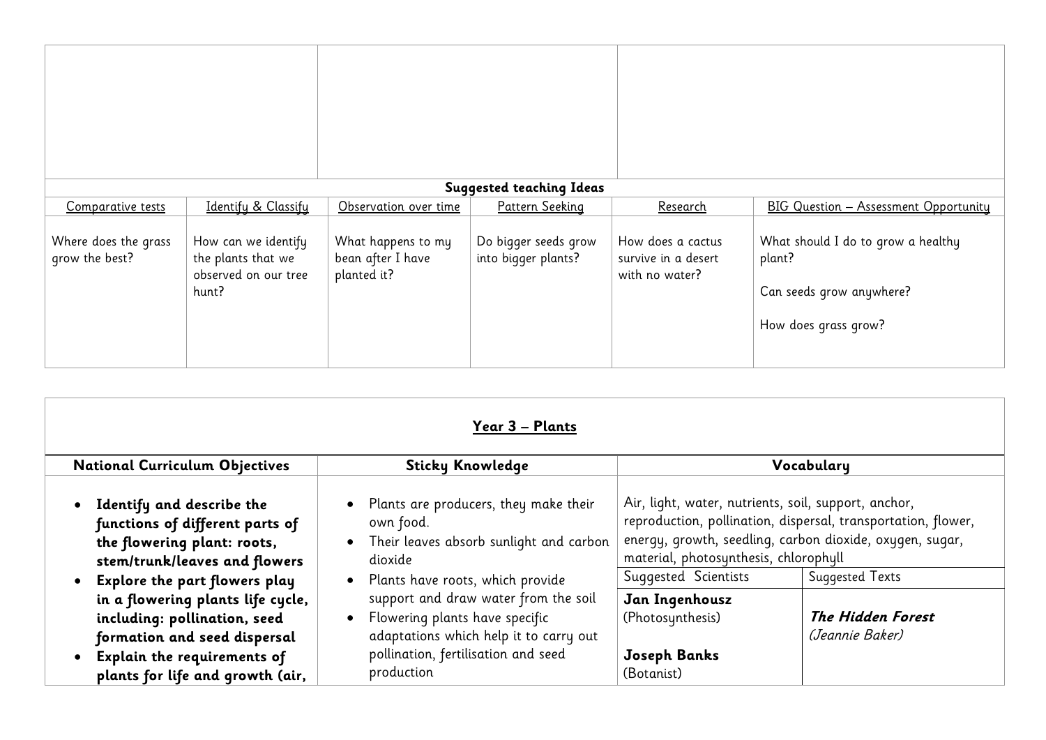| | | | | | |
|---|---|---|---|---|---|
| **Suggested teaching Ideas** | | | | | |
| Comparative tests | Identify & Classify | Observation over time | Pattern Seeking | Research | BIG Question – Assessment Opportunity |
| Where does the grass grow the best? | How can we identify the plants that we observed on our tree hunt? | What happens to my bean after I have planted it? | Do bigger seeds grow into bigger plants? | How does a cactus survive in a desert with no water? | What should I do to grow a healthy plant?<br><br>Can seeds grow anywhere?<br><br>How does grass grow? |

## Year 3 – Plants

| National Curriculum Objectives | Sticky Knowledge | Vocabulary | |
|---|---|---|---|
| • **Identify and describe the functions of different parts of the flowering plant: roots, stem/trunk/leaves and flowers**<br>• **Explore the part flowers play in a flowering plants life cycle, including: pollination, seed formation and seed dispersal**<br>• **Explain the requirements of plants for life and growth (air,** | • Plants are producers, they make their own food.<br>• Their leaves absorb sunlight and carbon dioxide<br>• Plants have roots, which provide support and draw water from the soil<br>• Flowering plants have specific adaptations which help it to carry out pollination, fertilisation and seed production | Air, light, water, nutrients, soil, support, anchor, reproduction, pollination, dispersal, transportation, flower, energy, growth, seedling, carbon dioxide, oxygen, sugar, material, photosynthesis, chlorophyll | |
| | | Suggested Scientists | Suggested Texts |
| | | **Jan Ingenhousz**<br>(Photosynthesis)<br><br>**Joseph Banks**<br>(Botanist) | ***The Hidden Forest***<br>*(Jeannie Baker)* |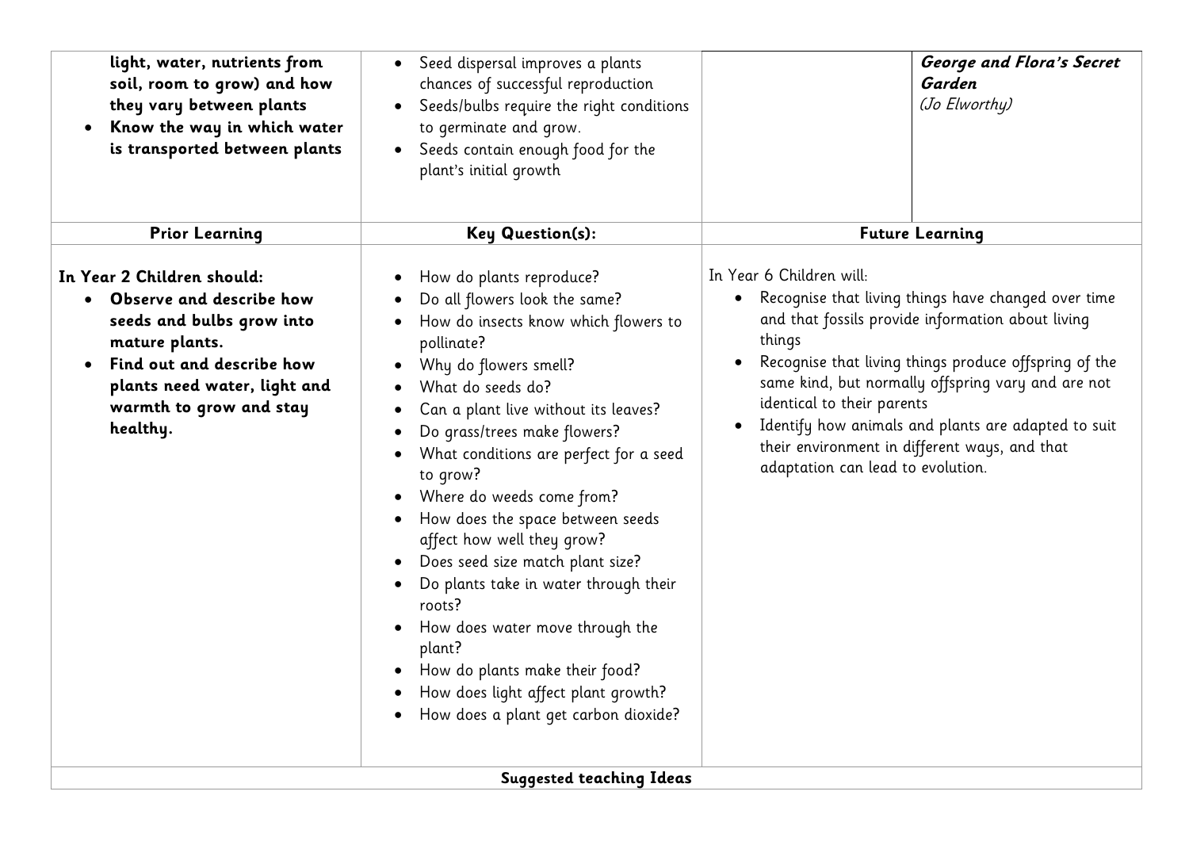| | | | |
|---|---|---|---|
| **light, water, nutrients from soil, room to grow) and how they vary between plants**<br>• **Know the way in which water is transported between plants** | • Seed dispersal improves a plants chances of successful reproduction<br>• Seeds/bulbs require the right conditions to germinate and grow.<br>• Seeds contain enough food for the plant's initial growth | | ***George and Flora's Secret Garden***<br>*(Jo Elworthy)* |
| **Prior Learning** | **Key Question(s):** | **Future Learning** | |
| **In Year 2 Children should:**<br>• **Observe and describe how seeds and bulbs grow into mature plants.**<br>• **Find out and describe how plants need water, light and warmth to grow and stay healthy.** | • How do plants reproduce?<br>• Do all flowers look the same?<br>• How do insects know which flowers to pollinate?<br>• Why do flowers smell?<br>• What do seeds do?<br>• Can a plant live without its leaves?<br>• Do grass/trees make flowers?<br>• What conditions are perfect for a seed to grow?<br>• Where do weeds come from?<br>• How does the space between seeds affect how well they grow?<br>• Does seed size match plant size?<br>• Do plants take in water through their roots?<br>• How does water move through the plant?<br>• How do plants make their food?<br>• How does light affect plant growth?<br>• How does a plant get carbon dioxide? | In Year 6 Children will:<br>• Recognise that living things have changed over time and that fossils provide information about living things<br>• Recognise that living things produce offspring of the same kind, but normally offspring vary and are not identical to their parents<br>• Identify how animals and plants are adapted to suit their environment in different ways, and that adaptation can lead to evolution. | |
| **Suggested teaching Ideas** | | | |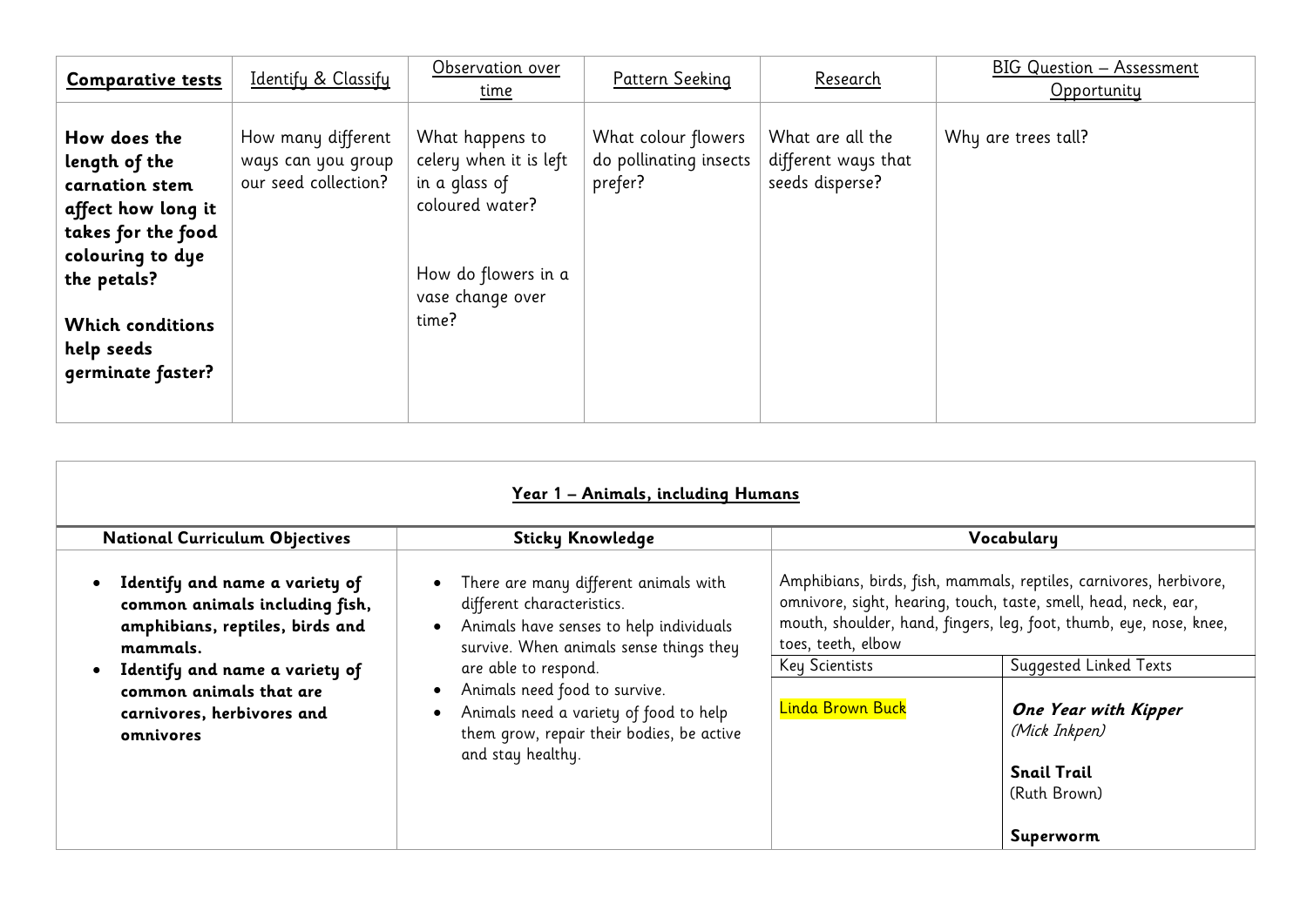| **Comparative tests** | Identify & Classify | Observation over time | Pattern Seeking | Research | BIG Question – Assessment Opportunity |
|---|---|---|---|---|---|
| **How does the length of the carnation stem affect how long it takes for the food colouring to dye the petals?**<br><br>**Which conditions help seeds germinate faster?** | How many different ways can you group our seed collection? | What happens to celery when it is left in a glass of coloured water?<br><br>How do flowers in a vase change over time? | What colour flowers do pollinating insects prefer? | What are all the different ways that seeds disperse? | Why are trees tall? |

## Year 1 – Animals, including Humans

| **National Curriculum Objectives** | **Sticky Knowledge** | **Vocabulary** | |
|---|---|---|---|
| • **Identify and name a variety of common animals including fish, amphibians, reptiles, birds and mammals.**<br>• **Identify and name a variety of common animals that are carnivores, herbivores and omnivores** | • There are many different animals with different characteristics.<br>• Animals have senses to help individuals survive. When animals sense things they are able to respond.<br>• Animals need food to survive.<br>• Animals need a variety of food to help them grow, repair their bodies, be active and stay healthy. | Amphibians, birds, fish, mammals, reptiles, carnivores, herbivore, omnivore, sight, hearing, touch, taste, smell, head, neck, ear, mouth, shoulder, hand, fingers, leg, foot, thumb, eye, nose, knee, toes, teeth, elbow | |
| | | Key Scientists | Suggested Linked Texts |
| | | Linda Brown Buck | ***One Year with Kipper*** *(Mick Inkpen)*<br><br>**Snail Trail** (Ruth Brown)<br><br>**Superworm** |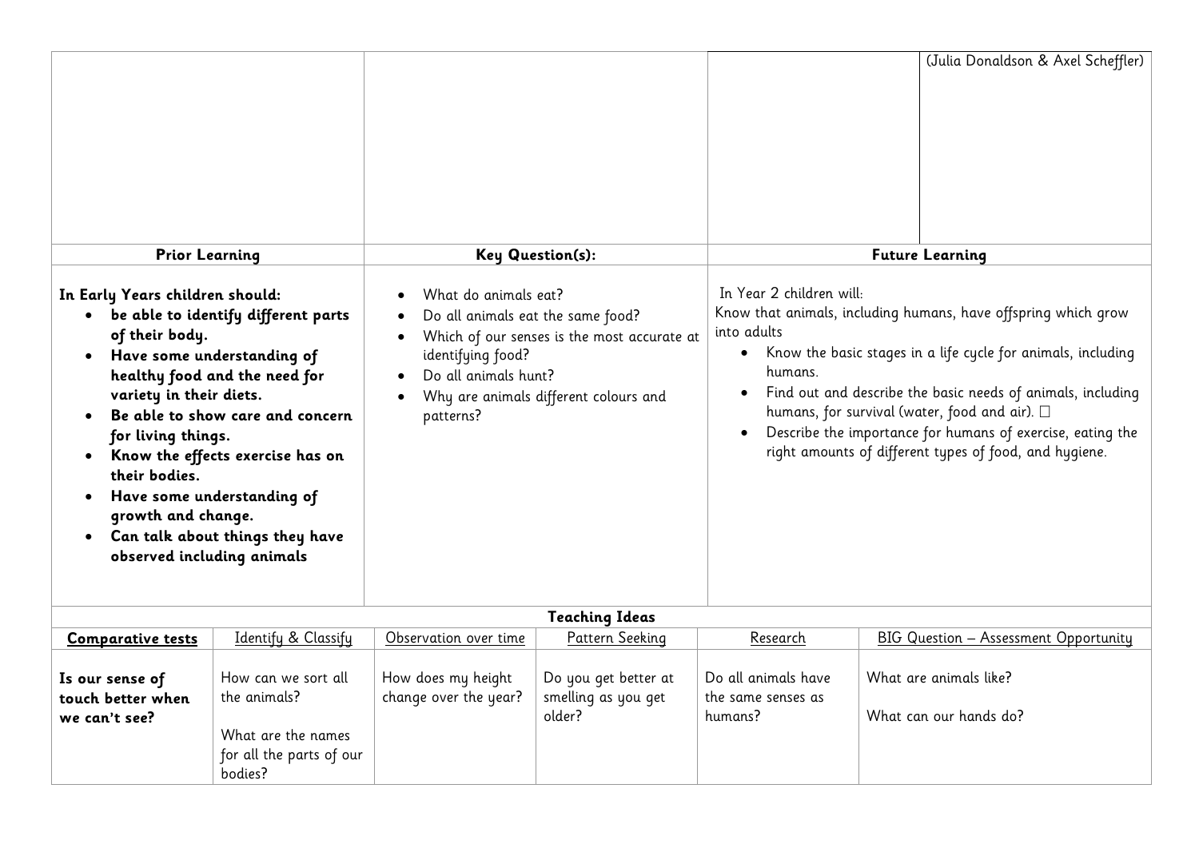| | | | (Julia Donaldson & Axel Scheffler) |
|---|---|---|---|

| Prior Learning | Key Question(s): | Future Learning |
|---|---|---|
| **In Early Years children should:**<br>• **be able to identify different parts of their body.**<br>• **Have some understanding of healthy food and the need for variety in their diets.**<br>• **Be able to show care and concern for living things.**<br>• **Know the effects exercise has on their bodies.**<br>• **Have some understanding of growth and change.**<br>• **Can talk about things they have observed including animals** | • What do animals eat?<br>• Do all animals eat the same food?<br>• Which of our senses is the most accurate at identifying food?<br>• Do all animals hunt?<br>• Why are animals different colours and patterns? | In Year 2 children will:<br>Know that animals, including humans, have offspring which grow into adults<br>• Know the basic stages in a life cycle for animals, including humans.<br>• Find out and describe the basic needs of animals, including humans, for survival (water, food and air). □<br>• Describe the importance for humans of exercise, eating the right amounts of different types of food, and hygiene. |

**Teaching Ideas**

| **Comparative tests** | Identify & Classify | Observation over time | Pattern Seeking | Research | BIG Question – Assessment Opportunity |
|---|---|---|---|---|---|
| **Is our sense of touch better when we can't see?** | How can we sort all the animals?<br><br>What are the names for all the parts of our bodies? | How does my height change over the year? | Do you get better at smelling as you get older? | Do all animals have the same senses as humans? | What are animals like?<br><br>What can our hands do? |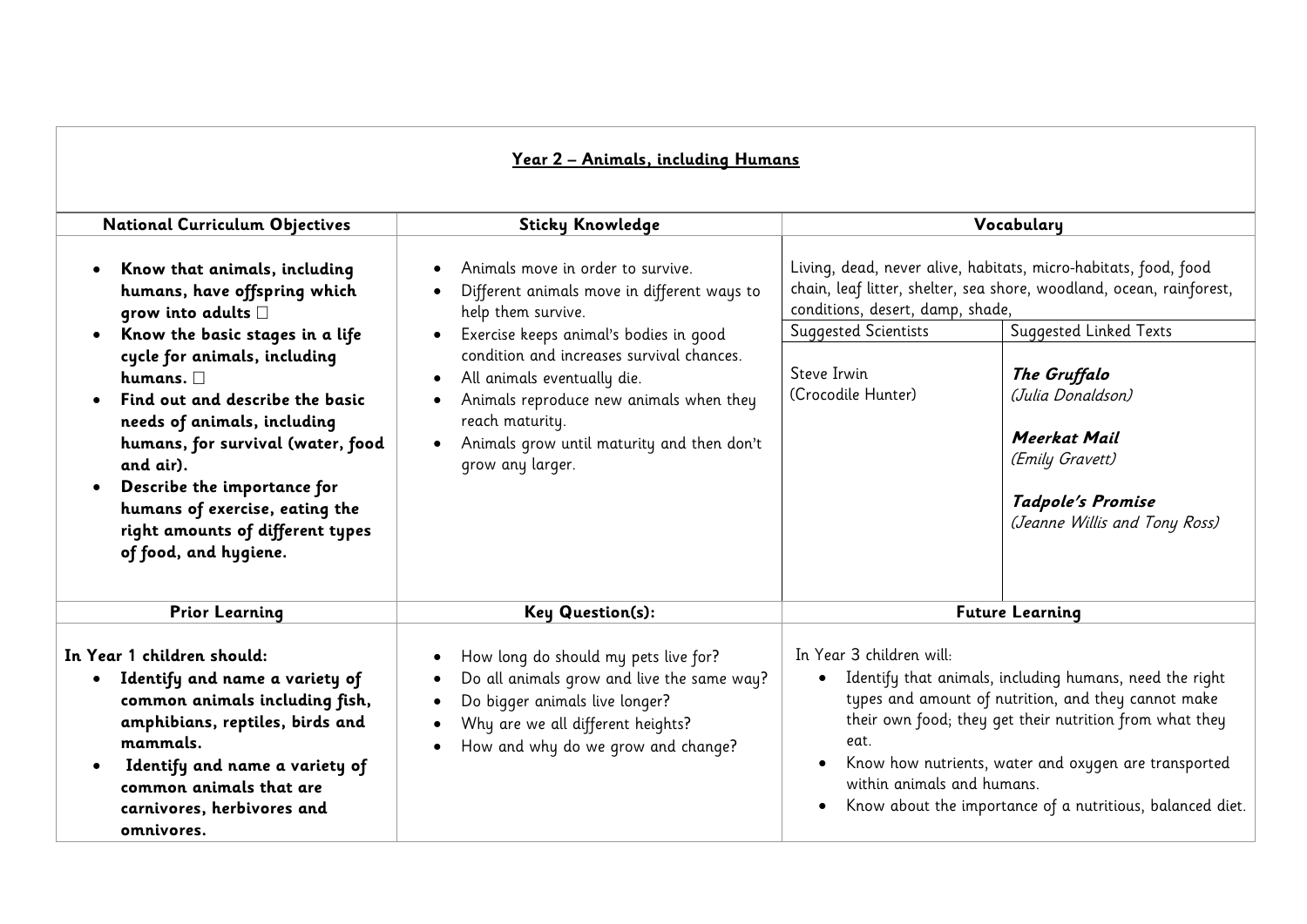## Year 2 – Animals, including Humans

| National Curriculum Objectives | Sticky Knowledge | Vocabulary | |
|---|---|---|---|
| • **Know that animals, including humans, have offspring which grow into adults** □<br>• **Know the basic stages in a life cycle for animals, including humans.** □<br>• **Find out and describe the basic needs of animals, including humans, for survival (water, food and air).**<br>• **Describe the importance for humans of exercise, eating the right amounts of different types of food, and hygiene.** | • Animals move in order to survive.<br>• Different animals move in different ways to help them survive.<br>• Exercise keeps animal's bodies in good condition and increases survival chances.<br>• All animals eventually die.<br>• Animals reproduce new animals when they reach maturity.<br>• Animals grow until maturity and then don't grow any larger. | Living, dead, never alive, habitats, micro-habitats, food, food chain, leaf litter, shelter, sea shore, woodland, ocean, rainforest, conditions, desert, damp, shade, | |
| | | Suggested Scientists | Suggested Linked Texts |
| | | Steve Irwin<br>(Crocodile Hunter) | ***The Gruffalo***<br>*(Julia Donaldson)*<br><br>***Meerkat Mail***<br>*(Emily Gravett)*<br><br>***Tadpole's Promise***<br>*(Jeanne Willis and Tony Ross)* |
| **Prior Learning** | **Key Question(s):** | **Future Learning** | |
| **In Year 1 children should:**<br>• **Identify and name a variety of common animals including fish, amphibians, reptiles, birds and mammals.**<br>• **Identify and name a variety of common animals that are carnivores, herbivores and omnivores.** | • How long do should my pets live for?<br>• Do all animals grow and live the same way?<br>• Do bigger animals live longer?<br>• Why are we all different heights?<br>• How and why do we grow and change? | In Year 3 children will:<br>• Identify that animals, including humans, need the right types and amount of nutrition, and they cannot make their own food; they get their nutrition from what they eat.<br>• Know how nutrients, water and oxygen are transported within animals and humans.<br>• Know about the importance of a nutritious, balanced diet. | |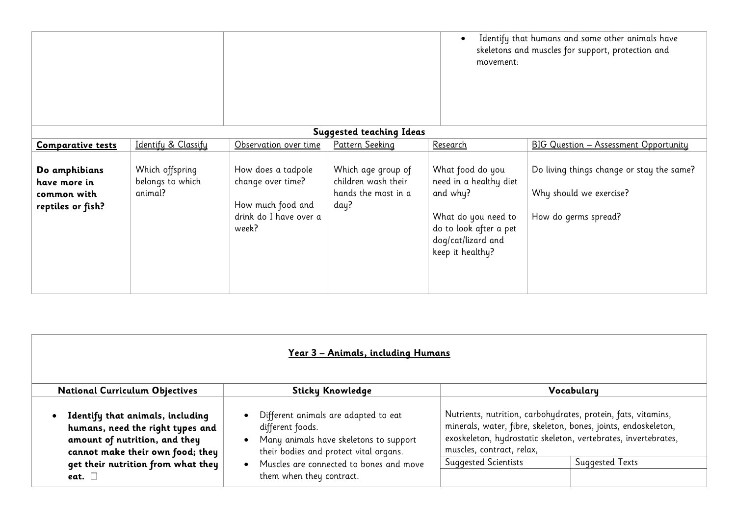| | | • Identify that humans and some other animals have skeletons and muscles for support, protection and movement: |
|---|---|---|

**Suggested teaching Ideas**

| **Comparative tests** | Identify & Classify | Observation over time | Pattern Seeking | Research | BIG Question – Assessment Opportunity |
|---|---|---|---|---|---|
| **Do amphibians have more in common with reptiles or fish?** | Which offspring belongs to which animal? | How does a tadpole change over time?<br><br>How much food and drink do I have over a week? | Which age group of children wash their hands the most in a day? | What food do you need in a healthy diet and why?<br><br>What do you need to do to look after a pet dog/cat/lizard and keep it healthy? | Do living things change or stay the same?<br><br>Why should we exercise?<br><br>How do germs spread? |

## Year 3 – Animals, including Humans

| National Curriculum Objectives | Sticky Knowledge | Vocabulary | |
|---|---|---|---|
| • **Identify that animals, including humans, need the right types and amount of nutrition, and they cannot make their own food; they get their nutrition from what they eat.** ☐ | • Different animals are adapted to eat different foods.<br>• Many animals have skeletons to support their bodies and protect vital organs.<br>• Muscles are connected to bones and move them when they contract. | Nutrients, nutrition, carbohydrates, protein, fats, vitamins, minerals, water, fibre, skeleton, bones, joints, endoskeleton, exoskeleton, hydrostatic skeleton, vertebrates, invertebrates, muscles, contract, relax, | |
| | | Suggested Scientists | Suggested Texts |
| | | | |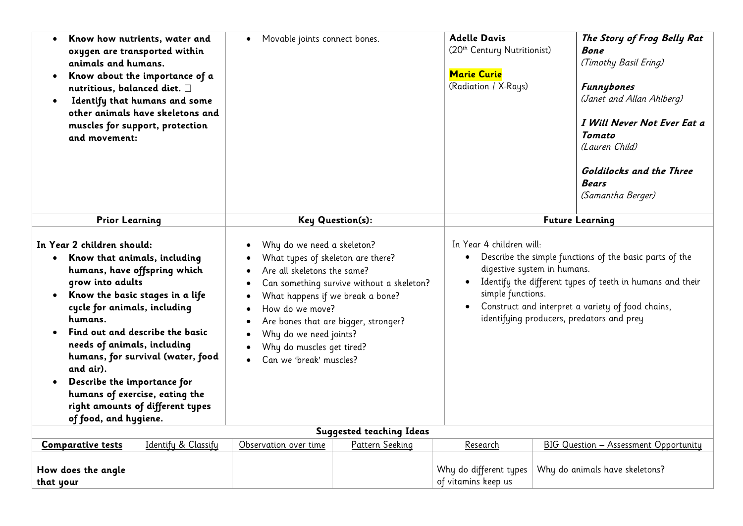| | | | |
|---|---|---|---|
| • **Know how nutrients, water and oxygen are transported within animals and humans.**<br>• **Know about the importance of a nutritious, balanced diet.** <br>• **Identify that humans and some other animals have skeletons and muscles for support, protection and movement:** | • Movable joints connect bones. | **Adelle Davis**<br>(20th Century Nutritionist)<br><br>**Marie Curie**<br>(Radiation / X-Rays) | ***The Story of Frog Belly Rat Bone***<br>*(Timothy Basil Ering)*<br><br>***Funnybones***<br>*(Janet and Allan Ahlberg)*<br><br>***I Will Never Not Ever Eat a Tomato***<br>*(Lauren Child)*<br><br>***Goldilocks and the Three Bears***<br>*(Samantha Berger)* |

| **Prior Learning** | **Key Question(s):** | **Future Learning** |
|---|---|---|
| **In Year 2 children should:**<br>• **Know that animals, including humans, have offspring which grow into adults**<br>• **Know the basic stages in a life cycle for animals, including humans.**<br>• **Find out and describe the basic needs of animals, including humans, for survival (water, food and air).**<br>• **Describe the importance for humans of exercise, eating the right amounts of different types of food, and hygiene.** | • Why do we need a skeleton?<br>• What types of skeleton are there?<br>• Are all skeletons the same?<br>• Can something survive without a skeleton?<br>• What happens if we break a bone?<br>• How do we move?<br>• Are bones that are bigger, stronger?<br>• Why do we need joints?<br>• Why do muscles get tired?<br>• Can we 'break' muscles? | In Year 4 children will:<br>• Describe the simple functions of the basic parts of the digestive system in humans.<br>• Identify the different types of teeth in humans and their simple functions.<br>• Construct and interpret a variety of food chains, identifying producers, predators and prey |

**Suggested teaching Ideas**

| **Comparative tests** | Identify & Classify | Observation over time | Pattern Seeking | Research | BIG Question – Assessment Opportunity |
|---|---|---|---|---|---|
| **How does the angle that your** | | | | Why do different types of vitamins keep us | Why do animals have skeletons? |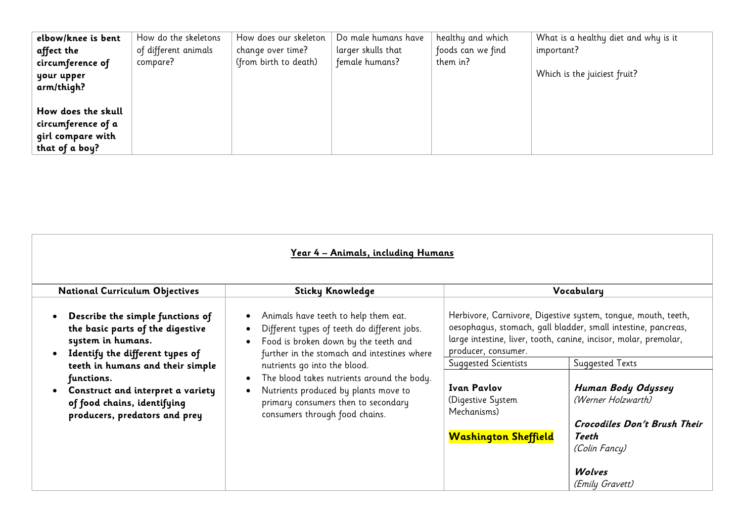| **elbow/knee is bent affect the circumference of your upper arm/thigh?**<br><br>**How does the skull circumference of a girl compare with that of a boy?** | How do the skeletons of different animals compare? | How does our skeleton change over time? (from birth to death) | Do male humans have larger skulls that female humans? | healthy and which foods can we find them in? | What is a healthy diet and why is it important?<br><br>Which is the juiciest fruit? |
|---|---|---|---|---|---|

| **Year 4 – Animals, including Humans** | | | |
|---|---|---|---|
| **National Curriculum Objectives** | **Sticky Knowledge** | **Vocabulary** | |
| • **Describe the simple functions of the basic parts of the digestive system in humans.**<br>• **Identify the different types of teeth in humans and their simple functions.**<br>• **Construct and interpret a variety of food chains, identifying producers, predators and prey** | • Animals have teeth to help them eat.<br>• Different types of teeth do different jobs.<br>• Food is broken down by the teeth and further in the stomach and intestines where nutrients go into the blood.<br>• The blood takes nutrients around the body.<br>• Nutrients produced by plants move to primary consumers then to secondary consumers through food chains. | Herbivore, Carnivore, Digestive system, tongue, mouth, teeth, oesophagus, stomach, gall bladder, small intestine, pancreas, large intestine, liver, tooth, canine, incisor, molar, premolar, producer, consumer. | |
| | | Suggested Scientists | Suggested Texts |
| | | **Ivan Pavlov**<br>(Digestive System Mechanisms)<br><br>**Washington Sheffield** | ***Human Body Odyssey***<br>*(Werner Holzwarth)*<br><br>***Crocodiles Don't Brush Their Teeth***<br>*(Colin Fancy)*<br><br>***Wolves***<br>*(Emily Gravett)* |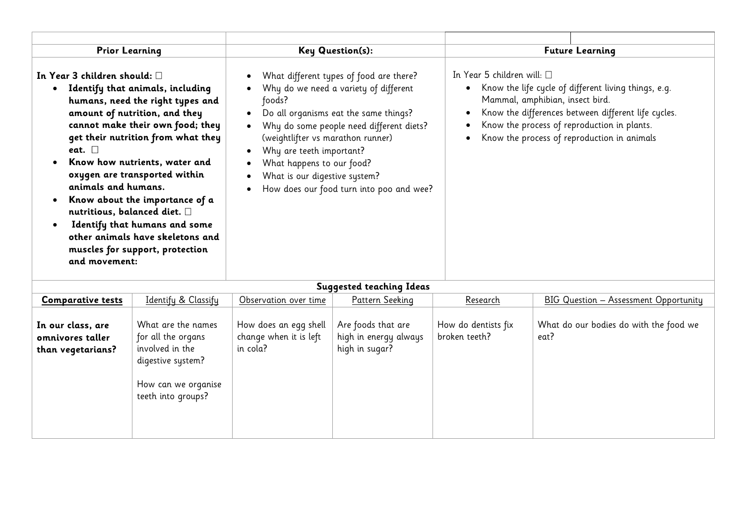| Prior Learning | Key Question(s): | Future Learning |
|---|---|---|
| **In Year 3 children should:** □<br>• **Identify that animals, including humans, need the right types and amount of nutrition, and they cannot make their own food; they get their nutrition from what they eat.** □<br>• **Know how nutrients, water and oxygen are transported within animals and humans.**<br>• **Know about the importance of a nutritious, balanced diet.** □<br>• **Identify that humans and some other animals have skeletons and muscles for support, protection and movement:** | • What different types of food are there?<br>• Why do we need a variety of different foods?<br>• Do all organisms eat the same things?<br>• Why do some people need different diets? (weightlifter vs marathon runner)<br>• Why are teeth important?<br>• What happens to our food?<br>• What is our digestive system?<br>• How does our food turn into poo and wee? | In Year 5 children will: □<br>• Know the life cycle of different living things, e.g. Mammal, amphibian, insect bird.<br>• Know the differences between different life cycles.<br>• Know the process of reproduction in plants.<br>• Know the process of reproduction in animals |

**Suggested teaching Ideas**

| **Comparative tests** | Identify & Classify | Observation over time | Pattern Seeking | Research | BIG Question – Assessment Opportunity |
|---|---|---|---|---|---|
| **In our class, are omnivores taller than vegetarians?** | What are the names for all the organs involved in the digestive system?<br><br>How can we organise teeth into groups? | How does an egg shell change when it is left in cola? | Are foods that are high in energy always high in sugar? | How do dentists fix broken teeth? | What do our bodies do with the food we eat? |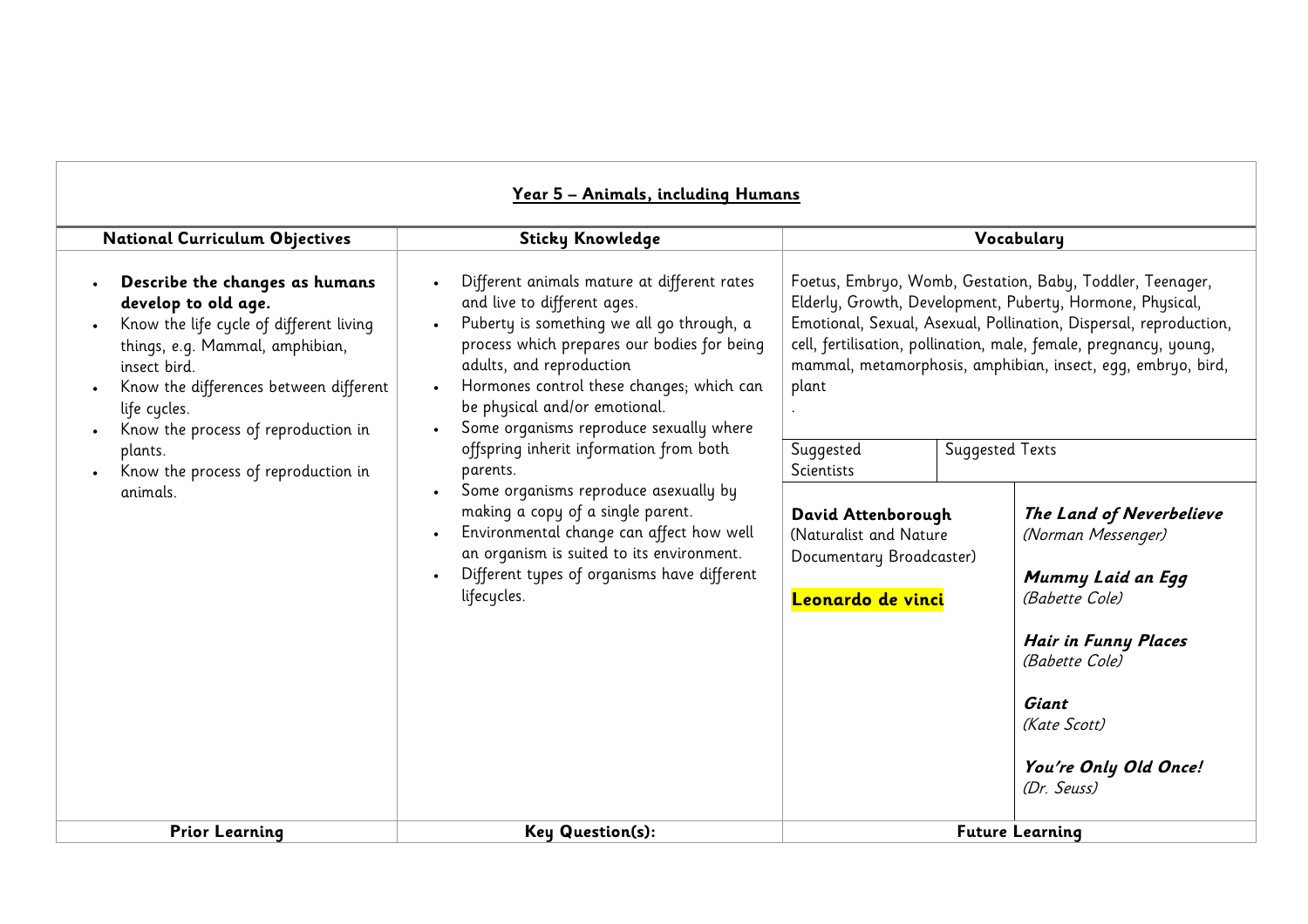## Year 5 – Animals, including Humans

| National Curriculum Objectives | Sticky Knowledge | Vocabulary | |
|---|---|---|---|
| <ul><li>**Describe the changes as humans develop to old age.**</li><li>Know the life cycle of different living things, e.g. Mammal, amphibian, insect bird.</li><li>Know the differences between different life cycles.</li><li>Know the process of reproduction in plants.</li><li>Know the process of reproduction in animals.</li></ul> | <ul><li>Different animals mature at different rates and live to different ages.</li><li>Puberty is something we all go through, a process which prepares our bodies for being adults, and reproduction</li><li>Hormones control these changes; which can be physical and/or emotional.</li><li>Some organisms reproduce sexually where offspring inherit information from both parents.</li><li>Some organisms reproduce asexually by making a copy of a single parent.</li><li>Environmental change can affect how well an organism is suited to its environment.</li><li>Different types of organisms have different lifecycles.</li></ul> | Foetus, Embryo, Womb, Gestation, Baby, Toddler, Teenager, Elderly, Growth, Development, Puberty, Hormone, Physical, Emotional, Sexual, Asexual, Pollination, Dispersal, reproduction, cell, fertilisation, pollination, male, female, pregnancy, young, mammal, metamorphosis, amphibian, insect, egg, embryo, bird, plant<br>. | |
| | | Suggested Scientists | Suggested Texts |
| | | **David Attenborough** (Naturalist and Nature Documentary Broadcaster)<br><br>**Leonardo de vinci** | ***The Land of Neverbelieve*** *(Norman Messenger)*<br><br>***Mummy Laid an Egg*** *(Babette Cole)*<br><br>***Hair in Funny Places*** *(Babette Cole)*<br><br>***Giant*** *(Kate Scott)*<br><br>***You're Only Old Once!*** *(Dr. Seuss)* |
| **Prior Learning** | **Key Question(s):** | **Future Learning** | |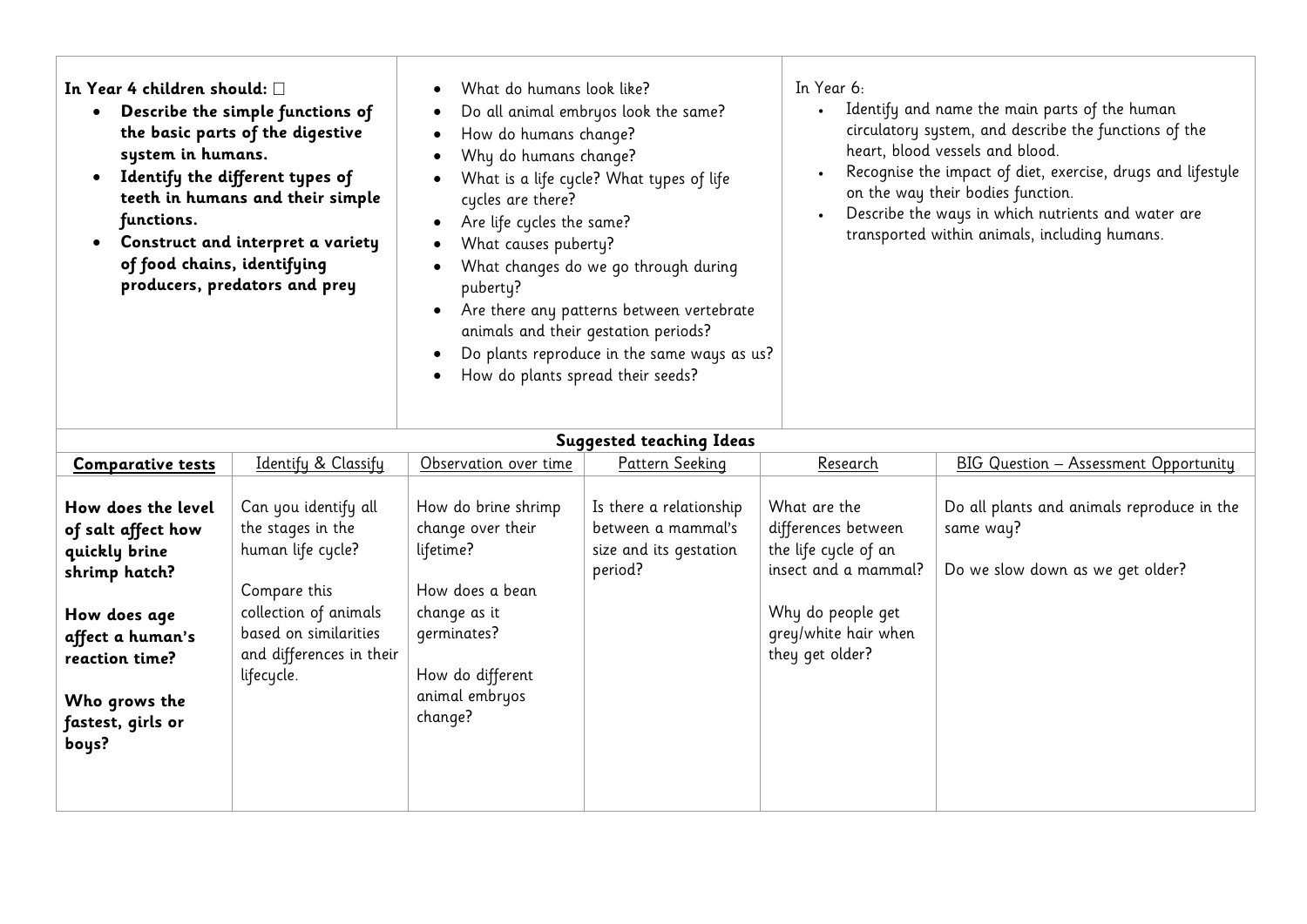| **In Year 4 children should:** □<br>• **Describe the simple functions of the basic parts of the digestive system in humans.**<br>• **Identify the different types of teeth in humans and their simple functions.**<br>• **Construct and interpret a variety of food chains, identifying producers, predators and prey** | • What do humans look like?<br>• Do all animal embryos look the same?<br>• How do humans change?<br>• Why do humans change?<br>• What is a life cycle? What types of life cycles are there?<br>• Are life cycles the same?<br>• What causes puberty?<br>• What changes do we go through during puberty?<br>• Are there any patterns between vertebrate animals and their gestation periods?<br>• Do plants reproduce in the same ways as us?<br>• How do plants spread their seeds? | In Year 6:<br>• Identify and name the main parts of the human circulatory system, and describe the functions of the heart, blood vessels and blood.<br>• Recognise the impact of diet, exercise, drugs and lifestyle on the way their bodies function.<br>• Describe the ways in which nutrients and water are transported within animals, including humans. |
|---|---|---|

**Suggested teaching Ideas**

| **Comparative tests** | Identify & Classify | Observation over time | Pattern Seeking | Research | BIG Question – Assessment Opportunity |
|---|---|---|---|---|---|
| **How does the level of salt affect how quickly brine shrimp hatch?**<br><br>**How does age affect a human's reaction time?**<br><br>**Who grows the fastest, girls or boys?** | Can you identify all the stages in the human life cycle?<br><br>Compare this collection of animals based on similarities and differences in their lifecycle. | How do brine shrimp change over their lifetime?<br><br>How does a bean change as it germinates?<br><br>How do different animal embryos change? | Is there a relationship between a mammal's size and its gestation period? | What are the differences between the life cycle of an insect and a mammal?<br><br>Why do people get grey/white hair when they get older? | Do all plants and animals reproduce in the same way?<br><br>Do we slow down as we get older? |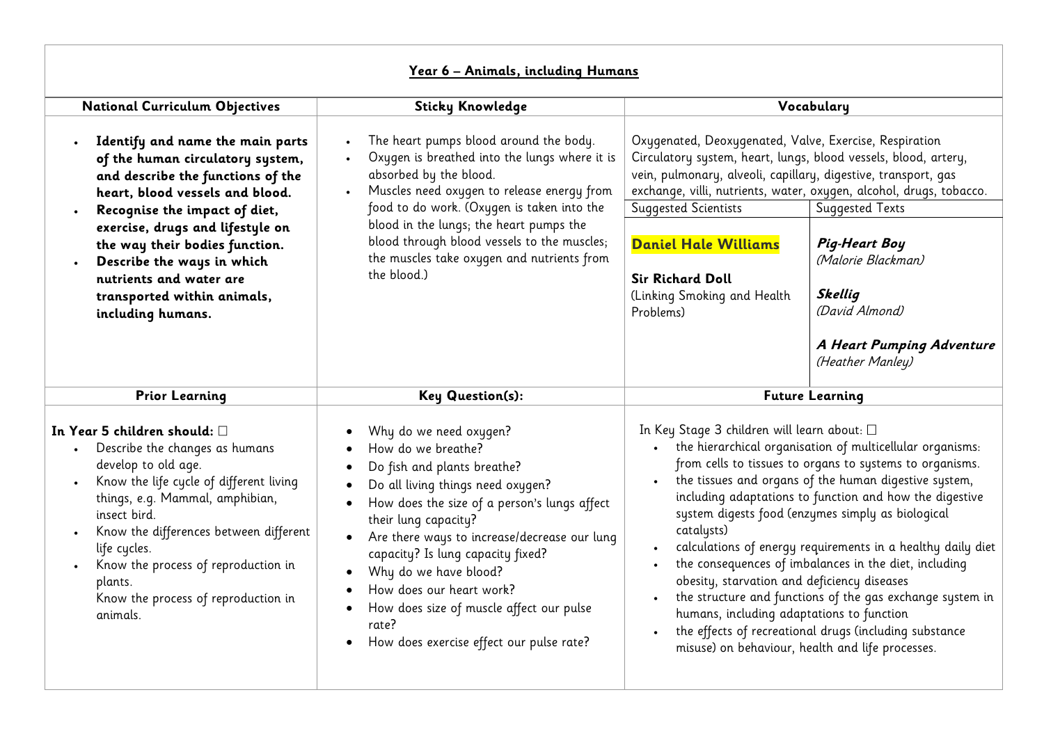## Year 6 – Animals, including Humans

| National Curriculum Objectives | Sticky Knowledge | Vocabulary | |
|---|---|---|---|
| • **Identify and name the main parts of the human circulatory system, and describe the functions of the heart, blood vessels and blood.**<br>• **Recognise the impact of diet, exercise, drugs and lifestyle on the way their bodies function.**<br>• **Describe the ways in which nutrients and water are transported within animals, including humans.** | • The heart pumps blood around the body.<br>• Oxygen is breathed into the lungs where it is absorbed by the blood.<br>• Muscles need oxygen to release energy from food to do work. (Oxygen is taken into the blood in the lungs; the heart pumps the blood through blood vessels to the muscles; the muscles take oxygen and nutrients from the blood.) | Oxygenated, Deoxygenated, Valve, Exercise, Respiration Circulatory system, heart, lungs, blood vessels, blood, artery, vein, pulmonary, alveoli, capillary, digestive, transport, gas exchange, villi, nutrients, water, oxygen, alcohol, drugs, tobacco. | |
| | | Suggested Scientists | Suggested Texts |
| | | **Daniel Hale Williams**<br><br>**Sir Richard Doll**<br>(Linking Smoking and Health Problems) | ***Pig-Heart Boy***<br>*(Malorie Blackman)*<br><br>***Skellig***<br>*(David Almond)*<br><br>***A Heart Pumping Adventure***<br>*(Heather Manley)* |

| Prior Learning | Key Question(s): | Future Learning |
|---|---|---|
| **In Year 5 children should:** □<br>• Describe the changes as humans develop to old age.<br>• Know the life cycle of different living things, e.g. Mammal, amphibian, insect bird.<br>• Know the differences between different life cycles.<br>• Know the process of reproduction in plants.<br>Know the process of reproduction in animals. | • Why do we need oxygen?<br>• How do we breathe?<br>• Do fish and plants breathe?<br>• Do all living things need oxygen?<br>• How does the size of a person's lungs affect their lung capacity?<br>• Are there ways to increase/decrease our lung capacity? Is lung capacity fixed?<br>• Why do we have blood?<br>• How does our heart work?<br>• How does size of muscle affect our pulse rate?<br>• How does exercise effect our pulse rate? | In Key Stage 3 children will learn about: □<br>• the hierarchical organisation of multicellular organisms: from cells to tissues to organs to systems to organisms.<br>• the tissues and organs of the human digestive system, including adaptations to function and how the digestive system digests food (enzymes simply as biological catalysts)<br>• calculations of energy requirements in a healthy daily diet<br>• the consequences of imbalances in the diet, including obesity, starvation and deficiency diseases<br>• the structure and functions of the gas exchange system in humans, including adaptations to function<br>• the effects of recreational drugs (including substance misuse) on behaviour, health and life processes. |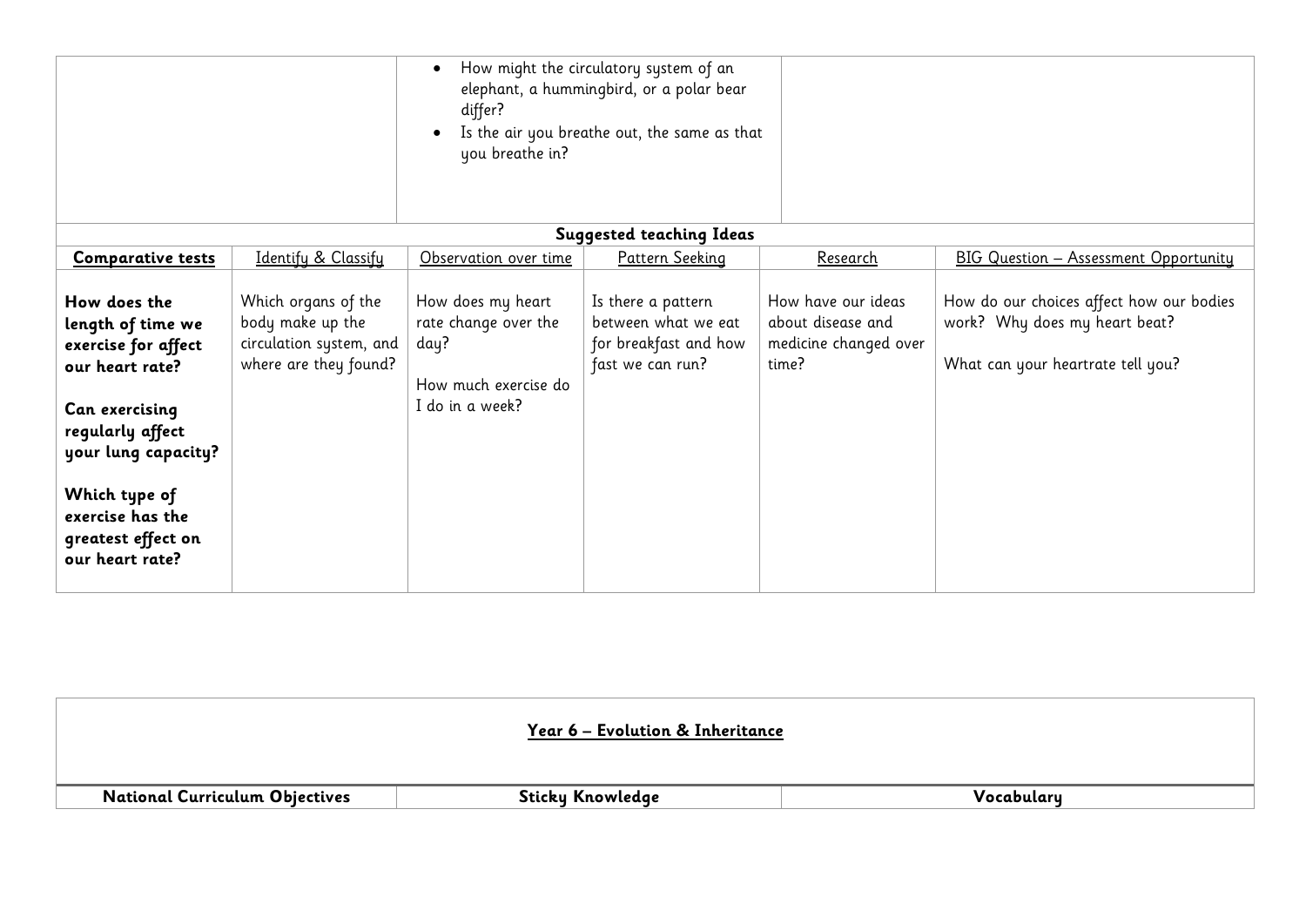| | | | |
|---|---|---|---|
| | • How might the circulatory system of an elephant, a hummingbird, or a polar bear differ?<br>• Is the air you breathe out, the same as that you breathe in? | | |

**Suggested teaching Ideas**

| **Comparative tests** | Identify & Classify | Observation over time | Pattern Seeking | Research | BIG Question – Assessment Opportunity |
|---|---|---|---|---|---|
| **How does the length of time we exercise for affect our heart rate?**<br><br>**Can exercising regularly affect your lung capacity?**<br><br>**Which type of exercise has the greatest effect on our heart rate?** | Which organs of the body make up the circulation system, and where are they found? | How does my heart rate change over the day?<br><br>How much exercise do I do in a week? | Is there a pattern between what we eat for breakfast and how fast we can run? | How have our ideas about disease and medicine changed over time? | How do our choices affect how our bodies work? Why does my heart beat?<br><br>What can your heartrate tell you? |

## Year 6 – Evolution & Inheritance

| National Curriculum Objectives | Sticky Knowledge | Vocabulary |
|---|---|---|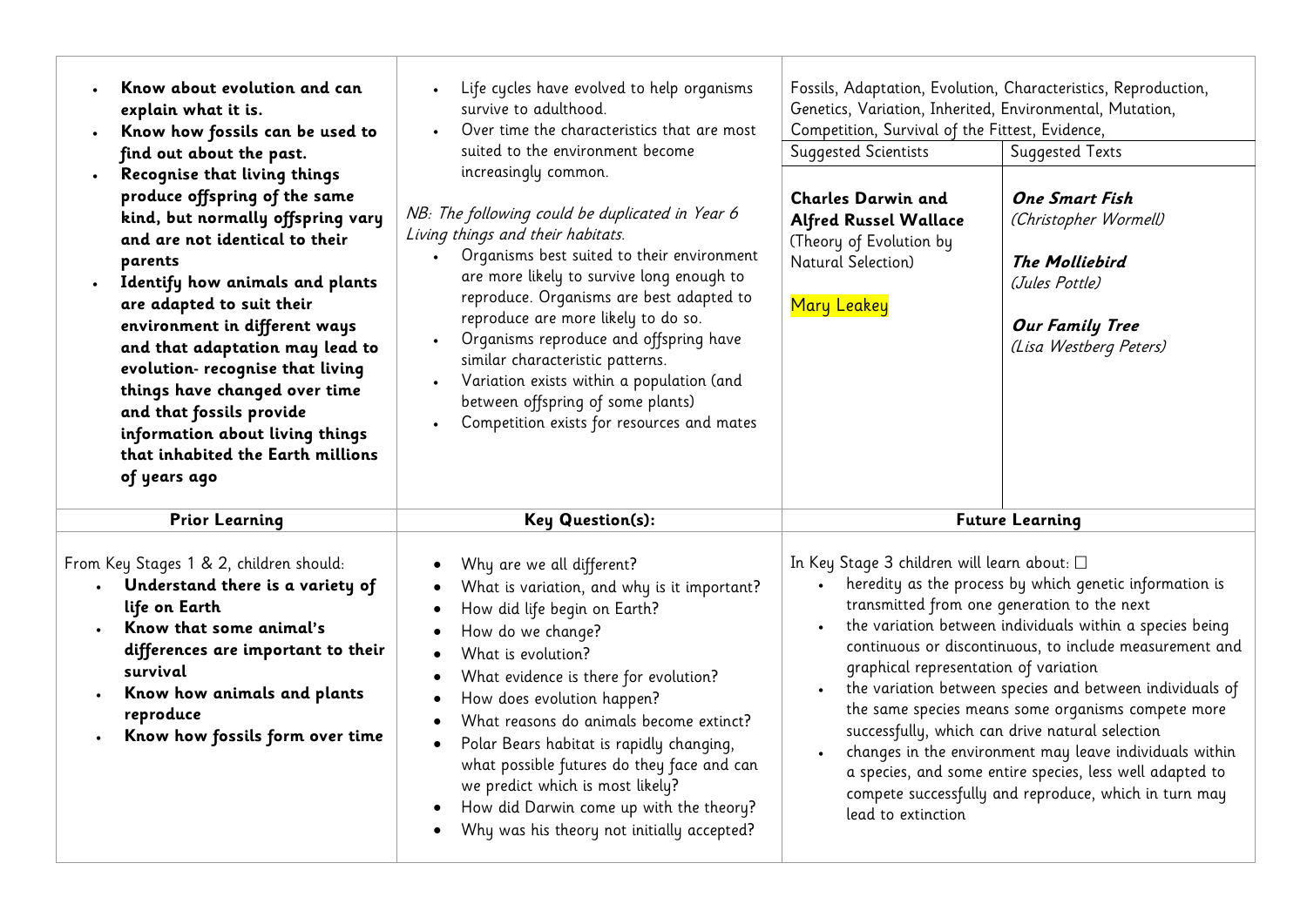| | | | |
|---|---|---|---|
| • **Know about evolution and can explain what it is.**<br>• **Know how fossils can be used to find out about the past.**<br>• **Recognise that living things produce offspring of the same kind, but normally offspring vary and are not identical to their parents**<br>• **Identify how animals and plants are adapted to suit their environment in different ways and that adaptation may lead to evolution- recognise that living things have changed over time and that fossils provide information about living things that inhabited the Earth millions of years ago** | • Life cycles have evolved to help organisms survive to adulthood.<br>• Over time the characteristics that are most suited to the environment become increasingly common.<br><br>*NB: The following could be duplicated in Year 6 Living things and their habitats.*<br>• Organisms best suited to their environment are more likely to survive long enough to reproduce. Organisms are best adapted to reproduce are more likely to do so.<br>• Organisms reproduce and offspring have similar characteristic patterns.<br>• Variation exists within a population (and between offspring of some plants)<br>• Competition exists for resources and mates | Fossils, Adaptation, Evolution, Characteristics, Reproduction, Genetics, Variation, Inherited, Environmental, Mutation, Competition, Survival of the Fittest, Evidence,<br><br>Suggested Scientists<br><br>**Charles Darwin and Alfred Russel Wallace** (Theory of Evolution by Natural Selection)<br><br>Mary Leakey | Suggested Texts<br><br>***One Smart Fish*** *(Christopher Wormell)*<br><br>***The Molliebird*** *(Jules Pottle)*<br><br>***Our Family Tree*** *(Lisa Westberg Peters)* |
| **Prior Learning** | **Key Question(s):** | **Future Learning** | |
| From Key Stages 1 & 2, children should:<br>• **Understand there is a variety of life on Earth**<br>• **Know that some animal's differences are important to their survival**<br>• **Know how animals and plants reproduce**<br>• **Know how fossils form over time** | • Why are we all different?<br>• What is variation, and why is it important?<br>• How did life begin on Earth?<br>• How do we change?<br>• What is evolution?<br>• What evidence is there for evolution?<br>• How does evolution happen?<br>• What reasons do animals become extinct?<br>• Polar Bears habitat is rapidly changing, what possible futures do they face and can we predict which is most likely?<br>• How did Darwin come up with the theory?<br>• Why was his theory not initially accepted? | In Key Stage 3 children will learn about: □<br>• heredity as the process by which genetic information is transmitted from one generation to the next<br>• the variation between individuals within a species being continuous or discontinuous, to include measurement and graphical representation of variation<br>• the variation between species and between individuals of the same species means some organisms compete more successfully, which can drive natural selection<br>• changes in the environment may leave individuals within a species, and some entire species, less well adapted to compete successfully and reproduce, which in turn may lead to extinction | |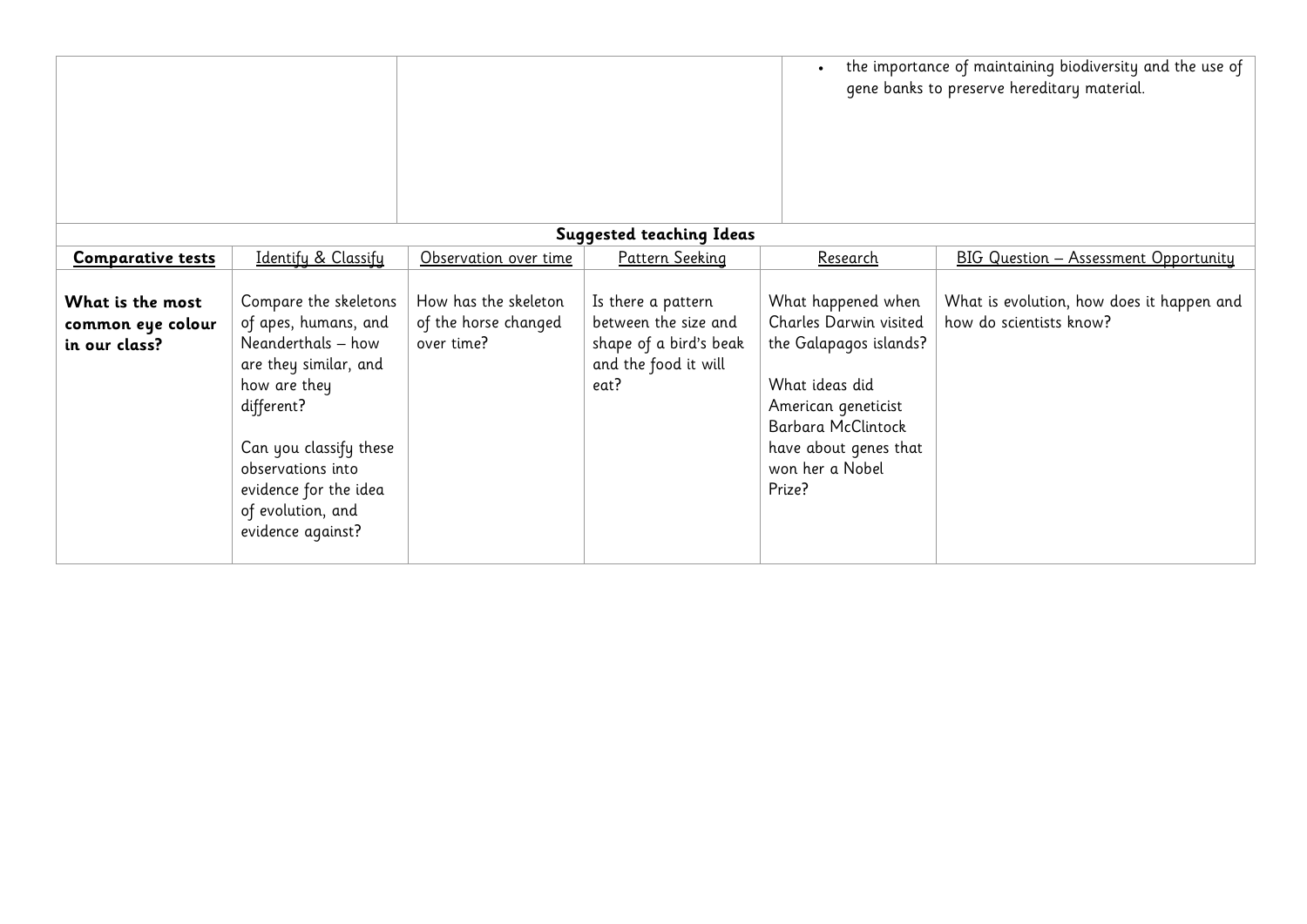| | | |
|---|---|---|
| | | • the importance of maintaining biodiversity and the use of gene banks to preserve hereditary material. |

**Suggested teaching Ideas**

| **Comparative tests** | Identify & Classify | Observation over time | Pattern Seeking | Research | BIG Question – Assessment Opportunity |
|---|---|---|---|---|---|
| **What is the most common eye colour in our class?** | Compare the skeletons of apes, humans, and Neanderthals – how are they similar, and how are they different?<br><br>Can you classify these observations into evidence for the idea of evolution, and evidence against? | How has the skeleton of the horse changed over time? | Is there a pattern between the size and shape of a bird's beak and the food it will eat? | What happened when Charles Darwin visited the Galapagos islands?<br><br>What ideas did American geneticist Barbara McClintock have about genes that won her a Nobel Prize? | What is evolution, how does it happen and how do scientists know? |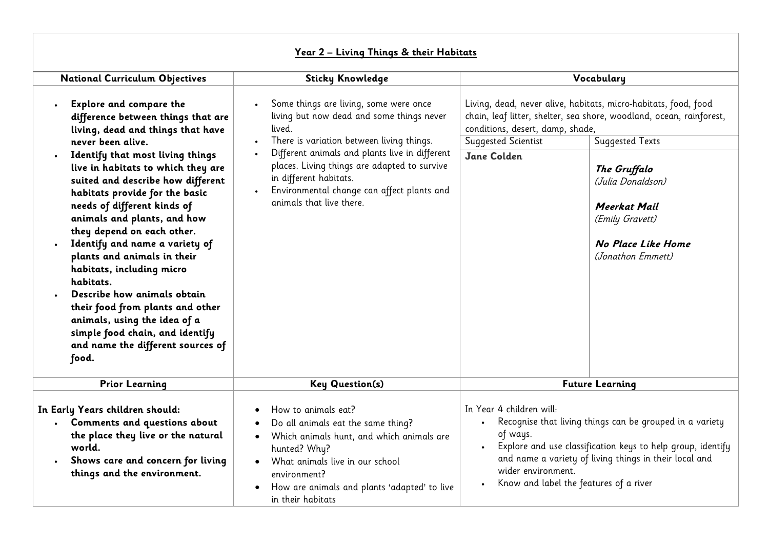## Year 2 – Living Things & their Habitats

| National Curriculum Objectives | Sticky Knowledge | Vocabulary | |
|---|---|---|---|
| <ul><li>**Explore and compare the difference between things that are living, dead and things that have never been alive.**</li><li>**Identify that most living things live in habitats to which they are suited and describe how different habitats provide for the basic needs of different kinds of animals and plants, and how they depend on each other.**</li><li>**Identify and name a variety of plants and animals in their habitats, including micro habitats.**</li><li>**Describe how animals obtain their food from plants and other animals, using the idea of a simple food chain, and identify and name the different sources of food.**</li></ul> | <ul><li>Some things are living, some were once living but now dead and some things never lived.</li><li>There is variation between living things.</li><li>Different animals and plants live in different places. Living things are adapted to survive in different habitats.</li><li>Environmental change can affect plants and animals that live there.</li></ul> | Living, dead, never alive, habitats, micro-habitats, food, food chain, leaf litter, shelter, sea shore, woodland, ocean, rainforest, conditions, desert, damp, shade,<br><br>Suggested Scientist<br><br>**Jane Colden** | Suggested Texts<br><br>***The Gruffalo*** *(Julia Donaldson)*<br><br>***Meerkat Mail*** *(Emily Gravett)*<br><br>***No Place Like Home*** *(Jonathon Emmett)* |
| **Prior Learning** | **Key Question(s)** | **Future Learning** | |
| **In Early Years children should:**<ul><li>**Comments and questions about the place they live or the natural world.**</li><li>**Shows care and concern for living things and the environment.**</li></ul> | <ul><li>How to animals eat?</li><li>Do all animals eat the same thing?</li><li>Which animals hunt, and which animals are hunted? Why?</li><li>What animals live in our school environment?</li><li>How are animals and plants 'adapted' to live in their habitats</li></ul> | In Year 4 children will:<ul><li>Recognise that living things can be grouped in a variety of ways.</li><li>Explore and use classification keys to help group, identify and name a variety of living things in their local and wider environment.</li><li>Know and label the features of a river</li></ul> | |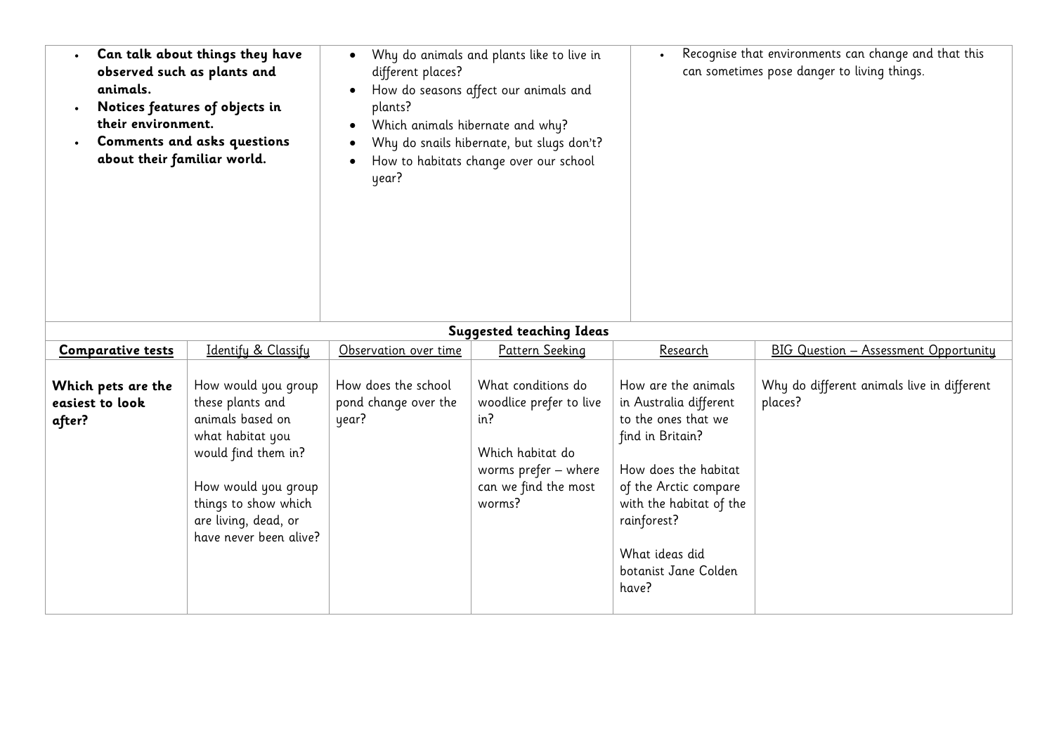| | | |
|---|---|---|
| • **Can talk about things they have observed such as plants and animals.**<br>• **Notices features of objects in their environment.**<br>• **Comments and asks questions about their familiar world.** | • Why do animals and plants like to live in different places?<br>• How do seasons affect our animals and plants?<br>• Which animals hibernate and why?<br>• Why do snails hibernate, but slugs don't?<br>• How to habitats change over our school year? | • Recognise that environments can change and that this can sometimes pose danger to living things. |

**Suggested teaching Ideas**

| **Comparative tests** | Identify & Classify | Observation over time | Pattern Seeking | Research | BIG Question – Assessment Opportunity |
|---|---|---|---|---|---|
| **Which pets are the easiest to look after?** | How would you group these plants and animals based on what habitat you would find them in?<br><br>How would you group things to show which are living, dead, or have never been alive? | How does the school pond change over the year? | What conditions do woodlice prefer to live in?<br><br>Which habitat do worms prefer – where can we find the most worms? | How are the animals in Australia different to the ones that we find in Britain?<br><br>How does the habitat of the Arctic compare with the habitat of the rainforest?<br><br>What ideas did botanist Jane Colden have? | Why do different animals live in different places? |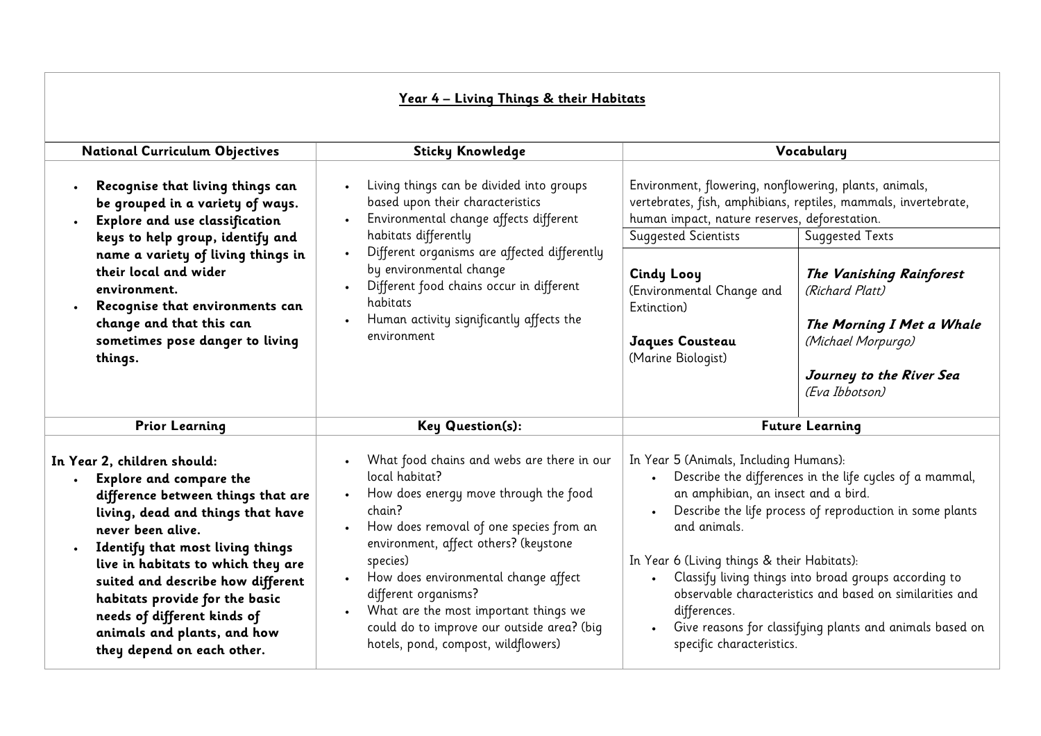## Year 4 – Living Things & their Habitats

| National Curriculum Objectives | Sticky Knowledge | Vocabulary | |
|---|---|---|---|
| • **Recognise that living things can be grouped in a variety of ways.**<br>• **Explore and use classification keys to help group, identify and name a variety of living things in their local and wider environment.**<br>• **Recognise that environments can change and that this can sometimes pose danger to living things.** | • Living things can be divided into groups based upon their characteristics<br>• Environmental change affects different habitats differently<br>• Different organisms are affected differently by environmental change<br>• Different food chains occur in different habitats<br>• Human activity significantly affects the environment | Environment, flowering, nonflowering, plants, animals, vertebrates, fish, amphibians, reptiles, mammals, invertebrate, human impact, nature reserves, deforestation. | |
| | | Suggested Scientists | Suggested Texts |
| | | **Cindy Looy** (Environmental Change and Extinction)<br><br>**Jaques Cousteau** (Marine Biologist) | ***The Vanishing Rainforest*** *(Richard Platt)*<br><br>***The Morning I Met a Whale*** *(Michael Morpurgo)*<br><br>***Journey to the River Sea*** *(Eva Ibbotson)* |
| **Prior Learning** | **Key Question(s):** | **Future Learning** | |
| **In Year 2, children should:**<br>• **Explore and compare the difference between things that are living, dead and things that have never been alive.**<br>• **Identify that most living things live in habitats to which they are suited and describe how different habitats provide for the basic needs of different kinds of animals and plants, and how they depend on each other.** | • What food chains and webs are there in our local habitat?<br>• How does energy move through the food chain?<br>• How does removal of one species from an environment, affect others? (keystone species)<br>• How does environmental change affect different organisms?<br>• What are the most important things we could do to improve our outside area? (big hotels, pond, compost, wildflowers) | In Year 5 (Animals, Including Humans):<br>• Describe the differences in the life cycles of a mammal, an amphibian, an insect and a bird.<br>• Describe the life process of reproduction in some plants and animals.<br><br>In Year 6 (Living things & their Habitats):<br>• Classify living things into broad groups according to observable characteristics and based on similarities and differences.<br>• Give reasons for classifying plants and animals based on specific characteristics. | |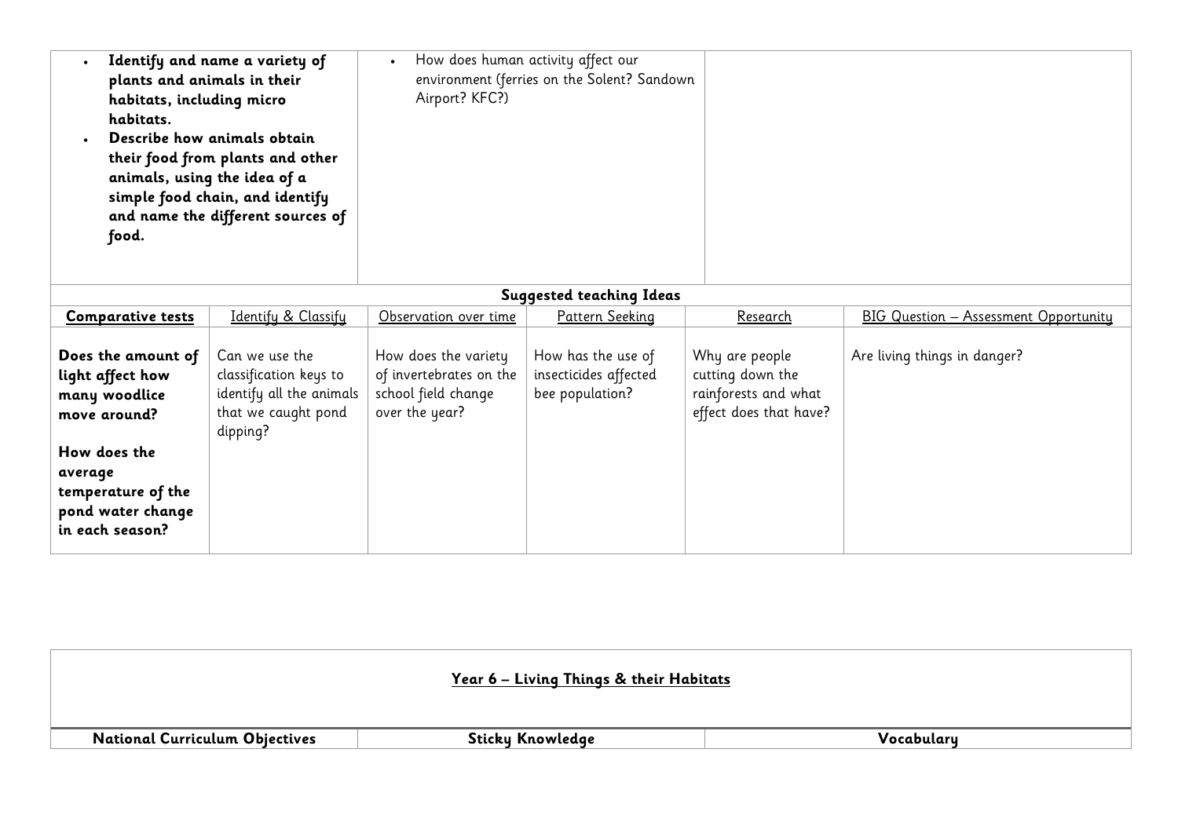| National Curriculum Objectives | Sticky Knowledge | Vocabulary |
|---|---|---|
| • **Identify and name a variety of plants and animals in their habitats, including micro habitats.**<br>• **Describe how animals obtain their food from plants and other animals, using the idea of a simple food chain, and identify and name the different sources of food.** | • How does human activity affect our environment (ferries on the Solent? Sandown Airport? KFC?) | |

**Suggested teaching Ideas**

| Comparative tests | Identify & Classify | Observation over time | Pattern Seeking | Research | BIG Question – Assessment Opportunity |
|---|---|---|---|---|---|
| **Does the amount of light affect how many woodlice move around?**<br><br>**How does the average temperature of the pond water change in each season?** | Can we use the classification keys to identify all the animals that we caught pond dipping? | How does the variety of invertebrates on the school field change over the year? | How has the use of insecticides affected bee population? | Why are people cutting down the rainforests and what effect does that have? | Are living things in danger? |

## Year 6 – Living Things & their Habitats

| National Curriculum Objectives | Sticky Knowledge | Vocabulary |
|---|---|---|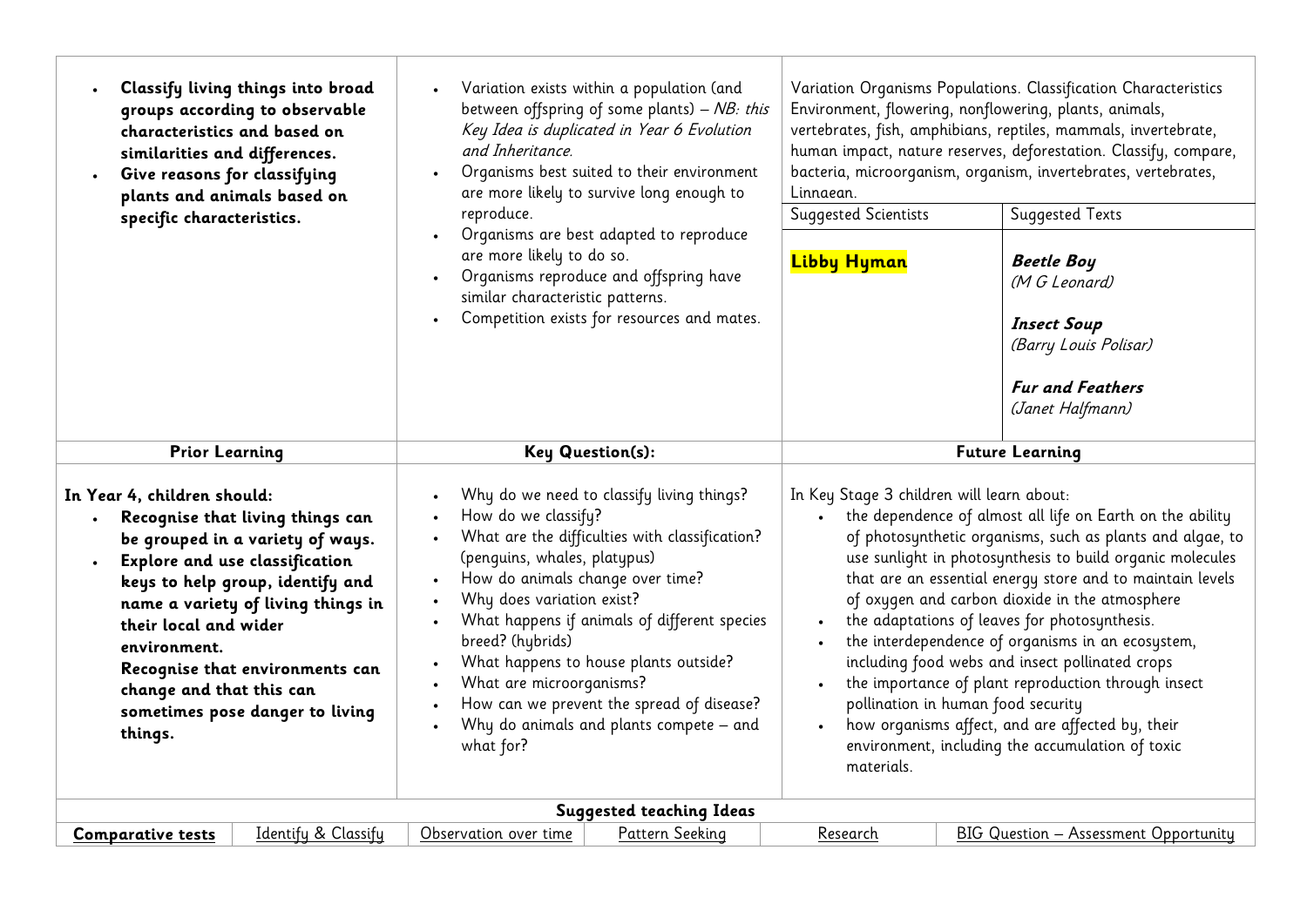| | | | |
|---|---|---|---|
| • **Classify living things into broad groups according to observable characteristics and based on similarities and differences.**<br>• **Give reasons for classifying plants and animals based on specific characteristics.** | • Variation exists within a population (and between offspring of some plants) – *NB: this Key Idea is duplicated in Year 6 Evolution and Inheritance.*<br>• Organisms best suited to their environment are more likely to survive long enough to reproduce.<br>• Organisms are best adapted to reproduce are more likely to do so.<br>• Organisms reproduce and offspring have similar characteristic patterns.<br>• Competition exists for resources and mates. | Variation Organisms Populations. Classification Characteristics Environment, flowering, nonflowering, plants, animals, vertebrates, fish, amphibians, reptiles, mammals, invertebrate, human impact, nature reserves, deforestation. Classify, compare, bacteria, microorganism, organism, invertebrates, vertebrates, Linnaean.<br><br>Suggested Scientists:<br>**Libby Hyman** | Suggested Texts:<br>***Beetle Boy*** *(M G Leonard)*<br><br>***Insect Soup*** *(Barry Louis Polisar)*<br><br>***Fur and Feathers*** *(Janet Halfmann)* |
| **Prior Learning** | **Key Question(s):** | **Future Learning** | |
| **In Year 4, children should:**<br>• **Recognise that living things can be grouped in a variety of ways.**<br>• **Explore and use classification keys to help group, identify and name a variety of living things in their local and wider environment.**<br>**Recognise that environments can change and that this can sometimes pose danger to living things.** | • Why do we need to classify living things?<br>• How do we classify?<br>• What are the difficulties with classification? (penguins, whales, platypus)<br>• How do animals change over time?<br>• Why does variation exist?<br>• What happens if animals of different species breed? (hybrids)<br>• What happens to house plants outside?<br>• What are microorganisms?<br>• How can we prevent the spread of disease?<br>• Why do animals and plants compete – and what for? | In Key Stage 3 children will learn about:<br>• the dependence of almost all life on Earth on the ability of photosynthetic organisms, such as plants and algae, to use sunlight in photosynthesis to build organic molecules that are an essential energy store and to maintain levels of oxygen and carbon dioxide in the atmosphere<br>• the adaptations of leaves for photosynthesis.<br>• the interdependence of organisms in an ecosystem, including food webs and insect pollinated crops<br>• the importance of plant reproduction through insect pollination in human food security<br>• how organisms affect, and are affected by, their environment, including the accumulation of toxic materials. | |

**Suggested teaching Ideas**

| **Comparative tests** | Identify & Classify | Observation over time | Pattern Seeking | Research | BIG Question – Assessment Opportunity |
|---|---|---|---|---|---|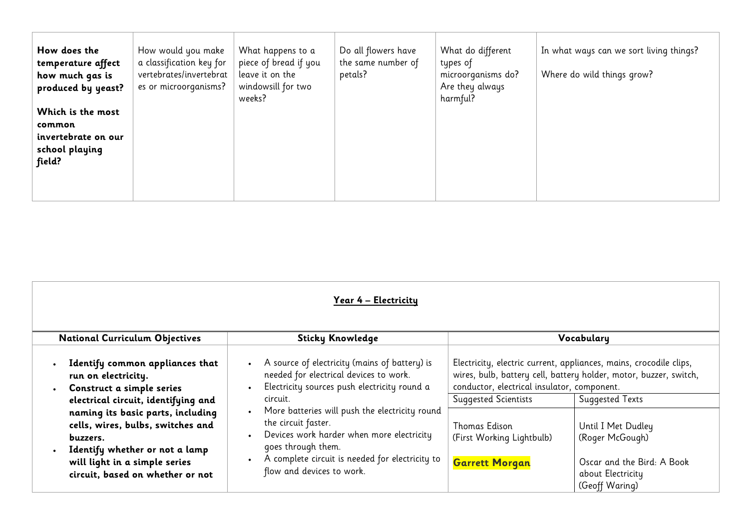| **How does the temperature affect how much gas is produced by yeast?**<br><br>**Which is the most common invertebrate on our school playing field?** | How would you make a classification key for vertebrates/invertebrates or microorganisms? | What happens to a piece of bread if you leave it on the windowsill for two weeks? | Do all flowers have the same number of petals? | What do different types of microorganisms do? Are they always harmful? | In what ways can we sort living things?<br><br>Where do wild things grow? |
|---|---|---|---|---|---|

## Year 4 – Electricity

| National Curriculum Objectives | Sticky Knowledge | Vocabulary | |
|---|---|---|---|
| • **Identify common appliances that run on electricity.**<br>• **Construct a simple series electrical circuit, identifying and naming its basic parts, including cells, wires, bulbs, switches and buzzers.**<br>• **Identify whether or not a lamp will light in a simple series circuit, based on whether or not** | • A source of electricity (mains of battery) is needed for electrical devices to work.<br>• Electricity sources push electricity round a circuit.<br>• More batteries will push the electricity round the circuit faster.<br>• Devices work harder when more electricity goes through them.<br>• A complete circuit is needed for electricity to flow and devices to work. | Electricity, electric current, appliances, mains, crocodile clips, wires, bulb, battery cell, battery holder, motor, buzzer, switch, conductor, electrical insulator, component. | |
| | | Suggested Scientists | Suggested Texts |
| | | Thomas Edison<br>(First Working Lightbulb)<br><br>**Garrett Morgan** | Until I Met Dudley<br>(Roger McGough)<br><br>Oscar and the Bird: A Book about Electricity<br>(Geoff Waring) |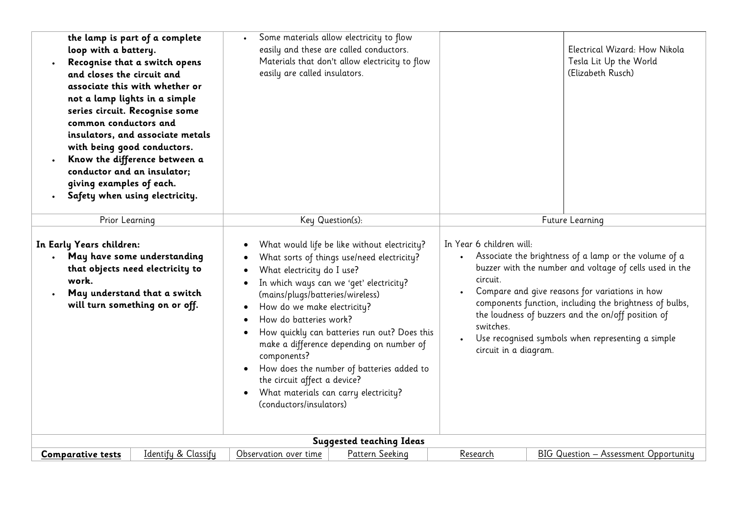| | | | |
|---|---|---|---|
| **the lamp is part of a complete loop with a battery.**<br>• **Recognise that a switch opens and closes the circuit and associate this with whether or not a lamp lights in a simple series circuit. Recognise some common conductors and insulators, and associate metals with being good conductors.**<br>• **Know the difference between a conductor and an insulator; giving examples of each.**<br>• **Safety when using electricity.** | • Some materials allow electricity to flow easily and these are called conductors. Materials that don't allow electricity to flow easily are called insulators. | | Electrical Wizard: How Nikola Tesla Lit Up the World (Elizabeth Rusch) |

| Prior Learning | Key Question(s): | Future Learning |
|---|---|---|
| **In Early Years children:**<br>• **May have some understanding that objects need electricity to work.**<br>• **May understand that a switch will turn something on or off.** | • What would life be like without electricity?<br>• What sorts of things use/need electricity?<br>• What electricity do I use?<br>• In which ways can we 'get' electricity? (mains/plugs/batteries/wireless)<br>• How do we make electricity?<br>• How do batteries work?<br>• How quickly can batteries run out? Does this make a difference depending on number of components?<br>• How does the number of batteries added to the circuit affect a device?<br>• What materials can carry electricity? (conductors/insulators) | In Year 6 children will:<br>• Associate the brightness of a lamp or the volume of a buzzer with the number and voltage of cells used in the circuit.<br>• Compare and give reasons for variations in how components function, including the brightness of bulbs, the loudness of buzzers and the on/off position of switches.<br>• Use recognised symbols when representing a simple circuit in a diagram. |

**Suggested teaching Ideas**

| **Comparative tests** | Identify & Classify | Observation over time | Pattern Seeking | Research | BIG Question – Assessment Opportunity |
|---|---|---|---|---|---|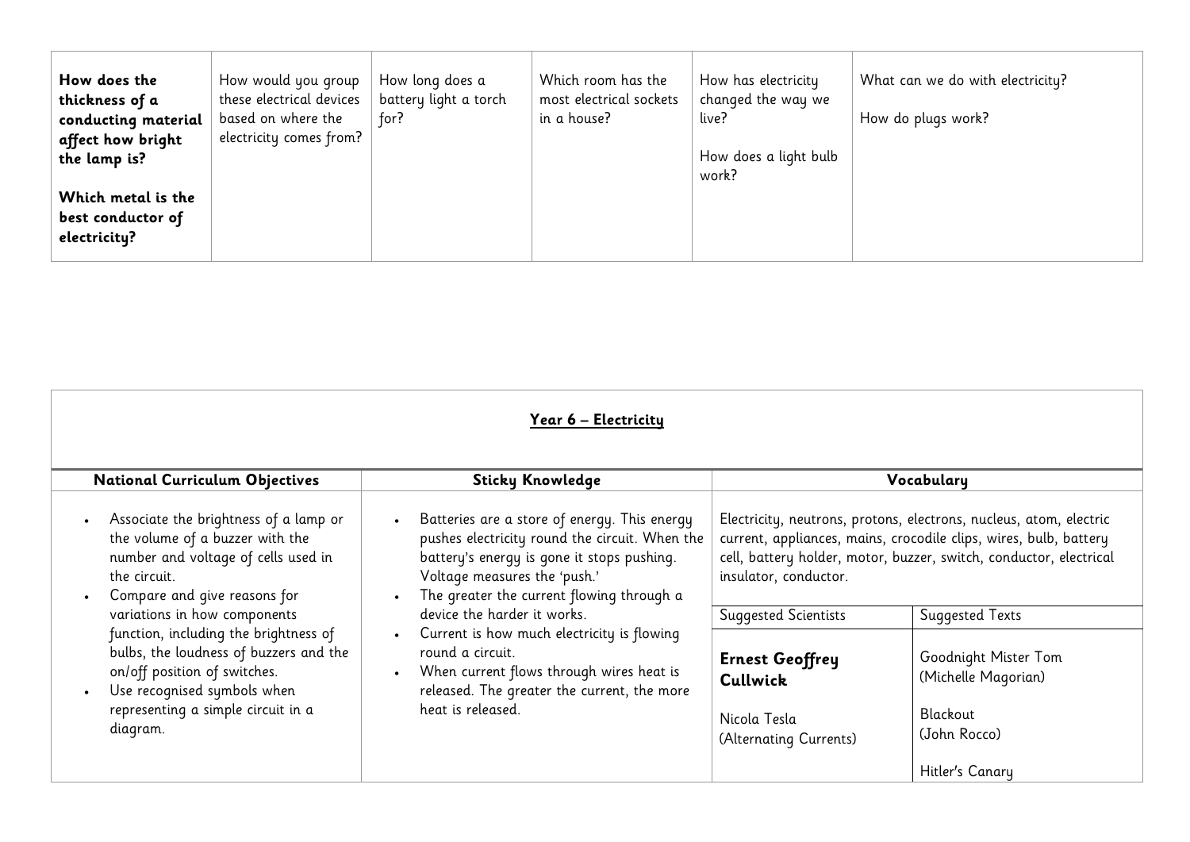| **How does the thickness of a conducting material affect how bright the lamp is?**<br><br>**Which metal is the best conductor of electricity?** | How would you group these electrical devices based on where the electricity comes from? | How long does a battery light a torch for? | Which room has the most electrical sockets in a house? | How has electricity changed the way we live?<br><br>How does a light bulb work? | What can we do with electricity?<br><br>How do plugs work? |
|---|---|---|---|---|---|

## Year 6 – Electricity

| National Curriculum Objectives | Sticky Knowledge | Vocabulary | |
|---|---|---|---|
| • Associate the brightness of a lamp or the volume of a buzzer with the number and voltage of cells used in the circuit.<br>• Compare and give reasons for variations in how components function, including the brightness of bulbs, the loudness of buzzers and the on/off position of switches.<br>• Use recognised symbols when representing a simple circuit in a diagram. | • Batteries are a store of energy. This energy pushes electricity round the circuit. When the battery's energy is gone it stops pushing. Voltage measures the 'push.'<br>• The greater the current flowing through a device the harder it works.<br>• Current is how much electricity is flowing round a circuit.<br>• When current flows through wires heat is released. The greater the current, the more heat is released. | Electricity, neutrons, protons, electrons, nucleus, atom, electric current, appliances, mains, crocodile clips, wires, bulb, battery cell, battery holder, motor, buzzer, switch, conductor, electrical insulator, conductor. | |
| | | Suggested Scientists | Suggested Texts |
| | | **Ernest Geoffrey Cullwick**<br><br>Nicola Tesla (Alternating Currents) | Goodnight Mister Tom (Michelle Magorian)<br><br>Blackout (John Rocco)<br><br>Hitler's Canary |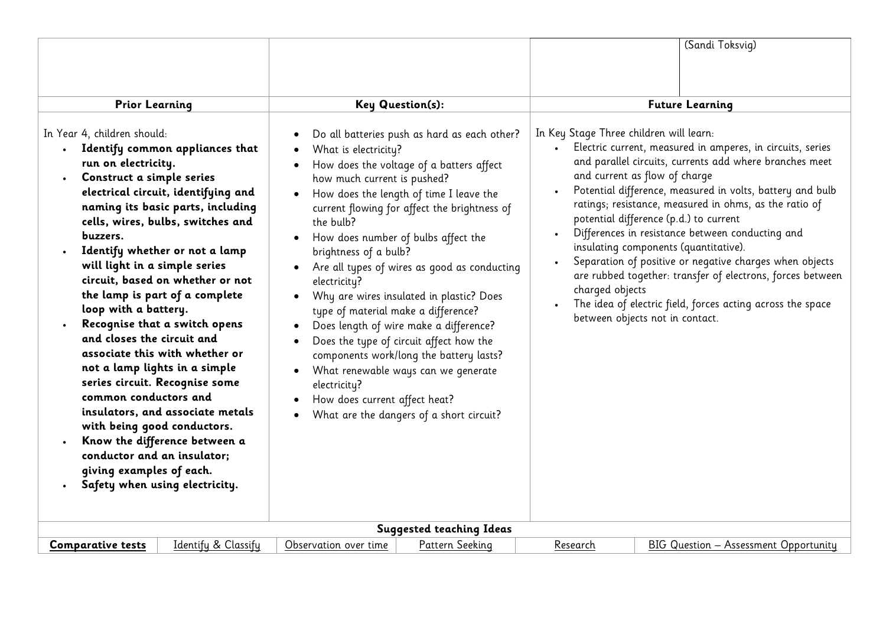| | | | (Sandi Toksvig) |
|---|---|---|---|

| Prior Learning | Key Question(s): | Future Learning |
|---|---|---|
| In Year 4, children should:<br>• **Identify common appliances that run on electricity.**<br>• **Construct a simple series electrical circuit, identifying and naming its basic parts, including cells, wires, bulbs, switches and buzzers.**<br>• **Identify whether or not a lamp will light in a simple series circuit, based on whether or not the lamp is part of a complete loop with a battery.**<br>• **Recognise that a switch opens and closes the circuit and associate this with whether or not a lamp lights in a simple series circuit. Recognise some common conductors and insulators, and associate metals with being good conductors.**<br>• **Know the difference between a conductor and an insulator; giving examples of each.**<br>• **Safety when using electricity.** | • Do all batteries push as hard as each other?<br>• What is electricity?<br>• How does the voltage of a batters affect how much current is pushed?<br>• How does the length of time I leave the current flowing for affect the brightness of the bulb?<br>• How does number of bulbs affect the brightness of a bulb?<br>• Are all types of wires as good as conducting electricity?<br>• Why are wires insulated in plastic? Does type of material make a difference?<br>• Does length of wire make a difference?<br>• Does the type of circuit affect how the components work/long the battery lasts?<br>• What renewable ways can we generate electricity?<br>• How does current affect heat?<br>• What are the dangers of a short circuit? | In Key Stage Three children will learn:<br>• Electric current, measured in amperes, in circuits, series and parallel circuits, currents add where branches meet and current as flow of charge<br>• Potential difference, measured in volts, battery and bulb ratings; resistance, measured in ohms, as the ratio of potential difference (p.d.) to current<br>• Differences in resistance between conducting and insulating components (quantitative).<br>• Separation of positive or negative charges when objects are rubbed together: transfer of electrons, forces between charged objects<br>• The idea of electric field, forces acting across the space between objects not in contact. |

**Suggested teaching Ideas**

| **Comparative tests** | Identify & Classify | Observation over time | Pattern Seeking | Research | BIG Question – Assessment Opportunity |
|---|---|---|---|---|---|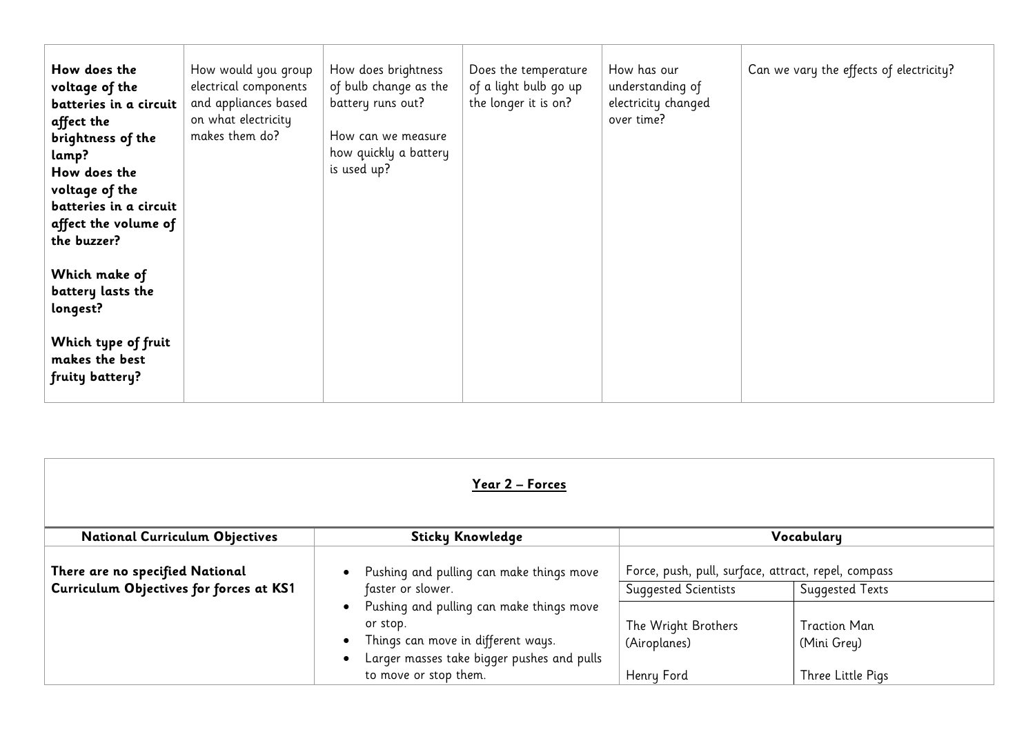| **How does the voltage of the batteries in a circuit affect the brightness of the lamp?**<br>**How does the voltage of the batteries in a circuit affect the volume of the buzzer?**<br><br>**Which make of battery lasts the longest?**<br><br>**Which type of fruit makes the best fruity battery?** | How would you group electrical components and appliances based on what electricity makes them do? | How does brightness of bulb change as the battery runs out?<br><br>How can we measure how quickly a battery is used up? | Does the temperature of a light bulb go up the longer it is on? | How has our understanding of electricity changed over time? | Can we vary the effects of electricity? |
|---|---|---|---|---|---|

## Year 2 – Forces

| **National Curriculum Objectives** | **Sticky Knowledge** | **Vocabulary** | |
|---|---|---|---|
| **There are no specified National Curriculum Objectives for forces at KS1** | • Pushing and pulling can make things move faster or slower.<br>• Pushing and pulling can make things move or stop.<br>• Things can move in different ways.<br>• Larger masses take bigger pushes and pulls to move or stop them. | Force, push, pull, surface, attract, repel, compass | |
| | | Suggested Scientists | Suggested Texts |
| | | The Wright Brothers (Airoplanes)<br><br>Henry Ford | Traction Man (Mini Grey)<br><br>Three Little Pigs |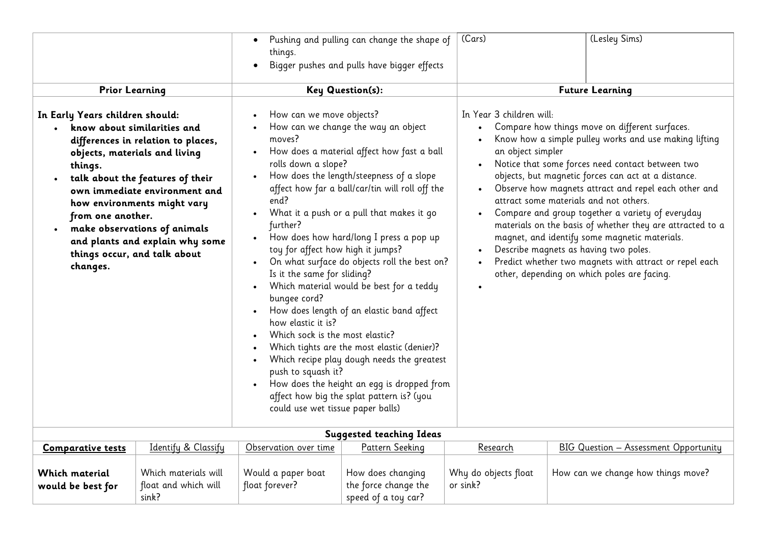| | • Pushing and pulling can change the shape of things.<br>• Bigger pushes and pulls have bigger effects | (Cars) | (Lesley Sims) |
|---|---|---|---|
| **Prior Learning** | **Key Question(s):** | **Future Learning** | |
| **In Early Years children should:**<br>• **know about similarities and differences in relation to places, objects, materials and living things.**<br>• **talk about the features of their own immediate environment and how environments might vary from one another.**<br>• **make observations of animals and plants and explain why some things occur, and talk about changes.** | • How can we move objects?<br>• How can we change the way an object moves?<br>• How does a material affect how fast a ball rolls down a slope?<br>• How does the length/steepness of a slope affect how far a ball/car/tin will roll off the end?<br>• What it a push or a pull that makes it go further?<br>• How does how hard/long I press a pop up toy for affect how high it jumps?<br>• On what surface do objects roll the best on? Is it the same for sliding?<br>• Which material would be best for a teddy bungee cord?<br>• How does length of an elastic band affect how elastic it is?<br>• Which sock is the most elastic?<br>• Which tights are the most elastic (denier)?<br>• Which recipe play dough needs the greatest push to squash it?<br>• How does the height an egg is dropped from affect how big the splat pattern is? (you could use wet tissue paper balls) | In Year 3 children will:<br>• Compare how things move on different surfaces.<br>• Know how a simple pulley works and use making lifting an object simpler<br>• Notice that some forces need contact between two objects, but magnetic forces can act at a distance.<br>• Observe how magnets attract and repel each other and attract some materials and not others.<br>• Compare and group together a variety of everyday materials on the basis of whether they are attracted to a magnet, and identify some magnetic materials.<br>• Describe magnets as having two poles.<br>• Predict whether two magnets with attract or repel each other, depending on which poles are facing.<br>• | |

**Suggested teaching Ideas**

| **Comparative tests** | Identify & Classify | Observation over time | Pattern Seeking | Research | BIG Question – Assessment Opportunity |
|---|---|---|---|---|---|
| **Which material would be best for** | Which materials will float and which will sink? | Would a paper boat float forever? | How does changing the force change the speed of a toy car? | Why do objects float or sink? | How can we change how things move? |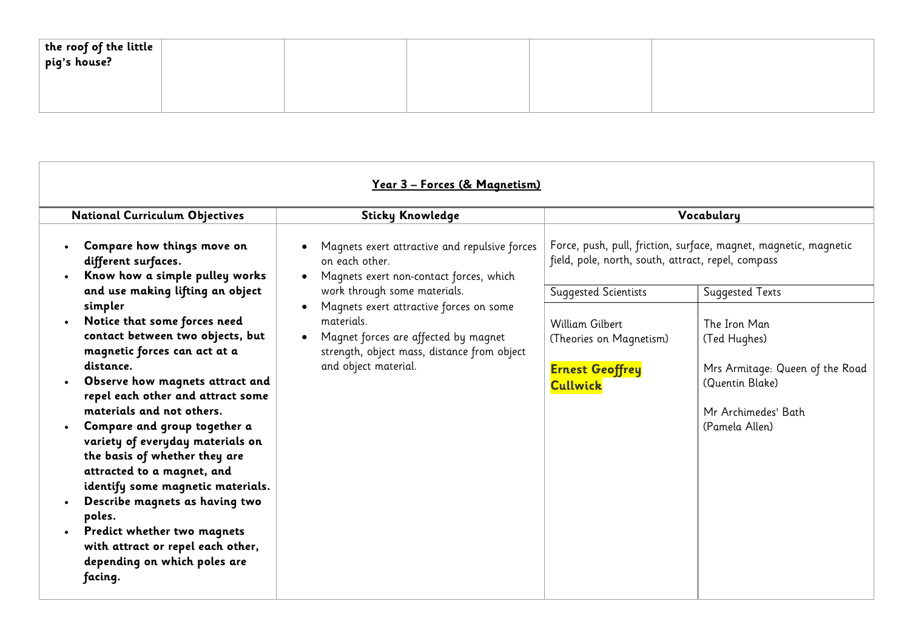| the roof of the little pig's house? | | | | | |
|---|---|---|---|---|---|

## Year 3 – Forces (& Magnetism)

| National Curriculum Objectives | Sticky Knowledge | Vocabulary | |
|---|---|---|---|
| <ul><li>**Compare how things move on different surfaces.**</li><li>**Know how a simple pulley works and use making lifting an object simpler**</li><li>**Notice that some forces need contact between two objects, but magnetic forces can act at a distance.**</li><li>**Observe how magnets attract and repel each other and attract some materials and not others.**</li><li>**Compare and group together a variety of everyday materials on the basis of whether they are attracted to a magnet, and identify some magnetic materials.**</li><li>**Describe magnets as having two poles.**</li><li>**Predict whether two magnets with attract or repel each other, depending on which poles are facing.**</li></ul> | <ul><li>Magnets exert attractive and repulsive forces on each other.</li><li>Magnets exert non-contact forces, which work through some materials.</li><li>Magnets exert attractive forces on some materials.</li><li>Magnet forces are affected by magnet strength, object mass, distance from object and object material.</li></ul> | Force, push, pull, friction, surface, magnet, magnetic, magnetic field, pole, north, south, attract, repel, compass | |
| | | Suggested Scientists | Suggested Texts |
| | | William Gilbert (Theories on Magnetism)<br><br>**Ernest Geoffrey Cullwick** | The Iron Man (Ted Hughes)<br><br>Mrs Armitage: Queen of the Road (Quentin Blake)<br><br>Mr Archimedes' Bath (Pamela Allen) |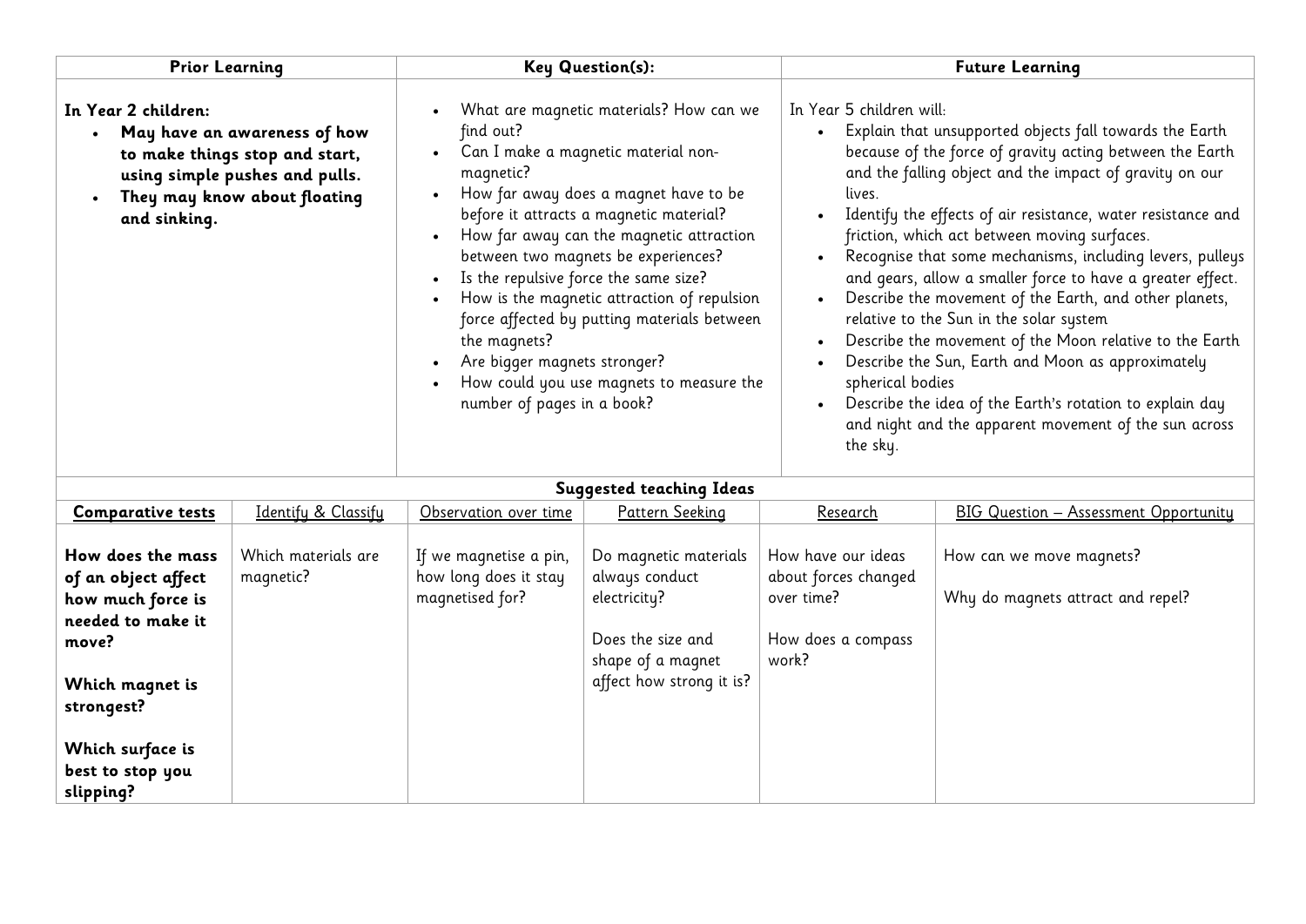| Prior Learning | Key Question(s): | Future Learning |
|---|---|---|
| **In Year 2 children:**<br>• **May have an awareness of how to make things stop and start, using simple pushes and pulls.**<br>• **They may know about floating and sinking.** | • What are magnetic materials? How can we find out?<br>• Can I make a magnetic material non-magnetic?<br>• How far away does a magnet have to be before it attracts a magnetic material?<br>• How far away can the magnetic attraction between two magnets be experiences?<br>• Is the repulsive force the same size?<br>• How is the magnetic attraction of repulsion force affected by putting materials between the magnets?<br>• Are bigger magnets stronger?<br>• How could you use magnets to measure the number of pages in a book? | In Year 5 children will:<br>• Explain that unsupported objects fall towards the Earth because of the force of gravity acting between the Earth and the falling object and the impact of gravity on our lives.<br>• Identify the effects of air resistance, water resistance and friction, which act between moving surfaces.<br>• Recognise that some mechanisms, including levers, pulleys and gears, allow a smaller force to have a greater effect.<br>• Describe the movement of the Earth, and other planets, relative to the Sun in the solar system<br>• Describe the movement of the Moon relative to the Earth<br>• Describe the Sun, Earth and Moon as approximately spherical bodies<br>• Describe the idea of the Earth's rotation to explain day and night and the apparent movement of the sun across the sky. |

**Suggested teaching Ideas**

| **Comparative tests** | Identify & Classify | Observation over time | Pattern Seeking | Research | BIG Question – Assessment Opportunity |
|---|---|---|---|---|---|
| **How does the mass of an object affect how much force is needed to make it move?**<br><br>**Which magnet is strongest?**<br><br>**Which surface is best to stop you slipping?** | Which materials are magnetic? | If we magnetise a pin, how long does it stay magnetised for? | Do magnetic materials always conduct electricity?<br><br>Does the size and shape of a magnet affect how strong it is? | How have our ideas about forces changed over time?<br><br>How does a compass work? | How can we move magnets?<br><br>Why do magnets attract and repel? |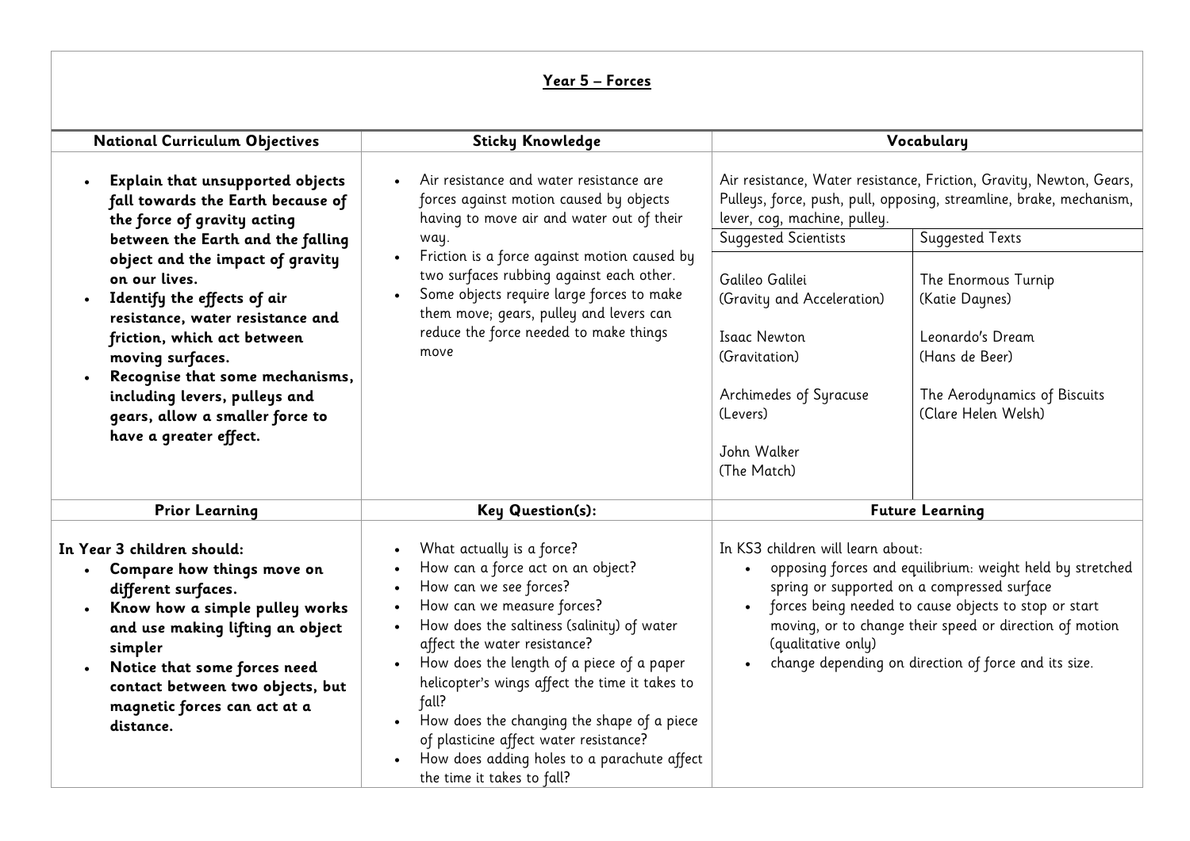## Year 5 – Forces

| National Curriculum Objectives | Sticky Knowledge | Vocabulary | |
|---|---|---|---|
| • **Explain that unsupported objects fall towards the Earth because of the force of gravity acting between the Earth and the falling object and the impact of gravity on our lives.**<br>• **Identify the effects of air resistance, water resistance and friction, which act between moving surfaces.**<br>• **Recognise that some mechanisms, including levers, pulleys and gears, allow a smaller force to have a greater effect.** | • Air resistance and water resistance are forces against motion caused by objects having to move air and water out of their way.<br>• Friction is a force against motion caused by two surfaces rubbing against each other.<br>• Some objects require large forces to make them move; gears, pulley and levers can reduce the force needed to make things move | Air resistance, Water resistance, Friction, Gravity, Newton, Gears, Pulleys, force, push, pull, opposing, streamline, brake, mechanism, lever, cog, machine, pulley.<br><br>**Suggested Scientists**<br><br>Galileo Galilei<br>(Gravity and Acceleration)<br><br>Isaac Newton<br>(Gravitation)<br><br>Archimedes of Syracuse<br>(Levers)<br><br>John Walker<br>(The Match) | <br><br><br><br>**Suggested Texts**<br><br>The Enormous Turnip<br>(Katie Daynes)<br><br>Leonardo's Dream<br>(Hans de Beer)<br><br>The Aerodynamics of Biscuits<br>(Clare Helen Welsh) |
| **Prior Learning** | **Key Question(s):** | **Future Learning** | |
| **In Year 3 children should:**<br>• **Compare how things move on different surfaces.**<br>• **Know how a simple pulley works and use making lifting an object simpler**<br>• **Notice that some forces need contact between two objects, but magnetic forces can act at a distance.** | • What actually is a force?<br>• How can a force act on an object?<br>• How can we see forces?<br>• How can we measure forces?<br>• How does the saltiness (salinity) of water affect the water resistance?<br>• How does the length of a piece of a paper helicopter's wings affect the time it takes to fall?<br>• How does the changing the shape of a piece of plasticine affect water resistance?<br>• How does adding holes to a parachute affect the time it takes to fall? | In KS3 children will learn about:<br>• opposing forces and equilibrium: weight held by stretched spring or supported on a compressed surface<br>• forces being needed to cause objects to stop or start moving, or to change their speed or direction of motion (qualitative only)<br>• change depending on direction of force and its size. | |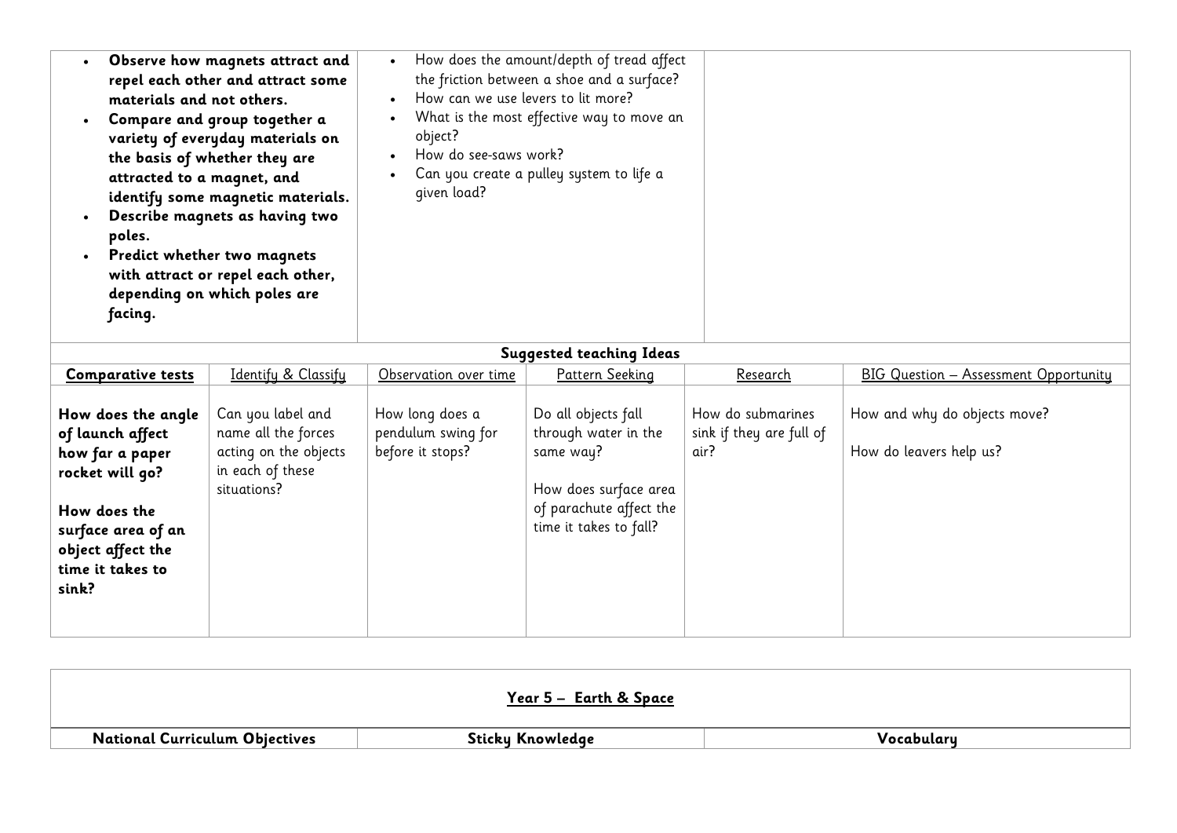| | | |
|---|---|---|
| • **Observe how magnets attract and repel each other and attract some materials and not others.**<br>• **Compare and group together a variety of everyday materials on the basis of whether they are attracted to a magnet, and identify some magnetic materials.**<br>• **Describe magnets as having two poles.**<br>• **Predict whether two magnets with attract or repel each other, depending on which poles are facing.** | • How does the amount/depth of tread affect the friction between a shoe and a surface?<br>• How can we use levers to lit more?<br>• What is the most effective way to move an object?<br>• How do see-saws work?<br>• Can you create a pulley system to life a given load? | |

**Suggested teaching Ideas**

| **Comparative tests** | Identify & Classify | Observation over time | Pattern Seeking | Research | BIG Question – Assessment Opportunity |
|---|---|---|---|---|---|
| **How does the angle of launch affect how far a paper rocket will go?**<br><br>**How does the surface area of an object affect the time it takes to sink?** | Can you label and name all the forces acting on the objects in each of these situations? | How long does a pendulum swing for before it stops? | Do all objects fall through water in the same way?<br><br>How does surface area of parachute affect the time it takes to fall? | How do submarines sink if they are full of air? | How and why do objects move?<br><br>How do leavers help us? |

| **Year 5 – Earth & Space** | | |
|---|---|---|
| **National Curriculum Objectives** | **Sticky Knowledge** | **Vocabulary** |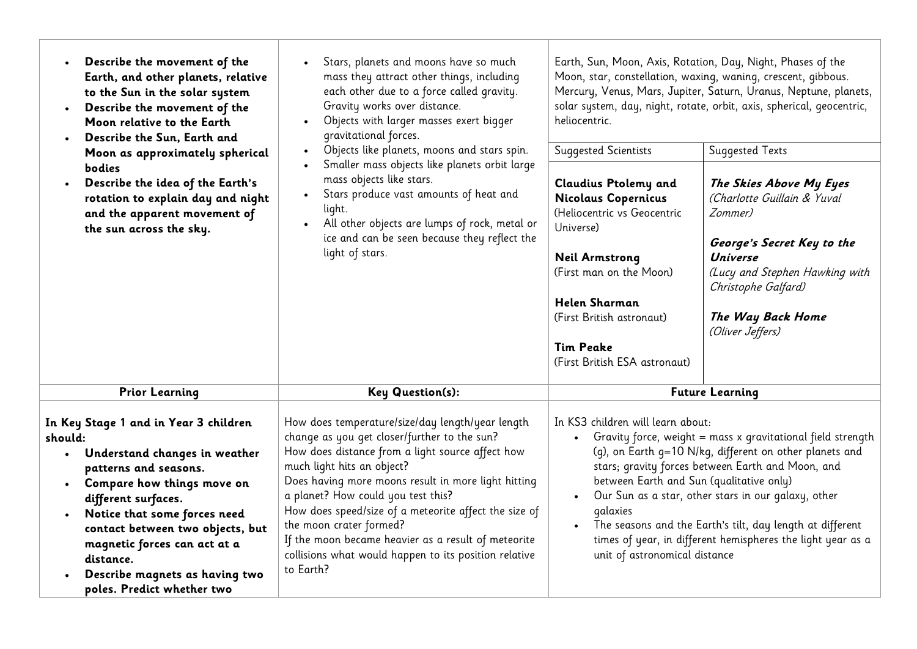| | | | |
|---|---|---|---|
| • **Describe the movement of the Earth, and other planets, relative to the Sun in the solar system**<br>• **Describe the movement of the Moon relative to the Earth**<br>• **Describe the Sun, Earth and Moon as approximately spherical bodies**<br>• **Describe the idea of the Earth's rotation to explain day and night and the apparent movement of the sun across the sky.** | • Stars, planets and moons have so much mass they attract other things, including each other due to a force called gravity. Gravity works over distance.<br>• Objects with larger masses exert bigger gravitational forces.<br>• Objects like planets, moons and stars spin.<br>• Smaller mass objects like planets orbit large mass objects like stars.<br>• Stars produce vast amounts of heat and light.<br>• All other objects are lumps of rock, metal or ice and can be seen because they reflect the light of stars. | Earth, Sun, Moon, Axis, Rotation, Day, Night, Phases of the Moon, star, constellation, waxing, waning, crescent, gibbous. Mercury, Venus, Mars, Jupiter, Saturn, Uranus, Neptune, planets, solar system, day, night, rotate, orbit, axis, spherical, geocentric, heliocentric.<br><br>Suggested Scientists<br><br>**Claudius Ptolemy and Nicolaus Copernicus** (Heliocentric vs Geocentric Universe)<br><br>**Neil Armstrong** (First man on the Moon)<br><br>**Helen Sharman** (First British astronaut)<br><br>**Tim Peake** (First British ESA astronaut) | Suggested Texts<br><br>***The Skies Above My Eyes*** *(Charlotte Guillain & Yuval Zommer)*<br><br>***George's Secret Key to the Universe*** *(Lucy and Stephen Hawking with Christophe Galfard)*<br><br>***The Way Back Home*** *(Oliver Jeffers)* |
| **Prior Learning** | **Key Question(s):** | **Future Learning** | |
| **In Key Stage 1 and in Year 3 children should:**<br>• **Understand changes in weather patterns and seasons.**<br>• **Compare how things move on different surfaces.**<br>• **Notice that some forces need contact between two objects, but magnetic forces can act at a distance.**<br>• **Describe magnets as having two poles. Predict whether two** | How does temperature/size/day length/year length change as you get closer/further to the sun?<br>How does distance from a light source affect how much light hits an object?<br>Does having more moons result in more light hitting a planet? How could you test this?<br>How does speed/size of a meteorite affect the size of the moon crater formed?<br>If the moon became heavier as a result of meteorite collisions what would happen to its position relative to Earth? | In KS3 children will learn about:<br>• Gravity force, weight = mass x gravitational field strength (g), on Earth g=10 N/kg, different on other planets and stars; gravity forces between Earth and Moon, and between Earth and Sun (qualitative only)<br>• Our Sun as a star, other stars in our galaxy, other galaxies<br>• The seasons and the Earth's tilt, day length at different times of year, in different hemispheres the light year as a unit of astronomical distance | |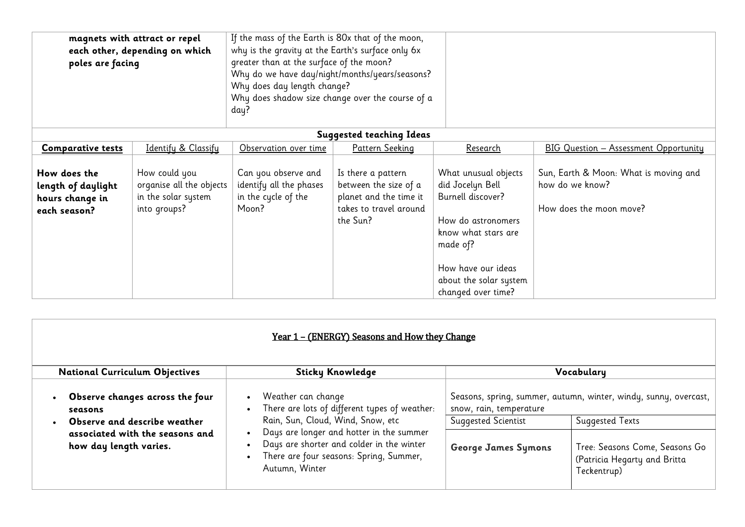| **magnets with attract or repel each other, depending on which poles are facing** | If the mass of the Earth is 80x that of the moon, why is the gravity at the Earth's surface only 6x greater than at the surface of the moon?<br>Why do we have day/night/months/years/seasons?<br>Why does day length change?<br>Why does shadow size change over the course of a day? | |
|---|---|---|

| **Suggested teaching Ideas** | | | | | |
|---|---|---|---|---|---|
| **Comparative tests** | Identify & Classify | Observation over time | Pattern Seeking | Research | BIG Question – Assessment Opportunity |
| **How does the length of daylight hours change in each season?** | How could you organise all the objects in the solar system into groups? | Can you observe and identify all the phases in the cycle of the Moon? | Is there a pattern between the size of a planet and the time it takes to travel around the Sun? | What unusual objects did Jocelyn Bell Burnell discover?<br><br>How do astronomers know what stars are made of?<br><br>How have our ideas about the solar system changed over time? | Sun, Earth & Moon: What is moving and how do we know?<br><br>How does the moon move? |

## Year 1 – (ENERGY) Seasons and How they Change

| National Curriculum Objectives | Sticky Knowledge | Vocabulary | |
|---|---|---|---|
| • **Observe changes across the four seasons**<br>• **Observe and describe weather associated with the seasons and how day length varies.** | • Weather can change<br>• There are lots of different types of weather: Rain, Sun, Cloud, Wind, Snow, etc<br>• Days are longer and hotter in the summer<br>• Days are shorter and colder in the winter<br>• There are four seasons: Spring, Summer, Autumn, Winter | Seasons, spring, summer, autumn, winter, windy, sunny, overcast, snow, rain, temperature | |
| | | Suggested Scientist | Suggested Texts |
| | | **George James Symons** | Tree: Seasons Come, Seasons Go (Patricia Hegarty and Britta Teckentrup) |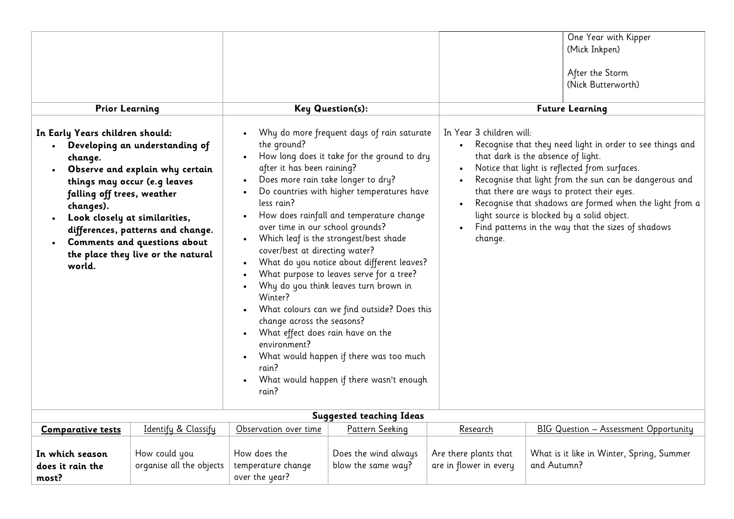| | | | One Year with Kipper (Mick Inkpen)<br><br>After the Storm (Nick Butterworth) |
|---|---|---|---|

| Prior Learning | Key Question(s): | Future Learning |
|---|---|---|
| **In Early Years children should:**<br>• **Developing an understanding of change.**<br>• **Observe and explain why certain things may occur (e.g leaves falling off trees, weather changes).**<br>• **Look closely at similarities, differences, patterns and change.**<br>• **Comments and questions about the place they live or the natural world.** | • Why do more frequent days of rain saturate the ground?<br>• How long does it take for the ground to dry after it has been raining?<br>• Does more rain take longer to dry?<br>• Do countries with higher temperatures have less rain?<br>• How does rainfall and temperature change over time in our school grounds?<br>• Which leaf is the strongest/best shade cover/best at directing water?<br>• What do you notice about different leaves?<br>• What purpose to leaves serve for a tree?<br>• Why do you think leaves turn brown in Winter?<br>• What colours can we find outside? Does this change across the seasons?<br>• What effect does rain have on the environment?<br>• What would happen if there was too much rain?<br>• What would happen if there wasn't enough rain? | In Year 3 children will:<br>• Recognise that they need light in order to see things and that dark is the absence of light.<br>• Notice that light is reflected from surfaces.<br>• Recognise that light from the sun can be dangerous and that there are ways to protect their eyes.<br>• Recognise that shadows are formed when the light from a light source is blocked by a solid object.<br>• Find patterns in the way that the sizes of shadows change. |

**Suggested teaching Ideas**

| **Comparative tests** | Identify & Classify | Observation over time | Pattern Seeking | Research | BIG Question – Assessment Opportunity |
|---|---|---|---|---|---|
| **In which season does it rain the most?** | How could you organise all the objects | How does the temperature change over the year? | Does the wind always blow the same way? | Are there plants that are in flower in every | What is it like in Winter, Spring, Summer and Autumn? |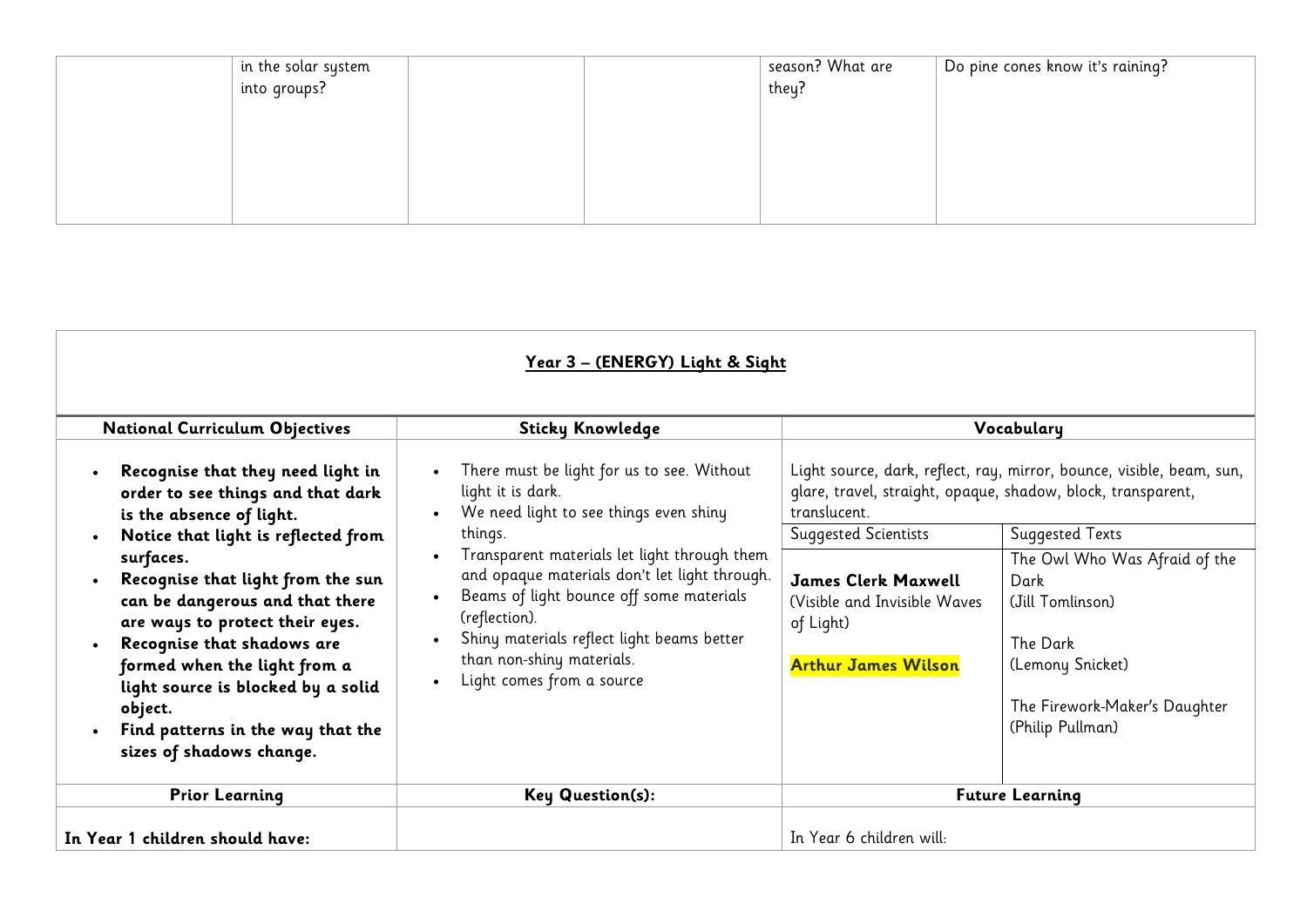|  | in the solar system into groups? |  |  | season? What are they? | Do pine cones know it's raining? |
|---|---|---|---|---|---|

## Year 3 – (ENERGY) Light & Sight

| National Curriculum Objectives | Sticky Knowledge | Vocabulary | |
|---|---|---|---|
| <ul><li>**Recognise that they need light in order to see things and that dark is the absence of light.**</li><li>**Notice that light is reflected from surfaces.**</li><li>**Recognise that light from the sun can be dangerous and that there are ways to protect their eyes.**</li><li>**Recognise that shadows are formed when the light from a light source is blocked by a solid object.**</li><li>**Find patterns in the way that the sizes of shadows change.**</li></ul> | <ul><li>There must be light for us to see. Without light it is dark.</li><li>We need light to see things even shiny things.</li><li>Transparent materials let light through them and opaque materials don't let light through.</li><li>Beams of light bounce off some materials (reflection).</li><li>Shiny materials reflect light beams better than non-shiny materials.</li><li>Light comes from a source</li></ul> | Light source, dark, reflect, ray, mirror, bounce, visible, beam, sun, glare, travel, straight, opaque, shadow, block, transparent, translucent.<br><br>**Suggested Scientists**<br><br>**James Clerk Maxwell** (Visible and Invisible Waves of Light)<br><br>**Arthur James Wilson** | **Suggested Texts**<br><br>The Owl Who Was Afraid of the Dark (Jill Tomlinson)<br><br>The Dark (Lemony Snicket)<br><br>The Firework-Maker's Daughter (Philip Pullman) |
| **Prior Learning** | **Key Question(s):** | **Future Learning** | |
| **In Year 1 children should have:** |  | In Year 6 children will: | |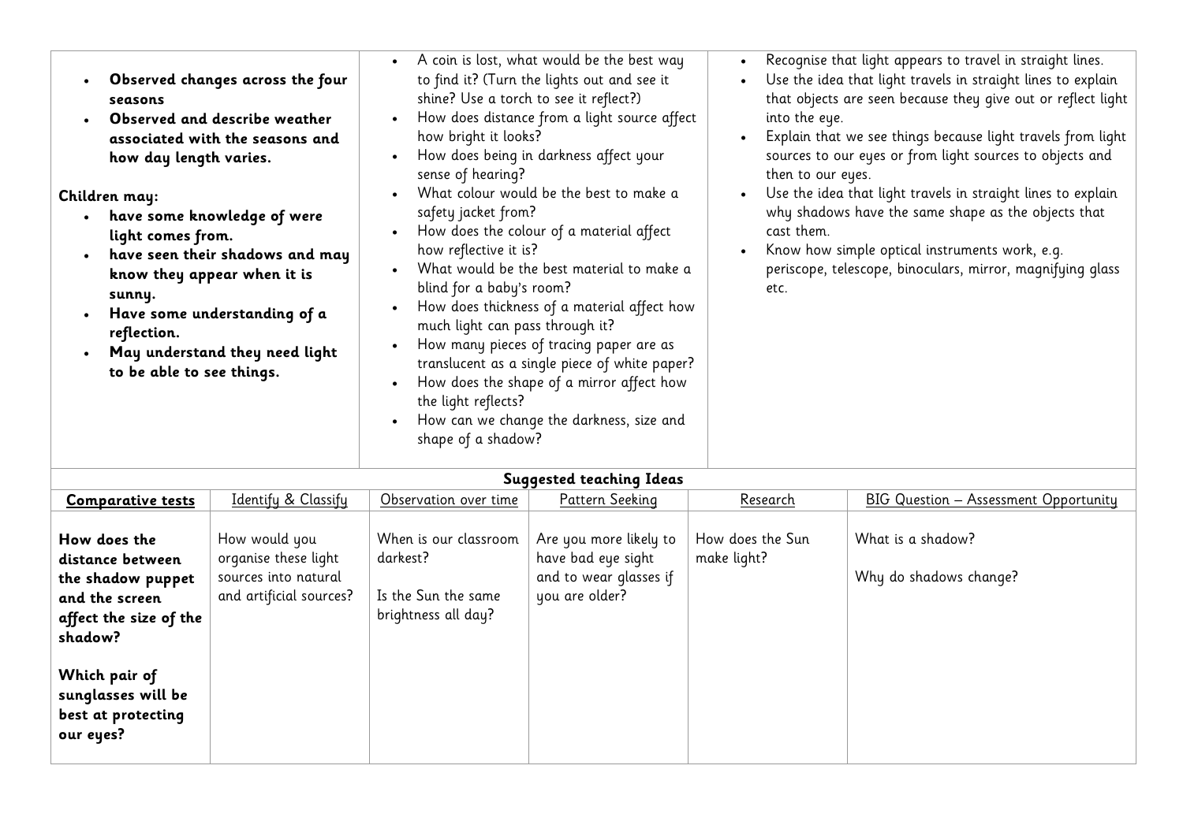| | | |
|---|---|---|
| <ul><li>**Observed changes across the four seasons**</li><li>**Observed and describe weather associated with the seasons and how day length varies.**</li></ul>**Children may:**<ul><li>**have some knowledge of were light comes from.**</li><li>**have seen their shadows and may know they appear when it is sunny.**</li><li>**Have some understanding of a reflection.**</li><li>**May understand they need light to be able to see things.**</li></ul> | <ul><li>A coin is lost, what would be the best way to find it? (Turn the lights out and see it shine? Use a torch to see it reflect?)</li><li>How does distance from a light source affect how bright it looks?</li><li>How does being in darkness affect your sense of hearing?</li><li>What colour would be the best to make a safety jacket from?</li><li>How does the colour of a material affect how reflective it is?</li><li>What would be the best material to make a blind for a baby's room?</li><li>How does thickness of a material affect how much light can pass through it?</li><li>How many pieces of tracing paper are as translucent as a single piece of white paper?</li><li>How does the shape of a mirror affect how the light reflects?</li><li>How can we change the darkness, size and shape of a shadow?</li></ul> | <ul><li>Recognise that light appears to travel in straight lines.</li><li>Use the idea that light travels in straight lines to explain that objects are seen because they give out or reflect light into the eye.</li><li>Explain that we see things because light travels from light sources to our eyes or from light sources to objects and then to our eyes.</li><li>Use the idea that light travels in straight lines to explain why shadows have the same shape as the objects that cast them.</li><li>Know how simple optical instruments work, e.g. periscope, telescope, binoculars, mirror, magnifying glass etc.</li></ul> |

**Suggested teaching Ideas**

| **Comparative tests** | Identify & Classify | Observation over time | Pattern Seeking | Research | BIG Question – Assessment Opportunity |
|---|---|---|---|---|---|
| **How does the distance between the shadow puppet and the screen affect the size of the shadow?**<br><br>**Which pair of sunglasses will be best at protecting our eyes?** | How would you organise these light sources into natural and artificial sources? | When is our classroom darkest?<br><br>Is the Sun the same brightness all day? | Are you more likely to have bad eye sight and to wear glasses if you are older? | How does the Sun make light? | What is a shadow?<br><br>Why do shadows change? |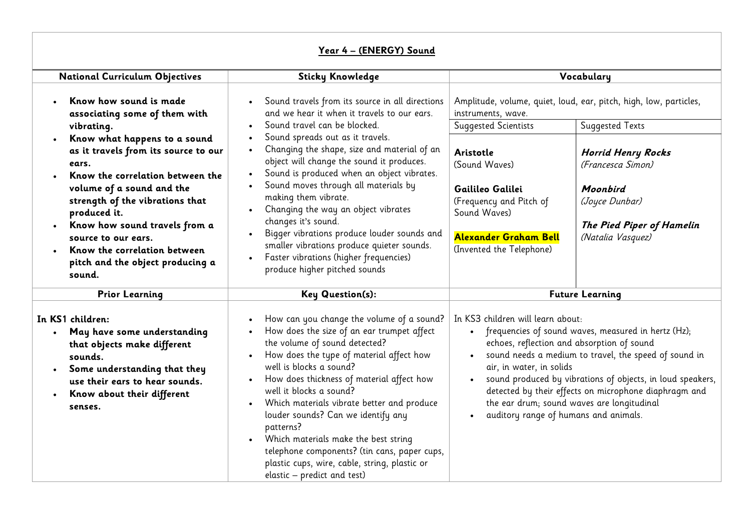## Year 4 – (ENERGY) Sound

| National Curriculum Objectives | Sticky Knowledge | Vocabulary | |
|---|---|---|---|
| • **Know how sound is made associating some of them with vibrating.**<br>• **Know what happens to a sound as it travels from its source to our ears.**<br>• **Know the correlation between the volume of a sound and the strength of the vibrations that produced it.**<br>• **Know how sound travels from a source to our ears.**<br>• **Know the correlation between pitch and the object producing a sound.** | • Sound travels from its source in all directions and we hear it when it travels to our ears.<br>• Sound travel can be blocked.<br>• Sound spreads out as it travels.<br>• Changing the shape, size and material of an object will change the sound it produces.<br>• Sound is produced when an object vibrates.<br>• Sound moves through all materials by making them vibrate.<br>• Changing the way an object vibrates changes it's sound.<br>• Bigger vibrations produce louder sounds and smaller vibrations produce quieter sounds.<br>• Faster vibrations (higher frequencies) produce higher pitched sounds | Amplitude, volume, quiet, loud, ear, pitch, high, low, particles, instruments, wave.<br><br>**Suggested Scientists**<br><br>**Aristotle**<br>(Sound Waves)<br><br>**Gailileo Galilei**<br>(Frequency and Pitch of Sound Waves)<br><br>**Alexander Graham Bell**<br>(Invented the Telephone) | <br><br>**Suggested Texts**<br><br>***Horrid Henry Rocks***<br>*(Francesca Simon)*<br><br>***Moonbird***<br>*(Joyce Dunbar)*<br><br>***The Pied Piper of Hamelin***<br>*(Natalia Vasquez)* |
| **Prior Learning** | **Key Question(s):** | **Future Learning** | |
| **In KS1 children:**<br>• **May have some understanding that objects make different sounds.**<br>• **Some understanding that they use their ears to hear sounds.**<br>• **Know about their different senses.** | • How can you change the volume of a sound?<br>• How does the size of an ear trumpet affect the volume of sound detected?<br>• How does the type of material affect how well is blocks a sound?<br>• How does thickness of material affect how well it blocks a sound?<br>• Which materials vibrate better and produce louder sounds? Can we identify any patterns?<br>• Which materials make the best string telephone components? (tin cans, paper cups, plastic cups, wire, cable, string, plastic or elastic – predict and test) | In KS3 children will learn about:<br>• frequencies of sound waves, measured in hertz (Hz); echoes, reflection and absorption of sound<br>• sound needs a medium to travel, the speed of sound in air, in water, in solids<br>• sound produced by vibrations of objects, in loud speakers, detected by their effects on microphone diaphragm and the ear drum; sound waves are longitudinal<br>• auditory range of humans and animals. | |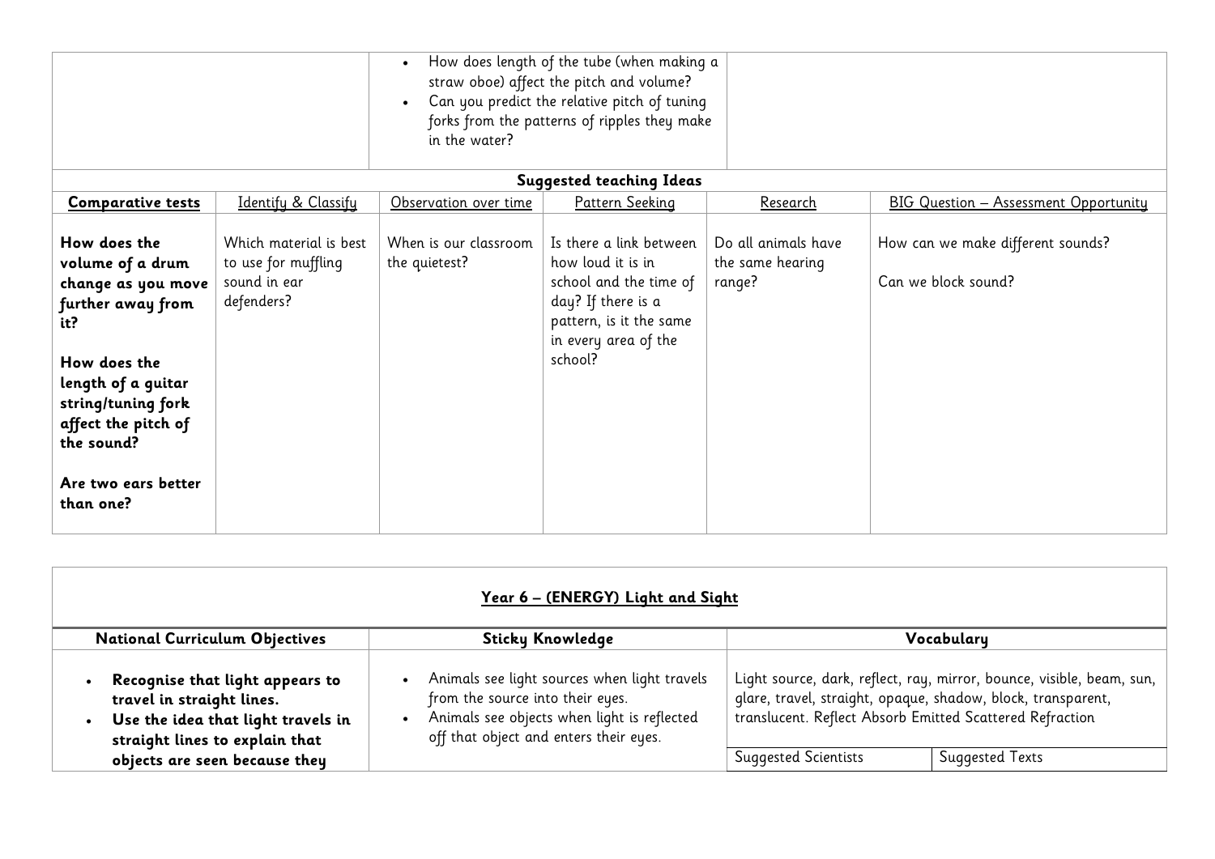| | • How does length of the tube (when making a straw oboe) affect the pitch and volume?<br>• Can you predict the relative pitch of tuning forks from the patterns of ripples they make in the water? | |
|---|---|---|

**Suggested teaching Ideas**

| Comparative tests | Identify & Classify | Observation over time | Pattern Seeking | Research | BIG Question – Assessment Opportunity |
|---|---|---|---|---|---|
| **How does the volume of a drum change as you move further away from it?**<br><br>**How does the length of a guitar string/tuning fork affect the pitch of the sound?**<br><br>**Are two ears better than one?** | Which material is best to use for muffling sound in ear defenders? | When is our classroom the quietest? | Is there a link between how loud it is in school and the time of day? If there is a pattern, is it the same in every area of the school? | Do all animals have the same hearing range? | How can we make different sounds?<br><br>Can we block sound? |

## Year 6 – (ENERGY) Light and Sight

| National Curriculum Objectives | Sticky Knowledge | Vocabulary | |
|---|---|---|---|
| • **Recognise that light appears to travel in straight lines.**<br>• **Use the idea that light travels in straight lines to explain that objects are seen because they** | • Animals see light sources when light travels from the source into their eyes.<br>• Animals see objects when light is reflected off that object and enters their eyes. | Light source, dark, reflect, ray, mirror, bounce, visible, beam, sun, glare, travel, straight, opaque, shadow, block, transparent, translucent. Reflect Absorb Emitted Scattered Refraction | |
| | | Suggested Scientists | Suggested Texts |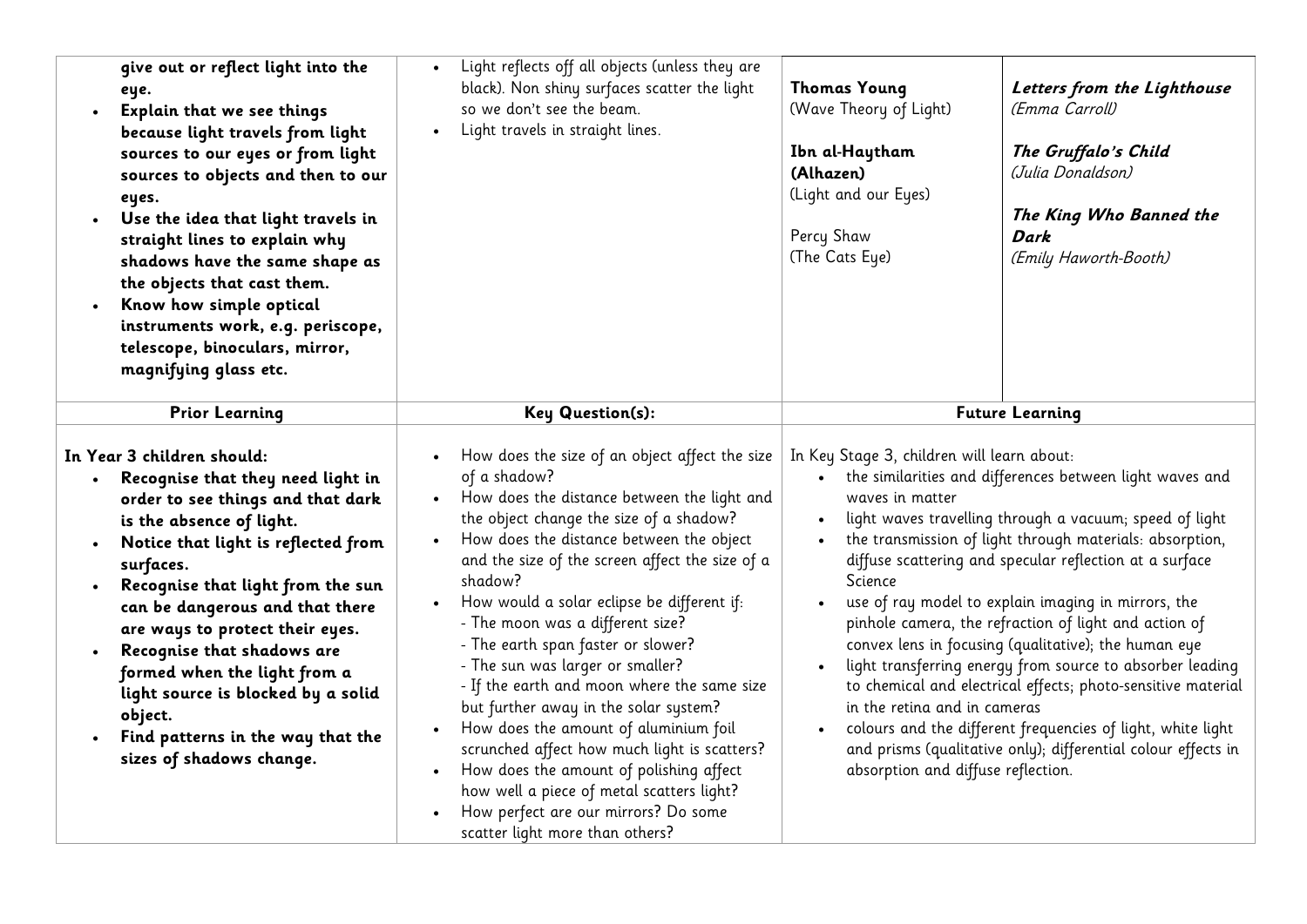| give out or reflect light into the eye.<br>• **Explain that we see things because light travels from light sources to our eyes or from light sources to objects and then to our eyes.**<br>• **Use the idea that light travels in straight lines to explain why shadows have the same shape as the objects that cast them.**<br>• **Know how simple optical instruments work, e.g. periscope, telescope, binoculars, mirror, magnifying glass etc.** | • Light reflects off all objects (unless they are black). Non shiny surfaces scatter the light so we don't see the beam.<br>• Light travels in straight lines. | **Thomas Young**<br>(Wave Theory of Light)<br><br>**Ibn al-Haytham (Alhazen)**<br>(Light and our Eyes)<br><br>Percy Shaw<br>(The Cats Eye) | ***Letters from the Lighthouse***<br>*(Emma Carroll)*<br><br>***The Gruffalo's Child***<br>*(Julia Donaldson)*<br><br>***The King Who Banned the Dark***<br>*(Emily Haworth-Booth)* |
|---|---|---|---|
| **Prior Learning** | **Key Question(s):** | **Future Learning** | |
| **In Year 3 children should:**<br>• **Recognise that they need light in order to see things and that dark is the absence of light.**<br>• **Notice that light is reflected from surfaces.**<br>• **Recognise that light from the sun can be dangerous and that there are ways to protect their eyes.**<br>• **Recognise that shadows are formed when the light from a light source is blocked by a solid object.**<br>• **Find patterns in the way that the sizes of shadows change.** | • How does the size of an object affect the size of a shadow?<br>• How does the distance between the light and the object change the size of a shadow?<br>• How does the distance between the object and the size of the screen affect the size of a shadow?<br>• How would a solar eclipse be different if:<br>- The moon was a different size?<br>- The earth span faster or slower?<br>- The sun was larger or smaller?<br>- If the earth and moon where the same size but further away in the solar system?<br>• How does the amount of aluminium foil scrunched affect how much light is scatters?<br>• How does the amount of polishing affect how well a piece of metal scatters light?<br>• How perfect are our mirrors? Do some scatter light more than others? | In Key Stage 3, children will learn about:<br>• the similarities and differences between light waves and waves in matter<br>• light waves travelling through a vacuum; speed of light<br>• the transmission of light through materials: absorption, diffuse scattering and specular reflection at a surface Science<br>• use of ray model to explain imaging in mirrors, the pinhole camera, the refraction of light and action of convex lens in focusing (qualitative); the human eye<br>• light transferring energy from source to absorber leading to chemical and electrical effects; photo-sensitive material in the retina and in cameras<br>• colours and the different frequencies of light, white light and prisms (qualitative only); differential colour effects in absorption and diffuse reflection. | |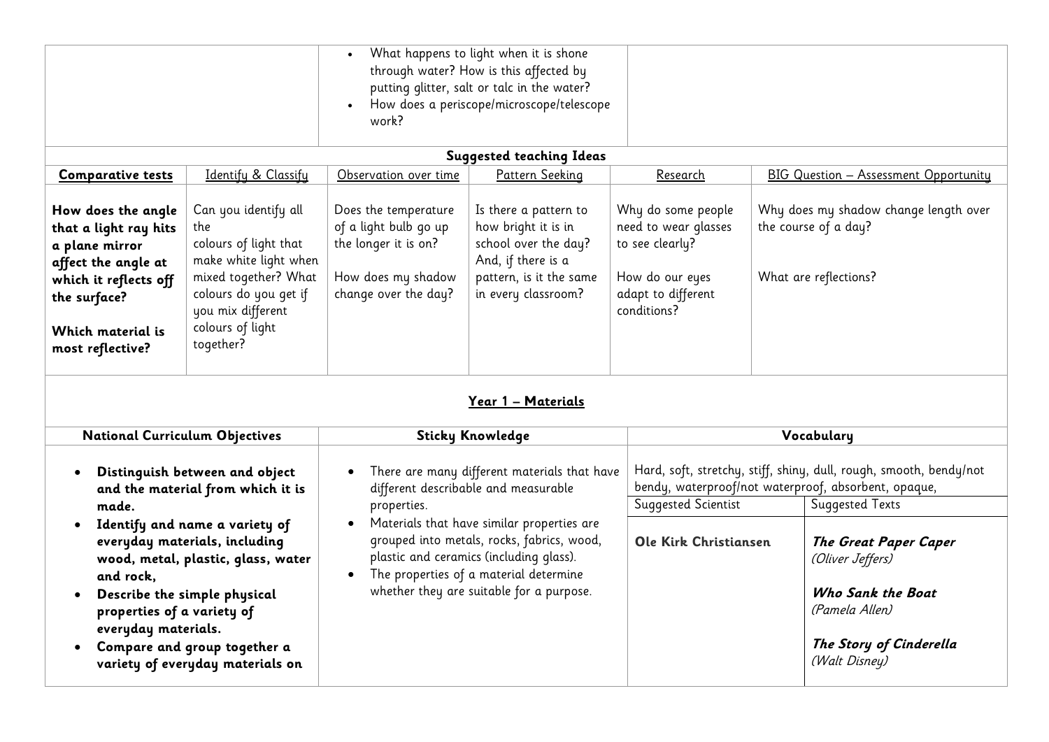| | | | |
|---|---|---|---|
| | | • What happens to light when it is shone through water? How is this affected by putting glitter, salt or talc in the water?<br>• How does a periscope/microscope/telescope work? | |

**Suggested teaching Ideas**

| **Comparative tests** | Identify & Classify | Observation over time | Pattern Seeking | Research | BIG Question – Assessment Opportunity |
|---|---|---|---|---|---|
| **How does the angle that a light ray hits a plane mirror affect the angle at which it reflects off the surface?**<br><br>**Which material is most reflective?** | Can you identify all the colours of light that make white light when mixed together? What colours do you get if you mix different colours of light together? | Does the temperature of a light bulb go up the longer it is on?<br><br>How does my shadow change over the day? | Is there a pattern to how bright it is in school over the day? And, if there is a pattern, is it the same in every classroom? | Why do some people need to wear glasses to see clearly?<br><br>How do our eyes adapt to different conditions? | Why does my shadow change length over the course of a day?<br><br>What are reflections? |

## Year 1 – Materials

| **National Curriculum Objectives** | **Sticky Knowledge** | **Vocabulary** | |
|---|---|---|---|
| • **Distinguish between and object and the material from which it is made.**<br>• **Identify and name a variety of everyday materials, including wood, metal, plastic, glass, water and rock,**<br>• **Describe the simple physical properties of a variety of everyday materials.**<br>• **Compare and group together a variety of everyday materials on** | • There are many different materials that have different describable and measurable properties.<br>• Materials that have similar properties are grouped into metals, rocks, fabrics, wood, plastic and ceramics (including glass).<br>• The properties of a material determine whether they are suitable for a purpose. | Hard, soft, stretchy, stiff, shiny, dull, rough, smooth, bendy/not bendy, waterproof/not waterproof, absorbent, opaque, | |
| | | Suggested Scientist | Suggested Texts |
| | | **Ole Kirk Christiansen** | ***The Great Paper Caper*** *(Oliver Jeffers)*<br><br>***Who Sank the Boat*** *(Pamela Allen)*<br><br>***The Story of Cinderella*** *(Walt Disney)* |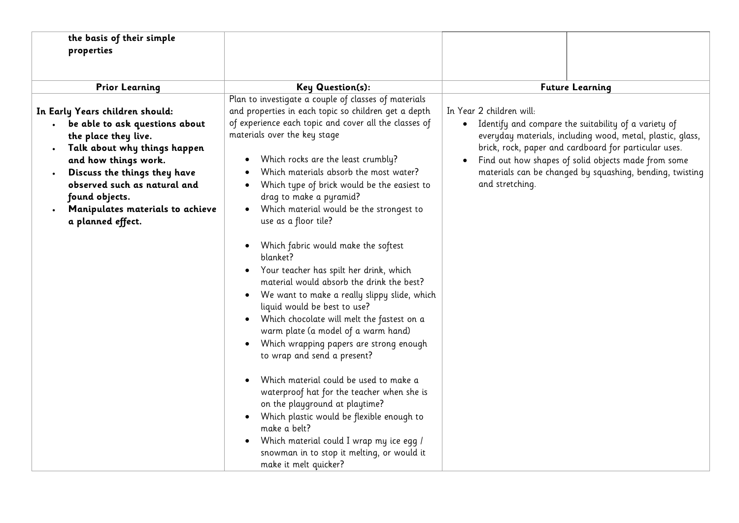| the basis of their simple properties | | | |
|---|---|---|---|
| **Prior Learning** | **Key Question(s):** | **Future Learning** | |
| **In Early Years children should:**<br>• **be able to ask questions about the place they live.**<br>• **Talk about why things happen and how things work.**<br>• **Discuss the things they have observed such as natural and found objects.**<br>• **Manipulates materials to achieve a planned effect.** | Plan to investigate a couple of classes of materials and properties in each topic so children get a depth of experience each topic and cover all the classes of materials over the key stage<br><br>• Which rocks are the least crumbly?<br>• Which materials absorb the most water?<br>• Which type of brick would be the easiest to drag to make a pyramid?<br>• Which material would be the strongest to use as a floor tile?<br><br>• Which fabric would make the softest blanket?<br>• Your teacher has spilt her drink, which material would absorb the drink the best?<br>• We want to make a really slippy slide, which liquid would be best to use?<br>• Which chocolate will melt the fastest on a warm plate (a model of a warm hand)<br>• Which wrapping papers are strong enough to wrap and send a present?<br><br>• Which material could be used to make a waterproof hat for the teacher when she is on the playground at playtime?<br>• Which plastic would be flexible enough to make a belt?<br>• Which material could I wrap my ice egg / snowman in to stop it melting, or would it make it melt quicker? | In Year 2 children will:<br>• Identify and compare the suitability of a variety of everyday materials, including wood, metal, plastic, glass, brick, rock, paper and cardboard for particular uses.<br>• Find out how shapes of solid objects made from some materials can be changed by squashing, bending, twisting and stretching. | |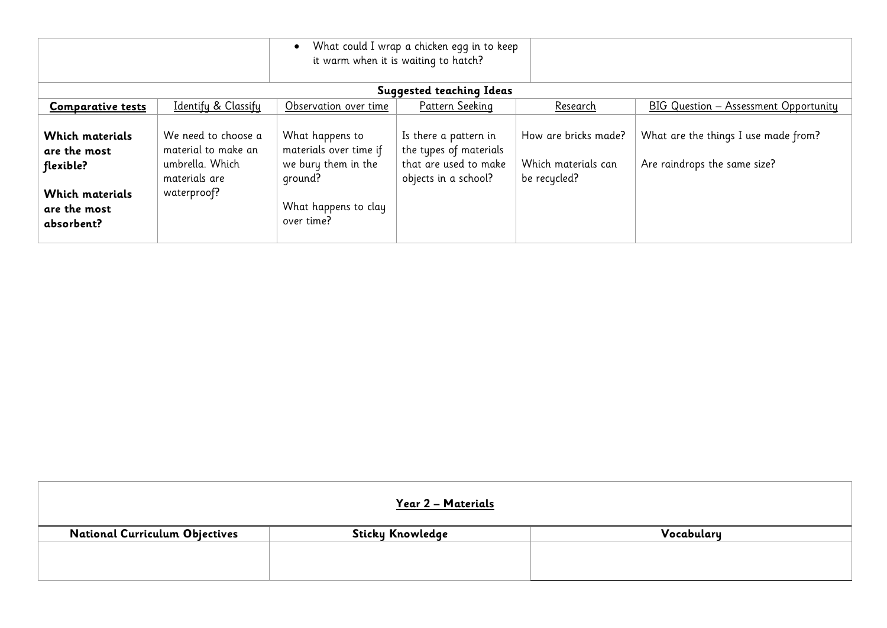| | | | | | |
|---|---|---|---|---|---|
| | | • What could I wrap a chicken egg in to keep it warm when it is waiting to hatch? | | | |
| **Suggested teaching Ideas** | | | | | |
| **Comparative tests** | Identify & Classify | Observation over time | Pattern Seeking | Research | BIG Question – Assessment Opportunity |
| **Which materials are the most flexible?**<br><br>**Which materials are the most absorbent?** | We need to choose a material to make an umbrella. Which materials are waterproof? | What happens to materials over time if we bury them in the ground?<br><br>What happens to clay over time? | Is there a pattern in the types of materials that are used to make objects in a school? | How are bricks made?<br><br>Which materials can be recycled? | What are the things I use made from?<br><br>Are raindrops the same size? |

## Year 2 – Materials

| National Curriculum Objectives | Sticky Knowledge | Vocabulary |
|---|---|---|
| | | |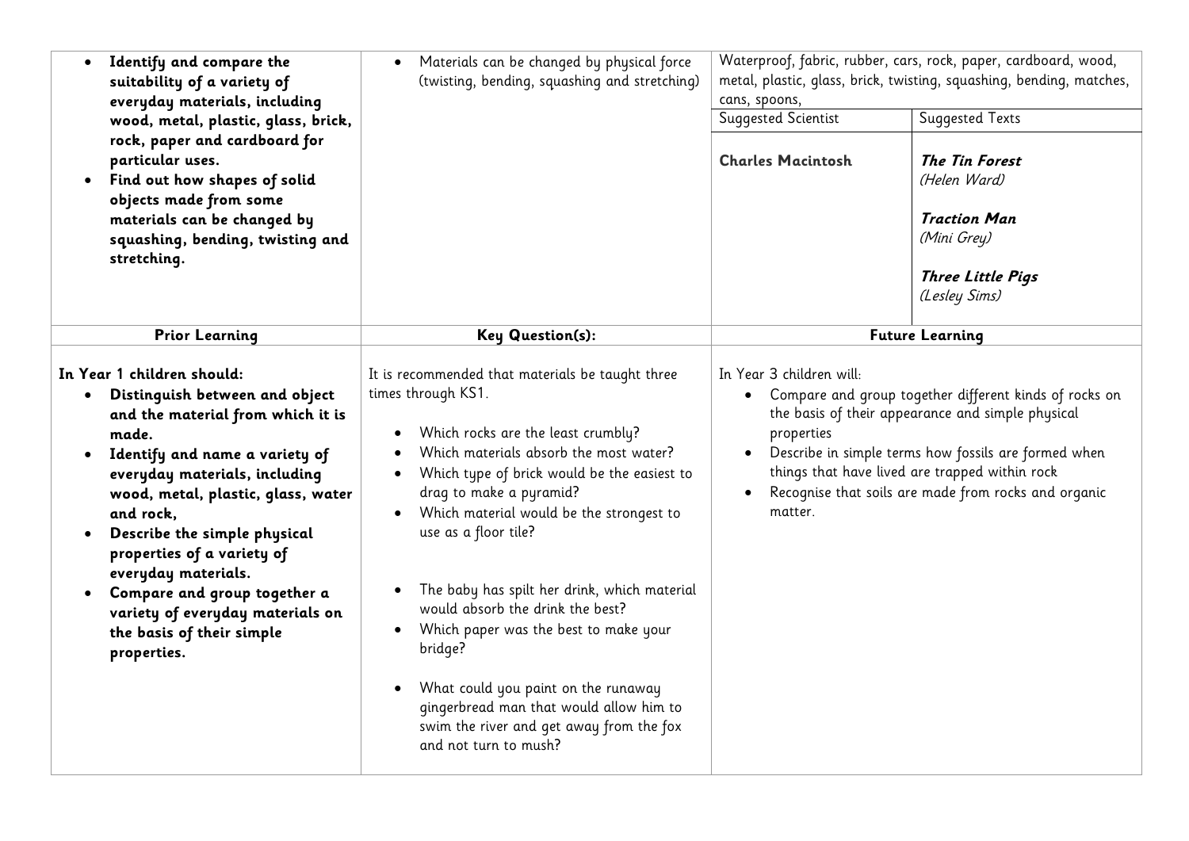| | | | |
|---|---|---|---|
| • **Identify and compare the suitability of a variety of everyday materials, including wood, metal, plastic, glass, brick, rock, paper and cardboard for particular uses.**<br>• **Find out how shapes of solid objects made from some materials can be changed by squashing, bending, twisting and stretching.** | • Materials can be changed by physical force (twisting, bending, squashing and stretching) | Waterproof, fabric, rubber, cars, rock, paper, cardboard, wood, metal, plastic, glass, brick, twisting, squashing, bending, matches, cans, spoons, | |
| | | Suggested Scientist | Suggested Texts |
| | | **Charles Macintosh** | ***The Tin Forest*** *(Helen Ward)*<br><br>***Traction Man*** *(Mini Grey)*<br><br>***Three Little Pigs*** *(Lesley Sims)* |
| **Prior Learning** | **Key Question(s):** | **Future Learning** | |
| **In Year 1 children should:**<br>• **Distinguish between and object and the material from which it is made.**<br>• **Identify and name a variety of everyday materials, including wood, metal, plastic, glass, water and rock,**<br>• **Describe the simple physical properties of a variety of everyday materials.**<br>• **Compare and group together a variety of everyday materials on the basis of their simple properties.** | It is recommended that materials be taught three times through KS1.<br><br>• Which rocks are the least crumbly?<br>• Which materials absorb the most water?<br>• Which type of brick would be the easiest to drag to make a pyramid?<br>• Which material would be the strongest to use as a floor tile?<br><br>• The baby has spilt her drink, which material would absorb the drink the best?<br>• Which paper was the best to make your bridge?<br><br>• What could you paint on the runaway gingerbread man that would allow him to swim the river and get away from the fox and not turn to mush? | In Year 3 children will:<br>• Compare and group together different kinds of rocks on the basis of their appearance and simple physical properties<br>• Describe in simple terms how fossils are formed when things that have lived are trapped within rock<br>• Recognise that soils are made from rocks and organic matter. | |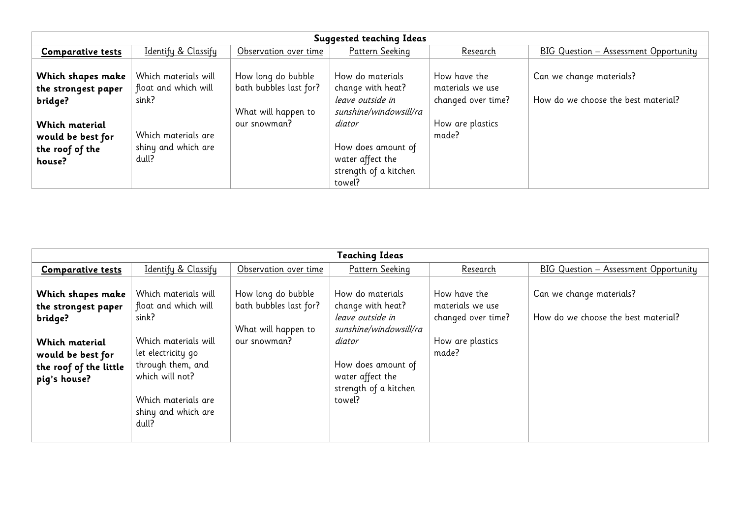| Suggested teaching Ideas | | | | | |
|---|---|---|---|---|---|
| **Comparative tests** | Identify & Classify | Observation over time | Pattern Seeking | Research | BIG Question – Assessment Opportunity |
| **Which shapes make the strongest paper bridge?**<br><br>**Which material would be best for the roof of the house?** | Which materials will float and which will sink?<br><br>Which materials are shiny and which are dull? | How long do bubble bath bubbles last for?<br><br>What will happen to our snowman? | How do materials change with heat? *leave outside in sunshine/windowsill/radiator*<br><br>How does amount of water affect the strength of a kitchen towel? | How have the materials we use changed over time?<br><br>How are plastics made? | Can we change materials?<br><br>How do we choose the best material? |

| Teaching Ideas | | | | | |
|---|---|---|---|---|---|
| **Comparative tests** | Identify & Classify | Observation over time | Pattern Seeking | Research | BIG Question – Assessment Opportunity |
| **Which shapes make the strongest paper bridge?**<br><br>**Which material would be best for the roof of the little pig's house?** | Which materials will float and which will sink?<br><br>Which materials will let electricity go through them, and which will not?<br><br>Which materials are shiny and which are dull? | How long do bubble bath bubbles last for?<br><br>What will happen to our snowman? | How do materials change with heat? *leave outside in sunshine/windowsill/radiator*<br><br>How does amount of water affect the strength of a kitchen towel? | How have the materials we use changed over time?<br><br>How are plastics made? | Can we change materials?<br><br>How do we choose the best material? |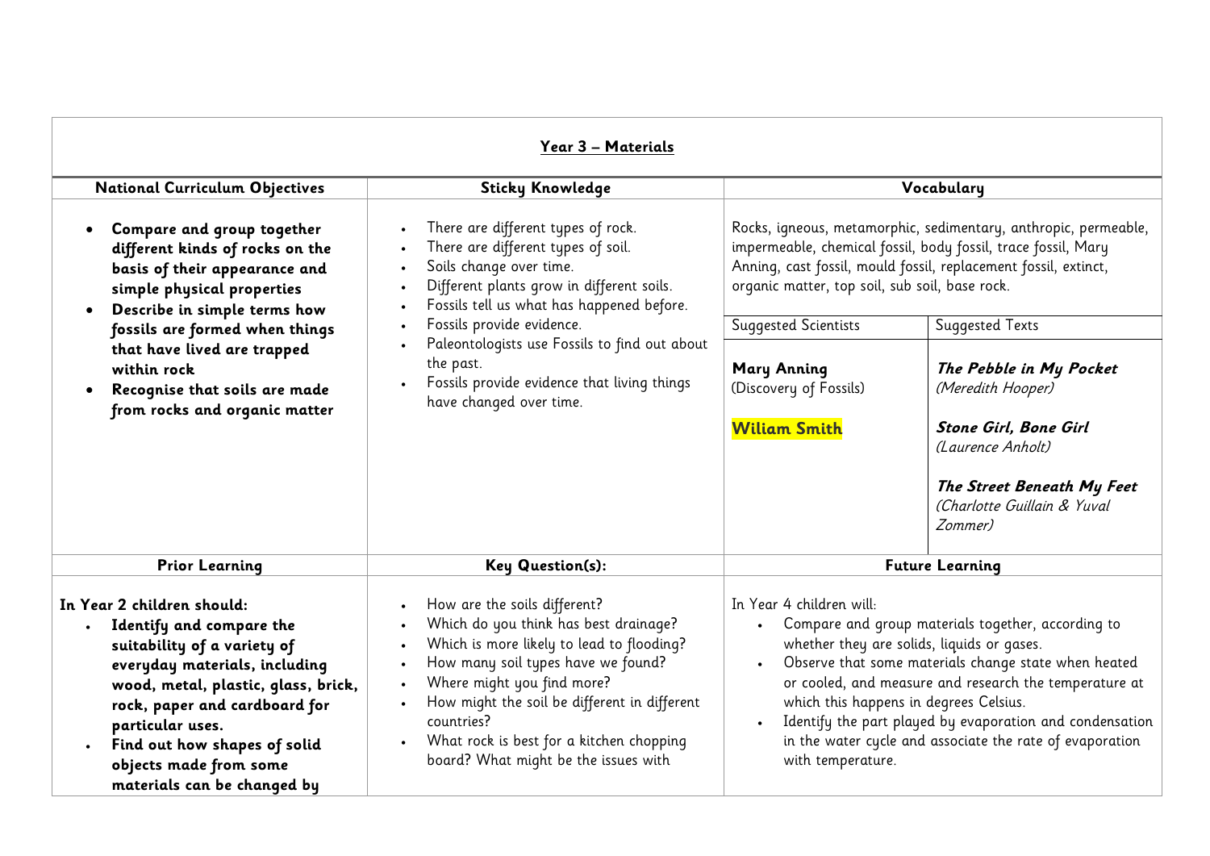## Year 3 – Materials

| National Curriculum Objectives | Sticky Knowledge | Vocabulary | |
|---|---|---|---|
| <ul><li>**Compare and group together different kinds of rocks on the basis of their appearance and simple physical properties**</li><li>**Describe in simple terms how fossils are formed when things that have lived are trapped within rock**</li><li>**Recognise that soils are made from rocks and organic matter**</li></ul> | <ul><li>There are different types of rock.</li><li>There are different types of soil.</li><li>Soils change over time.</li><li>Different plants grow in different soils.</li><li>Fossils tell us what has happened before.</li><li>Fossils provide evidence.</li><li>Paleontologists use Fossils to find out about the past.</li><li>Fossils provide evidence that living things have changed over time.</li></ul> | Rocks, igneous, metamorphic, sedimentary, anthropic, permeable, impermeable, chemical fossil, body fossil, trace fossil, Mary Anning, cast fossil, mould fossil, replacement fossil, extinct, organic matter, top soil, sub soil, base rock. | |
| | | Suggested Scientists | Suggested Texts |
| | | **Mary Anning** (Discovery of Fossils)<br><br>**Wiliam Smith** | ***The Pebble in My Pocket*** *(Meredith Hooper)*<br><br>***Stone Girl, Bone Girl*** *(Laurence Anholt)*<br><br>***The Street Beneath My Feet*** *(Charlotte Guillain & Yuval Zommer)* |
| **Prior Learning** | **Key Question(s):** | **Future Learning** | |
| **In Year 2 children should:**<ul><li>**Identify and compare the suitability of a variety of everyday materials, including wood, metal, plastic, glass, brick, rock, paper and cardboard for particular uses.**</li><li>**Find out how shapes of solid objects made from some materials can be changed by**</li></ul> | <ul><li>How are the soils different?</li><li>Which do you think has best drainage?</li><li>Which is more likely to lead to flooding?</li><li>How many soil types have we found?</li><li>Where might you find more?</li><li>How might the soil be different in different countries?</li><li>What rock is best for a kitchen chopping board? What might be the issues with</li></ul> | In Year 4 children will:<ul><li>Compare and group materials together, according to whether they are solids, liquids or gases.</li><li>Observe that some materials change state when heated or cooled, and measure and research the temperature at which this happens in degrees Celsius.</li><li>Identify the part played by evaporation and condensation in the water cycle and associate the rate of evaporation with temperature.</li></ul> | |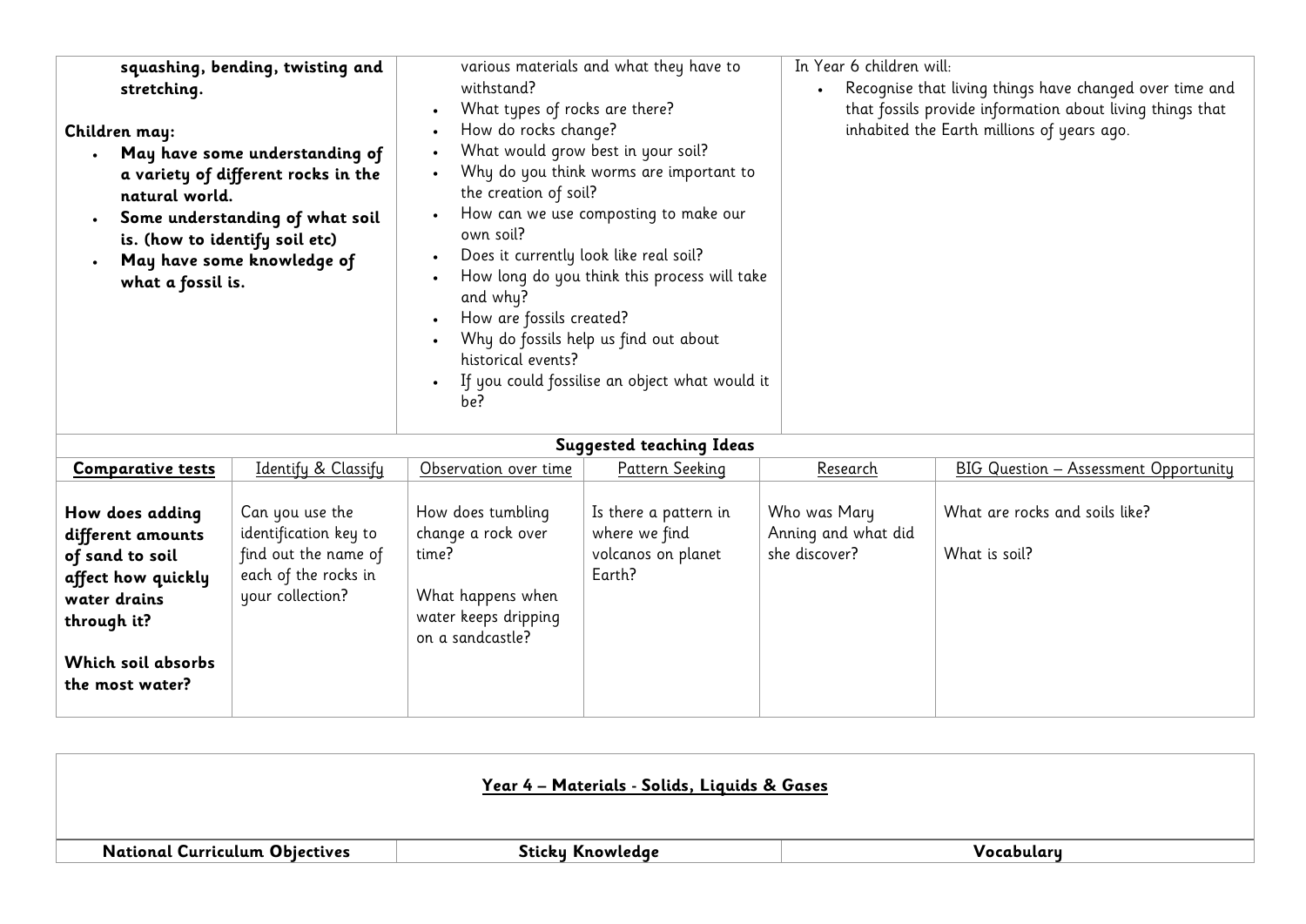| | | |
|---|---|---|
| **squashing, bending, twisting and stretching.**<br><br>**Children may:**<br>• **May have some understanding of a variety of different rocks in the natural world.**<br>• **Some understanding of what soil is. (how to identify soil etc)**<br>• **May have some knowledge of what a fossil is.** | various materials and what they have to withstand?<br>• What types of rocks are there?<br>• How do rocks change?<br>• What would grow best in your soil?<br>• Why do you think worms are important to the creation of soil?<br>• How can we use composting to make our own soil?<br>• Does it currently look like real soil?<br>• How long do you think this process will take and why?<br>• How are fossils created?<br>• Why do fossils help us find out about historical events?<br>• If you could fossilise an object what would it be? | In Year 6 children will:<br>• Recognise that living things have changed over time and that fossils provide information about living things that inhabited the Earth millions of years ago. |

**Suggested teaching Ideas**

| **Comparative tests** | Identify & Classify | Observation over time | Pattern Seeking | Research | BIG Question – Assessment Opportunity |
|---|---|---|---|---|---|
| **How does adding different amounts of sand to soil affect how quickly water drains through it?**<br><br>**Which soil absorbs the most water?** | Can you use the identification key to find out the name of each of the rocks in your collection? | How does tumbling change a rock over time?<br><br>What happens when water keeps dripping on a sandcastle? | Is there a pattern in where we find volcanos on planet Earth? | Who was Mary Anning and what did she discover? | What are rocks and soils like?<br><br>What is soil? |

## Year 4 – Materials - Solids, Liquids & Gases

| National Curriculum Objectives | Sticky Knowledge | Vocabulary |
|---|---|---|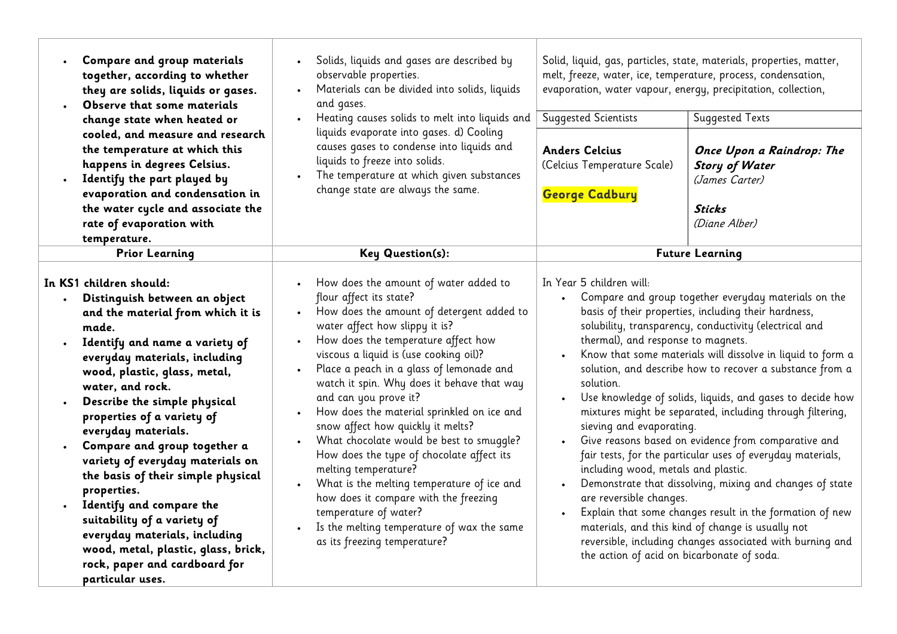| | | | |
|---|---|---|---|
| • **Compare and group materials together, according to whether they are solids, liquids or gases.**<br>• **Observe that some materials change state when heated or cooled, and measure and research the temperature at which this happens in degrees Celsius.**<br>• **Identify the part played by evaporation and condensation in the water cycle and associate the rate of evaporation with temperature.** | • Solids, liquids and gases are described by observable properties.<br>• Materials can be divided into solids, liquids and gases.<br>• Heating causes solids to melt into liquids and liquids evaporate into gases. d) Cooling causes gases to condense into liquids and liquids to freeze into solids.<br>• The temperature at which given substances change state are always the same. | Solid, liquid, gas, particles, state, materials, properties, matter, melt, freeze, water, ice, temperature, process, condensation, evaporation, water vapour, energy, precipitation, collection,<br><br>**Suggested Scientists**<br>**Anders Celcius** (Celcius Temperature Scale)<br>**George Cadbury** | <br><br><br>**Suggested Texts**<br>***Once Upon a Raindrop: The Story of Water*** *(James Carter)*<br>***Sticks*** *(Diane Alber)* |
| **Prior Learning** | **Key Question(s):** | **Future Learning** | |
| In KS1 children should:<br>• **Distinguish between an object and the material from which it is made.**<br>• **Identify and name a variety of everyday materials, including wood, plastic, glass, metal, water, and rock.**<br>• **Describe the simple physical properties of a variety of everyday materials.**<br>• **Compare and group together a variety of everyday materials on the basis of their simple physical properties.**<br>• **Identify and compare the suitability of a variety of everyday materials, including wood, metal, plastic, glass, brick, rock, paper and cardboard for particular uses.** | • How does the amount of water added to flour affect its state?<br>• How does the amount of detergent added to water affect how slippy it is?<br>• How does the temperature affect how viscous a liquid is (use cooking oil)?<br>• Place a peach in a glass of lemonade and watch it spin. Why does it behave that way and can you prove it?<br>• How does the material sprinkled on ice and snow affect how quickly it melts?<br>• What chocolate would be best to smuggle? How does the type of chocolate affect its melting temperature?<br>• What is the melting temperature of ice and how does it compare with the freezing temperature of water?<br>• Is the melting temperature of wax the same as its freezing temperature? | In Year 5 children will:<br>• Compare and group together everyday materials on the basis of their properties, including their hardness, solubility, transparency, conductivity (electrical and thermal), and response to magnets.<br>• Know that some materials will dissolve in liquid to form a solution, and describe how to recover a substance from a solution.<br>• Use knowledge of solids, liquids, and gases to decide how mixtures might be separated, including through filtering, sieving and evaporating.<br>• Give reasons based on evidence from comparative and fair tests, for the particular uses of everyday materials, including wood, metals and plastic.<br>• Demonstrate that dissolving, mixing and changes of state are reversible changes.<br>• Explain that some changes result in the formation of new materials, and this kind of change is usually not reversible, including changes associated with burning and the action of acid on bicarbonate of soda. | |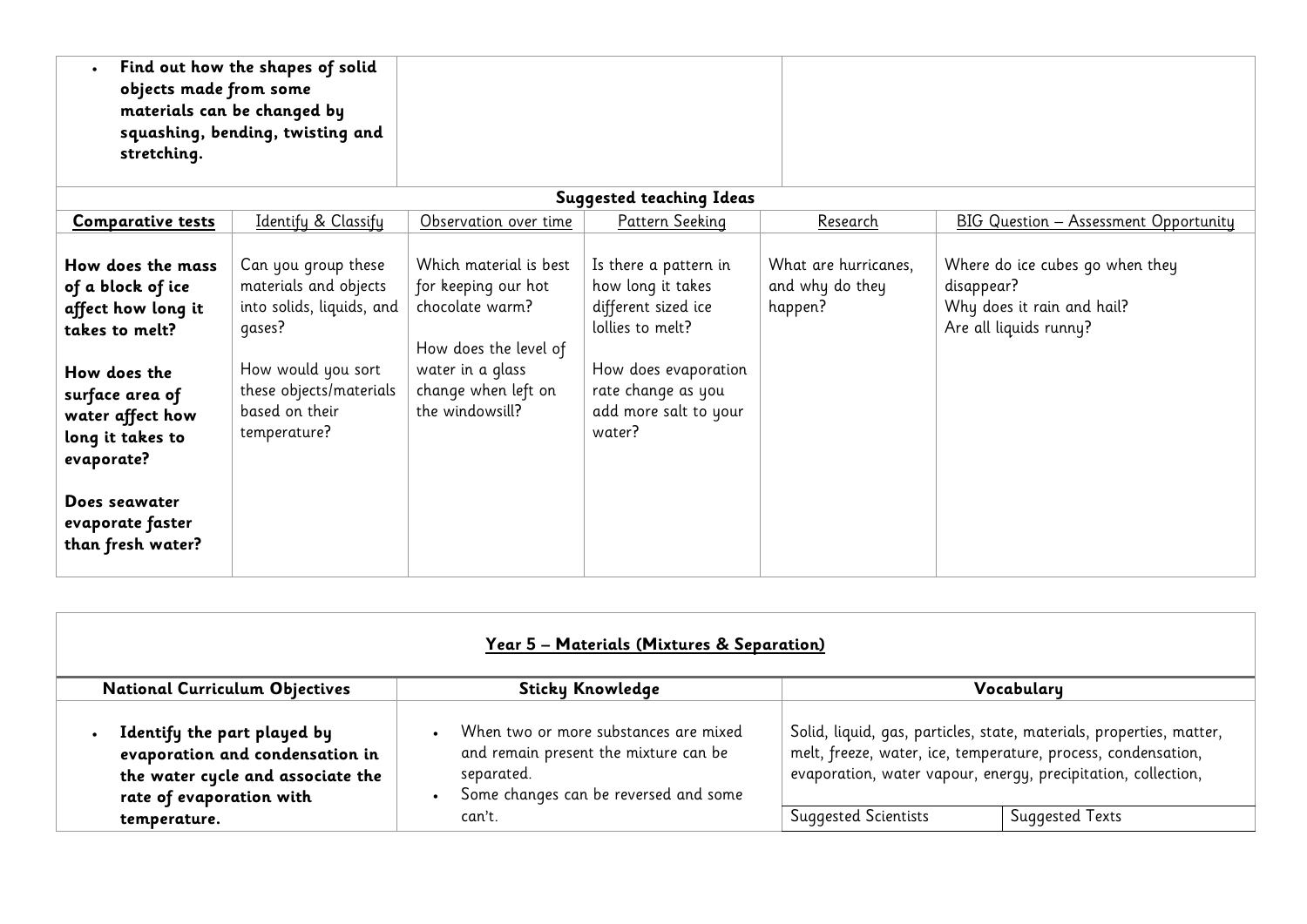| | | |
|---|---|---|
| • **Find out how the shapes of solid objects made from some materials can be changed by squashing, bending, twisting and stretching.** | | |

**Suggested teaching Ideas**

| **Comparative tests** | Identify & Classify | Observation over time | Pattern Seeking | Research | BIG Question – Assessment Opportunity |
|---|---|---|---|---|---|
| **How does the mass of a block of ice affect how long it takes to melt?**<br><br>**How does the surface area of water affect how long it takes to evaporate?**<br><br>**Does seawater evaporate faster than fresh water?** | Can you group these materials and objects into solids, liquids, and gases?<br><br>How would you sort these objects/materials based on their temperature? | Which material is best for keeping our hot chocolate warm?<br><br>How does the level of water in a glass change when left on the windowsill? | Is there a pattern in how long it takes different sized ice lollies to melt?<br><br>How does evaporation rate change as you add more salt to your water? | What are hurricanes, and why do they happen? | Where do ice cubes go when they disappear?<br>Why does it rain and hail?<br>Are all liquids runny? |

**Year 5 – Materials (Mixtures & Separation)**

| **National Curriculum Objectives** | **Sticky Knowledge** | **Vocabulary** | |
|---|---|---|---|
| • **Identify the part played by evaporation and condensation in the water cycle and associate the rate of evaporation with temperature.** | • When two or more substances are mixed and remain present the mixture can be separated.<br>• Some changes can be reversed and some can't. | Solid, liquid, gas, particles, state, materials, properties, matter, melt, freeze, water, ice, temperature, process, condensation, evaporation, water vapour, energy, precipitation, collection, | |
| | | Suggested Scientists | Suggested Texts |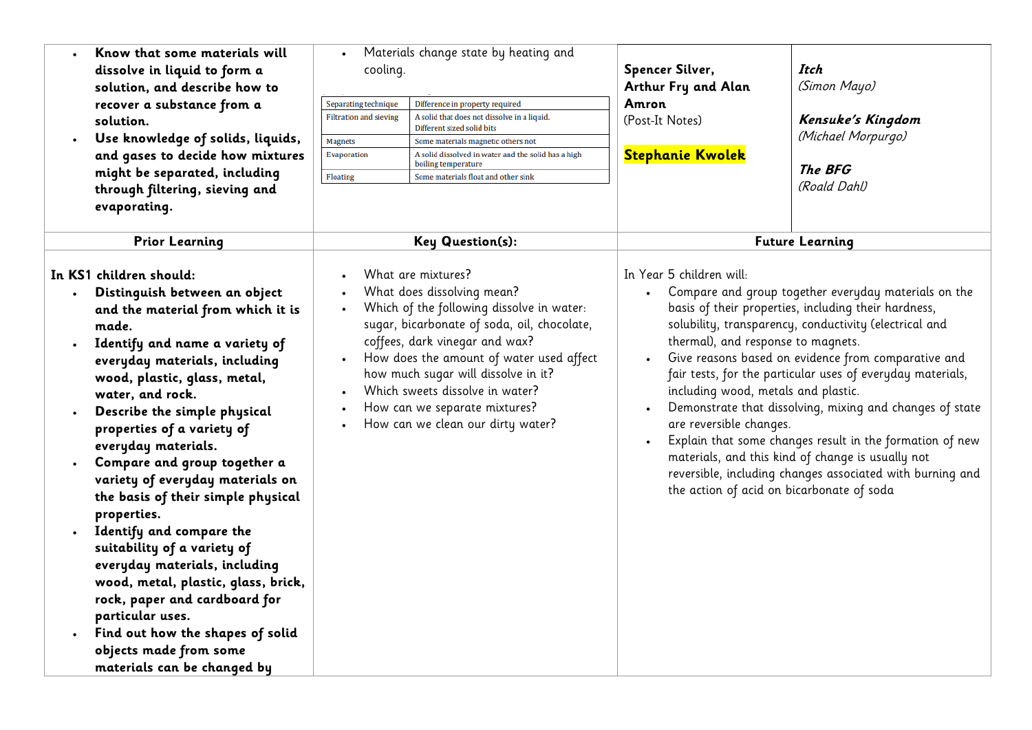- **Know that some materials will dissolve in liquid to form a solution, and describe how to recover a substance from a solution.**
- **Use knowledge of solids, liquids, and gases to decide how mixtures might be separated, including through filtering, sieving and evaporating.**

- Materials change state by heating and cooling.

| Separating technique | Difference in property required |
|---|---|
| Filtration and sieving | A solid that does not dissolve in a liquid. Different sized solid bits |
| Magnets | Some materials magnetic others not |
| Evaporation | A solid dissolved in water and the solid has a high boiling temperature |
| Floating | Some materials float and other sink |

**Spencer Silver, Arthur Fry and Alan Amron**
(Post-It Notes)

**Stephanie Kwolek**

***Itch***
*(Simon Mayo)*

***Kensuke's Kingdom***
*(Michael Morpurgo)*

***The BFG***
*(Roald Dahl)*

## Prior Learning

**In KS1 children should:**

- **Distinguish between an object and the material from which it is made.**
- **Identify and name a variety of everyday materials, including wood, plastic, glass, metal, water, and rock.**
- **Describe the simple physical properties of a variety of everyday materials.**
- **Compare and group together a variety of everyday materials on the basis of their simple physical properties.**
- **Identify and compare the suitability of a variety of everyday materials, including wood, metal, plastic, glass, brick, rock, paper and cardboard for particular uses.**
- **Find out how the shapes of solid objects made from some materials can be changed by**

## Key Question(s):

- What are mixtures?
- What does dissolving mean?
- Which of the following dissolve in water: sugar, bicarbonate of soda, oil, chocolate, coffees, dark vinegar and wax?
- How does the amount of water used affect how much sugar will dissolve in it?
- Which sweets dissolve in water?
- How can we separate mixtures?
- How can we clean our dirty water?

## Future Learning

In Year 5 children will:

- Compare and group together everyday materials on the basis of their properties, including their hardness, solubility, transparency, conductivity (electrical and thermal), and response to magnets.
- Give reasons based on evidence from comparative and fair tests, for the particular uses of everyday materials, including wood, metals and plastic.
- Demonstrate that dissolving, mixing and changes of state are reversible changes.
- Explain that some changes result in the formation of new materials, and this kind of change is usually not reversible, including changes associated with burning and the action of acid on bicarbonate of soda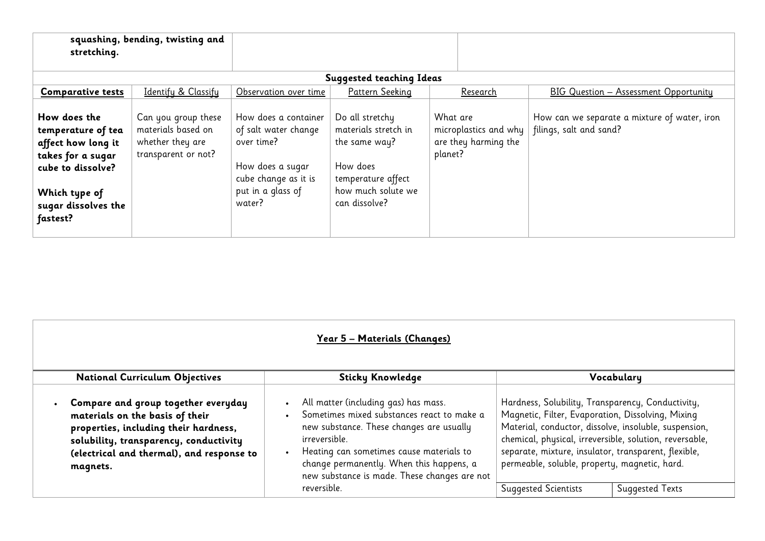| **squashing, bending, twisting and stretching.** | | | | | |
|---|---|---|---|---|---|

**Suggested teaching Ideas**

| **Comparative tests** | Identify & Classify | Observation over time | Pattern Seeking | Research | BIG Question – Assessment Opportunity |
|---|---|---|---|---|---|
| **How does the temperature of tea affect how long it takes for a sugar cube to dissolve?**<br><br>**Which type of sugar dissolves the fastest?** | Can you group these materials based on whether they are transparent or not? | How does a container of salt water change over time?<br><br>How does a sugar cube change as it is put in a glass of water? | Do all stretchy materials stretch in the same way?<br><br>How does temperature affect how much solute we can dissolve? | What are microplastics and why are they harming the planet? | How can we separate a mixture of water, iron filings, salt and sand? |

## Year 5 – Materials (Changes)

| National Curriculum Objectives | Sticky Knowledge | Vocabulary | |
|---|---|---|---|
| • **Compare and group together everyday materials on the basis of their properties, including their hardness, solubility, transparency, conductivity (electrical and thermal), and response to magnets.** | • All matter (including gas) has mass.<br>• Sometimes mixed substances react to make a new substance. These changes are usually irreversible.<br>• Heating can sometimes cause materials to change permanently. When this happens, a new substance is made. These changes are not reversible. | Hardness, Solubility, Transparency, Conductivity, Magnetic, Filter, Evaporation, Dissolving, Mixing Material, conductor, dissolve, insoluble, suspension, chemical, physical, irreversible, solution, reversable, separate, mixture, insulator, transparent, flexible, permeable, soluble, property, magnetic, hard. | |
| | | Suggested Scientists | Suggested Texts |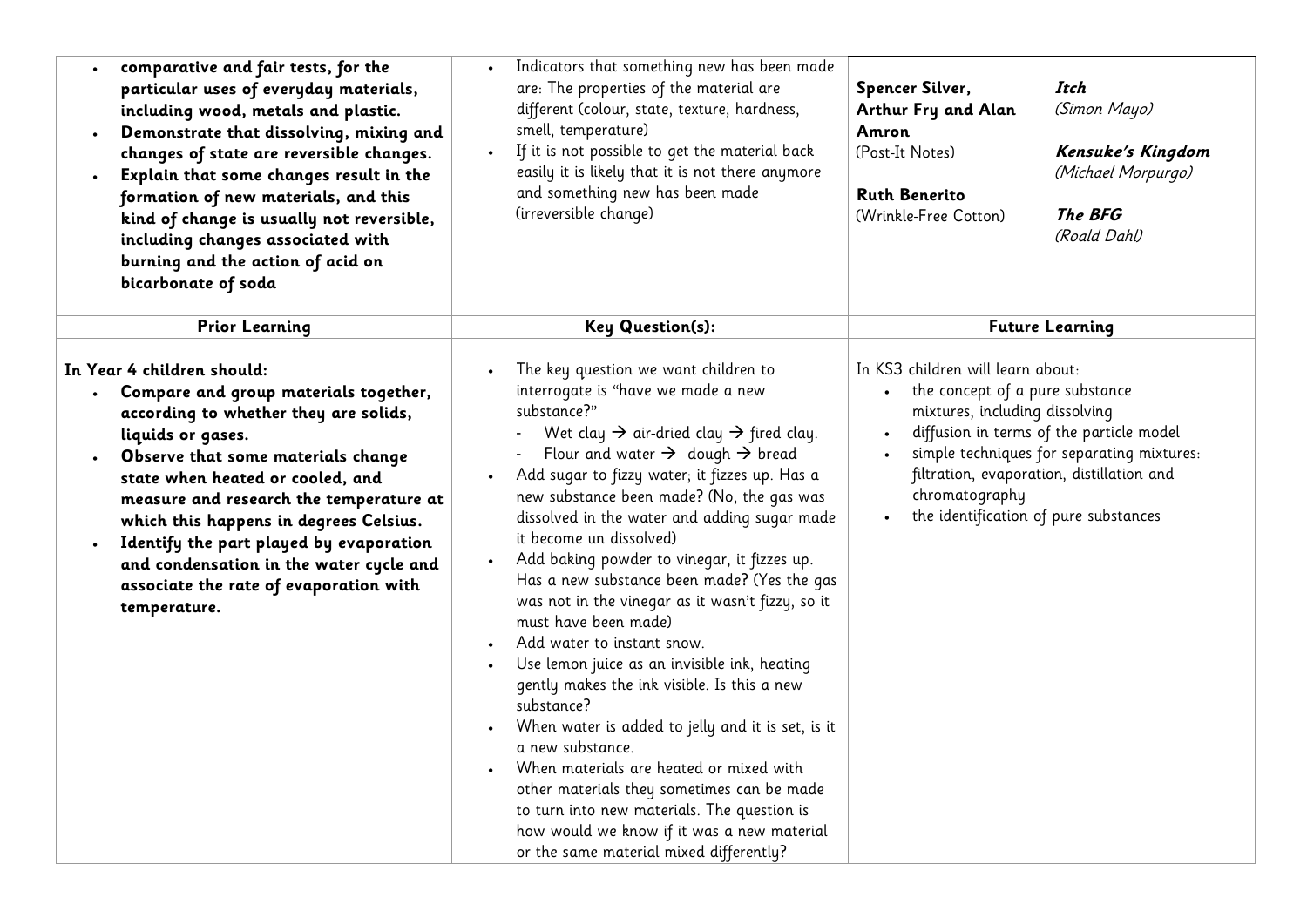| | | | |
|---|---|---|---|
| • **comparative and fair tests, for the particular uses of everyday materials, including wood, metals and plastic.**<br>• **Demonstrate that dissolving, mixing and changes of state are reversible changes.**<br>• **Explain that some changes result in the formation of new materials, and this kind of change is usually not reversible, including changes associated with burning and the action of acid on bicarbonate of soda** | • Indicators that something new has been made are: The properties of the material are different (colour, state, texture, hardness, smell, temperature)<br>• If it is not possible to get the material back easily it is likely that it is not there anymore and something new has been made (irreversible change) | **Spencer Silver, Arthur Fry and Alan Amron**<br>(Post-It Notes)<br><br>**Ruth Benerito**<br>(Wrinkle-Free Cotton) | ***Itch***<br>*(Simon Mayo)*<br><br>***Kensuke's Kingdom***<br>*(Michael Morpurgo)*<br><br>***The BFG***<br>*(Roald Dahl)* |
| **Prior Learning** | **Key Question(s):** | **Future Learning** | |
| **In Year 4 children should:**<br>• **Compare and group materials together, according to whether they are solids, liquids or gases.**<br>• **Observe that some materials change state when heated or cooled, and measure and research the temperature at which this happens in degrees Celsius.**<br>• **Identify the part played by evaporation and condensation in the water cycle and associate the rate of evaporation with temperature.** | • The key question we want children to interrogate is "have we made a new substance?"<br>  - Wet clay → air-dried clay → fired clay.<br>  - Flour and water → dough → bread<br>• Add sugar to fizzy water; it fizzes up. Has a new substance been made? (No, the gas was dissolved in the water and adding sugar made it become un dissolved)<br>• Add baking powder to vinegar, it fizzes up. Has a new substance been made? (Yes the gas was not in the vinegar as it wasn't fizzy, so it must have been made)<br>• Add water to instant snow.<br>• Use lemon juice as an invisible ink, heating gently makes the ink visible. Is this a new substance?<br>• When water is added to jelly and it is set, is it a new substance.<br>• When materials are heated or mixed with other materials they sometimes can be made to turn into new materials. The question is how would we know if it was a new material or the same material mixed differently? | In KS3 children will learn about:<br>• the concept of a pure substance mixtures, including dissolving<br>• diffusion in terms of the particle model<br>• simple techniques for separating mixtures: filtration, evaporation, distillation and chromatography<br>• the identification of pure substances | |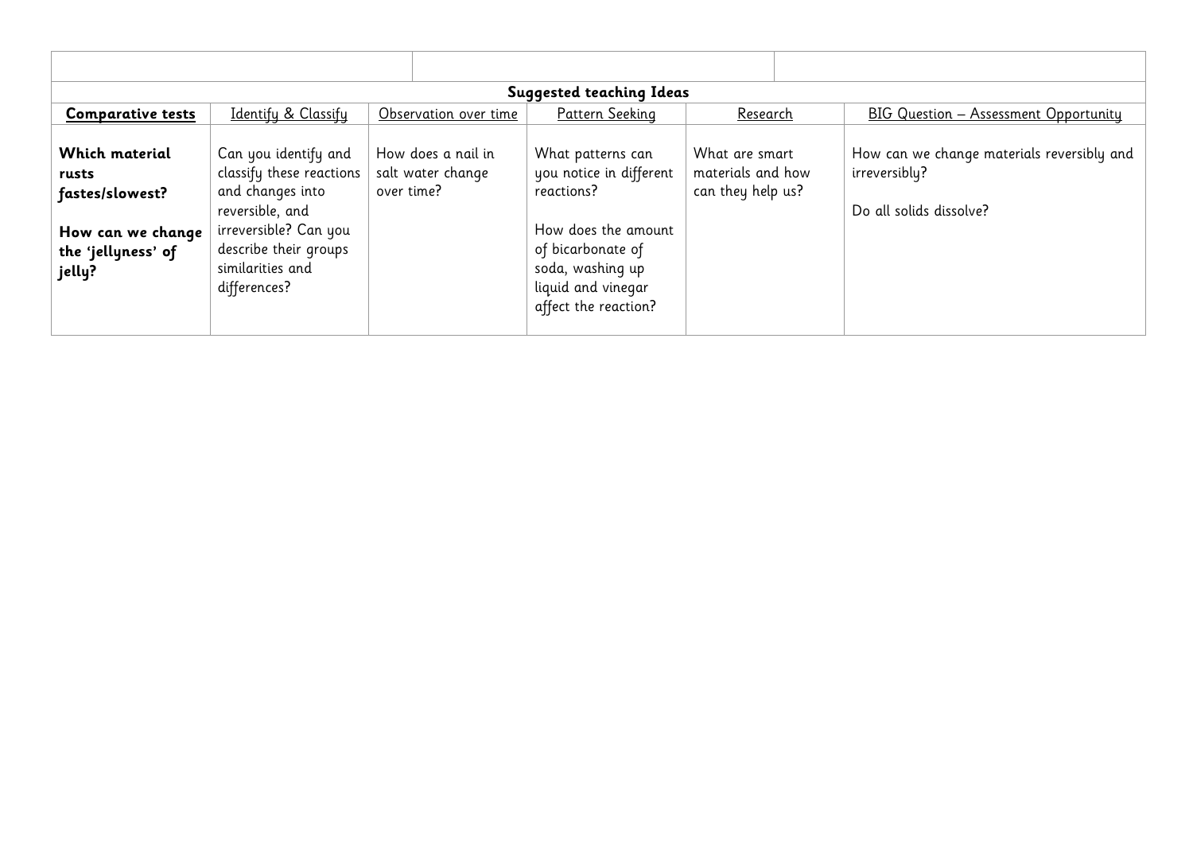| | | |
|---|---|---|
| | | |

**Suggested teaching Ideas**

| **Comparative tests** | Identify & Classify | Observation over time | Pattern Seeking | Research | BIG Question – Assessment Opportunity |
|---|---|---|---|---|---|
| **Which material rusts fastes/slowest?**<br><br>**How can we change the 'jellyness' of jelly?** | Can you identify and classify these reactions and changes into reversible, and irreversible? Can you describe their groups similarities and differences? | How does a nail in salt water change over time? | What patterns can you notice in different reactions?<br><br>How does the amount of bicarbonate of soda, washing up liquid and vinegar affect the reaction? | What are smart materials and how can they help us? | How can we change materials reversibly and irreversibly?<br><br>Do all solids dissolve? |